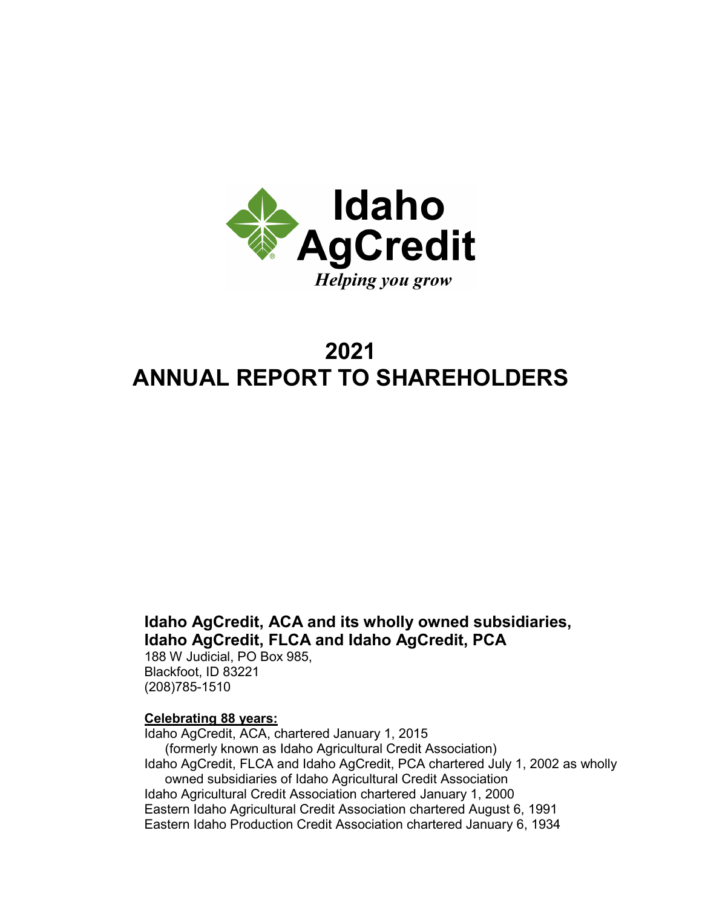Idaho AgCredit

*Helping you grow*

# 2021
# ANNUAL REPORT TO SHAREHOLDERS

**Idaho AgCredit, ACA and its wholly owned subsidiaries, Idaho AgCredit, FLCA and Idaho AgCredit, PCA**

188 W Judicial, PO Box 985,
Blackfoot, ID 83221
(208)785-1510

**Celebrating 88 years:**

Idaho AgCredit, ACA, chartered January 1, 2015
(formerly known as Idaho Agricultural Credit Association)
Idaho AgCredit, FLCA and Idaho AgCredit, PCA chartered July 1, 2002 as wholly owned subsidiaries of Idaho Agricultural Credit Association
Idaho Agricultural Credit Association chartered January 1, 2000
Eastern Idaho Agricultural Credit Association chartered August 6, 1991
Eastern Idaho Production Credit Association chartered January 6, 1934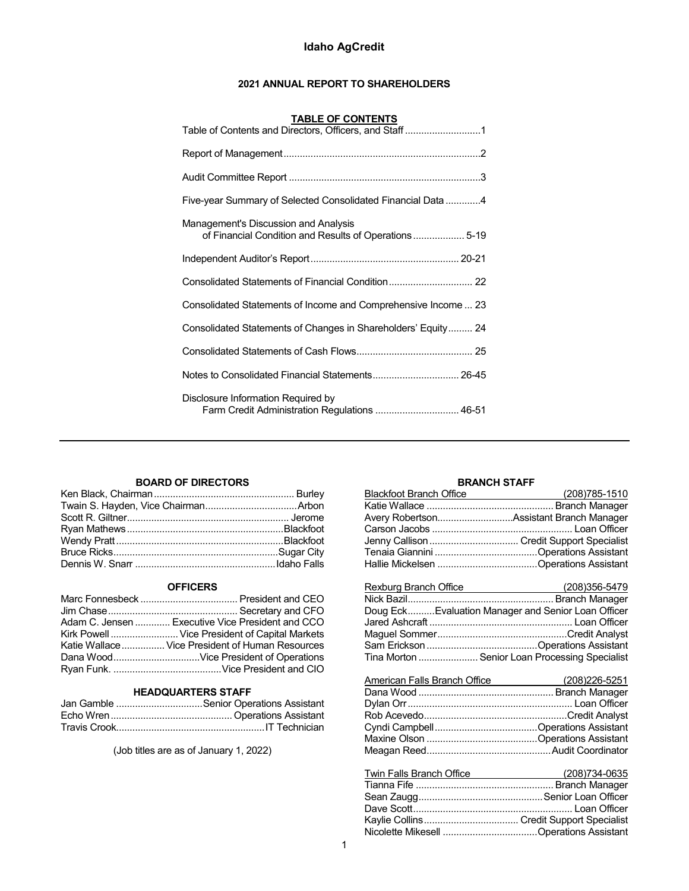# Idaho AgCredit

## 2021 ANNUAL REPORT TO SHAREHOLDERS

### TABLE OF CONTENTS

| | |
|---|---|
| Table of Contents and Directors, Officers, and Staff | 1 |
| Report of Management | 2 |
| Audit Committee Report | 3 |
| Five-year Summary of Selected Consolidated Financial Data | 4 |
| Management's Discussion and Analysis of Financial Condition and Results of Operations | 5-19 |
| Independent Auditor's Report | 20-21 |
| Consolidated Statements of Financial Condition | 22 |
| Consolidated Statements of Income and Comprehensive Income | 23 |
| Consolidated Statements of Changes in Shareholders' Equity | 24 |
| Consolidated Statements of Cash Flows | 25 |
| Notes to Consolidated Financial Statements | 26-45 |
| Disclosure Information Required by Farm Credit Administration Regulations | 46-51 |

---

### BOARD OF DIRECTORS

| | |
|---|---|
| Ken Black, Chairman | Burley |
| Twain S. Hayden, Vice Chairman | Arbon |
| Scott R. Giltner | Jerome |
| Ryan Mathews | Blackfoot |
| Wendy Pratt | Blackfoot |
| Bruce Ricks | Sugar City |
| Dennis W. Snarr | Idaho Falls |

### OFFICERS

| | |
|---|---|
| Marc Fonnesbeck | President and CEO |
| Jim Chase | Secretary and CFO |
| Adam C. Jensen | Executive Vice President and CCO |
| Kirk Powell | Vice President of Capital Markets |
| Katie Wallace | Vice President of Human Resources |
| Dana Wood | Vice President of Operations |
| Ryan Funk. | Vice President and CIO |

### HEADQUARTERS STAFF

| | |
|---|---|
| Jan Gamble | Senior Operations Assistant |
| Echo Wren | Operations Assistant |
| Travis Crook | IT Technician |

(Job titles are as of January 1, 2022)

### BRANCH STAFF

| Blackfoot Branch Office | (208)785-1510 |
|---|---|
| Katie Wallace | Branch Manager |
| Avery Robertson | Assistant Branch Manager |
| Carson Jacobs | Loan Officer |
| Jenny Callison | Credit Support Specialist |
| Tenaia Giannini | Operations Assistant |
| Hallie Mickelsen | Operations Assistant |

| Rexburg Branch Office | (208)356-5479 |
|---|---|
| Nick Bazil | Branch Manager |
| Doug Eck | Evaluation Manager and Senior Loan Officer |
| Jared Ashcraft | Loan Officer |
| Maguel Sommer | Credit Analyst |
| Sam Erickson | Operations Assistant |
| Tina Morton | Senior Loan Processing Specialist |

| American Falls Branch Office | (208)226-5251 |
|---|---|
| Dana Wood | Branch Manager |
| Dylan Orr | Loan Officer |
| Rob Acevedo | Credit Analyst |
| Cyndi Campbell | Operations Assistant |
| Maxine Olson | Operations Assistant |
| Meagan Reed | Audit Coordinator |

| Twin Falls Branch Office | (208)734-0635 |
|---|---|
| Tianna Fife | Branch Manager |
| Sean Zaugg | Senior Loan Officer |
| Dave Scott | Loan Officer |
| Kaylie Collins | Credit Support Specialist |
| Nicolette Mikesell | Operations Assistant |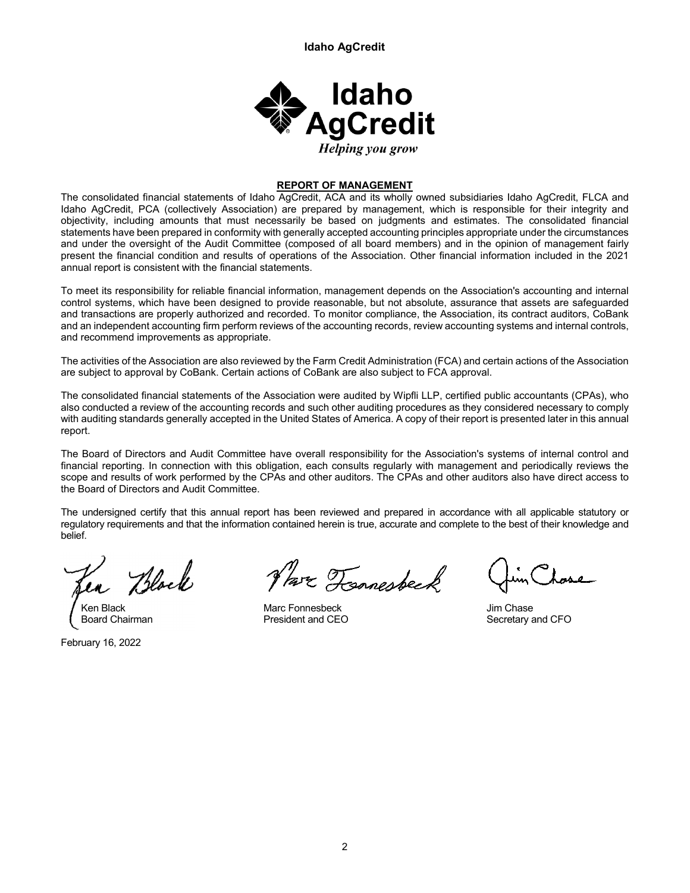# REPORT OF MANAGEMENT

The consolidated financial statements of Idaho AgCredit, ACA and its wholly owned subsidiaries Idaho AgCredit, FLCA and Idaho AgCredit, PCA (collectively Association) are prepared by management, which is responsible for their integrity and objectivity, including amounts that must necessarily be based on judgments and estimates. The consolidated financial statements have been prepared in conformity with generally accepted accounting principles appropriate under the circumstances and under the oversight of the Audit Committee (composed of all board members) and in the opinion of management fairly present the financial condition and results of operations of the Association. Other financial information included in the 2021 annual report is consistent with the financial statements.

To meet its responsibility for reliable financial information, management depends on the Association's accounting and internal control systems, which have been designed to provide reasonable, but not absolute, assurance that assets are safeguarded and transactions are properly authorized and recorded. To monitor compliance, the Association, its contract auditors, CoBank and an independent accounting firm perform reviews of the accounting records, review accounting systems and internal controls, and recommend improvements as appropriate.

The activities of the Association are also reviewed by the Farm Credit Administration (FCA) and certain actions of the Association are subject to approval by CoBank. Certain actions of CoBank are also subject to FCA approval.

The consolidated financial statements of the Association were audited by Wipfli LLP, certified public accountants (CPAs), who also conducted a review of the accounting records and such other auditing procedures as they considered necessary to comply with auditing standards generally accepted in the United States of America. A copy of their report is presented later in this annual report.

The Board of Directors and Audit Committee have overall responsibility for the Association's systems of internal control and financial reporting. In connection with this obligation, each consults regularly with management and periodically reviews the scope and results of work performed by the CPAs and other auditors. The CPAs and other auditors also have direct access to the Board of Directors and Audit Committee.

The undersigned certify that this annual report has been reviewed and prepared in accordance with all applicable statutory or regulatory requirements and that the information contained herein is true, accurate and complete to the best of their knowledge and belief.

| | | |
|---|---|---|
| Ken Black | Marc Fonnesbeck | Jim Chase |
| Board Chairman | President and CEO | Secretary and CFO |

February 16, 2022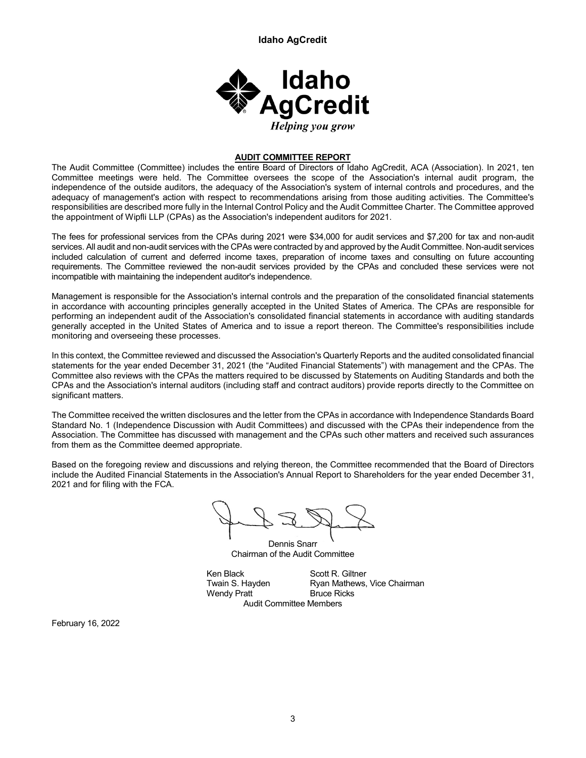## AUDIT COMMITTEE REPORT

The Audit Committee (Committee) includes the entire Board of Directors of Idaho AgCredit, ACA (Association). In 2021, ten Committee meetings were held. The Committee oversees the scope of the Association's internal audit program, the independence of the outside auditors, the adequacy of the Association's system of internal controls and procedures, and the adequacy of management's action with respect to recommendations arising from those auditing activities. The Committee's responsibilities are described more fully in the Internal Control Policy and the Audit Committee Charter. The Committee approved the appointment of Wipfli LLP (CPAs) as the Association's independent auditors for 2021.

The fees for professional services from the CPAs during 2021 were $34,000 for audit services and $7,200 for tax and non-audit services. All audit and non-audit services with the CPAs were contracted by and approved by the Audit Committee. Non-audit services included calculation of current and deferred income taxes, preparation of income taxes and consulting on future accounting requirements. The Committee reviewed the non-audit services provided by the CPAs and concluded these services were not incompatible with maintaining the independent auditor's independence.

Management is responsible for the Association's internal controls and the preparation of the consolidated financial statements in accordance with accounting principles generally accepted in the United States of America. The CPAs are responsible for performing an independent audit of the Association's consolidated financial statements in accordance with auditing standards generally accepted in the United States of America and to issue a report thereon. The Committee's responsibilities include monitoring and overseeing these processes.

In this context, the Committee reviewed and discussed the Association's Quarterly Reports and the audited consolidated financial statements for the year ended December 31, 2021 (the "Audited Financial Statements") with management and the CPAs. The Committee also reviews with the CPAs the matters required to be discussed by Statements on Auditing Standards and both the CPAs and the Association's internal auditors (including staff and contract auditors) provide reports directly to the Committee on significant matters.

The Committee received the written disclosures and the letter from the CPAs in accordance with Independence Standards Board Standard No. 1 (Independence Discussion with Audit Committees) and discussed with the CPAs their independence from the Association. The Committee has discussed with management and the CPAs such other matters and received such assurances from them as the Committee deemed appropriate.

Based on the foregoing review and discussions and relying thereon, the Committee recommended that the Board of Directors include the Audited Financial Statements in the Association's Annual Report to Shareholders for the year ended December 31, 2021 and for filing with the FCA.

Dennis Snarr
Chairman of the Audit Committee

Ken Black
Twain S. Hayden
Wendy Pratt
Scott R. Giltner
Ryan Mathews, Vice Chairman
Bruce Ricks

Audit Committee Members

February 16, 2022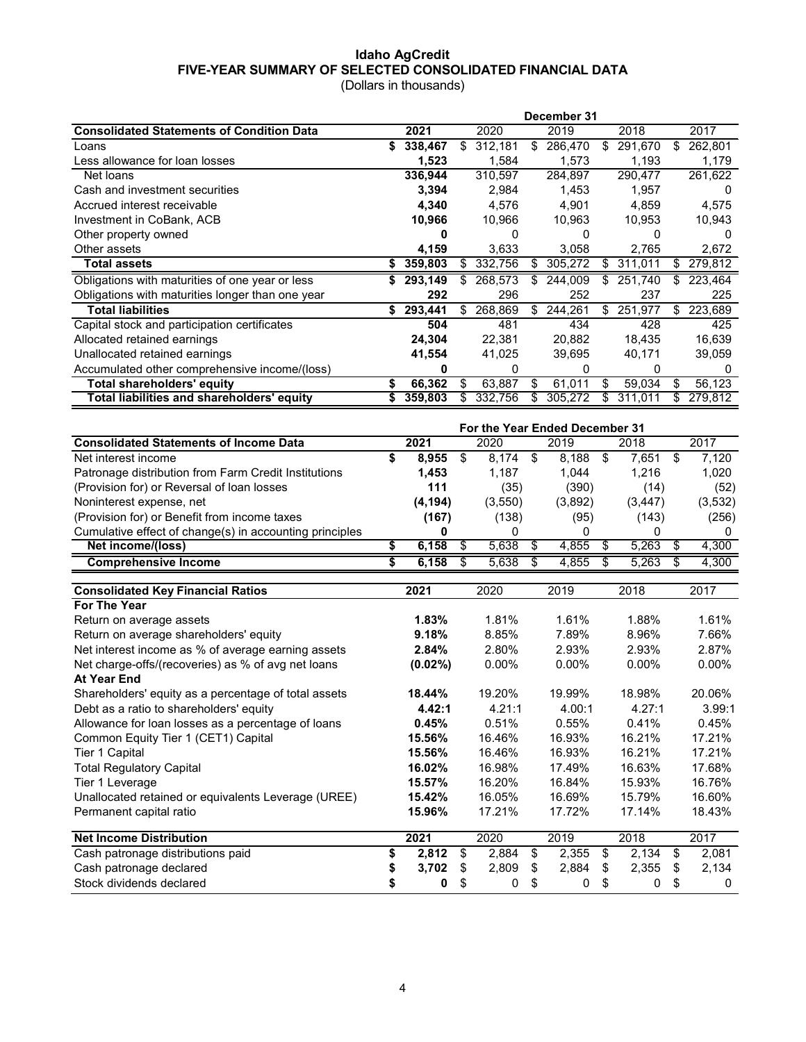# Idaho AgCredit

## FIVE-YEAR SUMMARY OF SELECTED CONSOLIDATED FINANCIAL DATA

(Dollars in thousands)

| Consolidated Statements of Condition Data | December 31 2021 | 2020 | 2019 | 2018 | 2017 |
|---|---|---|---|---|---|
| Loans | **$ 338,467** | $ 312,181 | $ 286,470 | $ 291,670 | $ 262,801 |
| Less allowance for loan losses | **1,523** | 1,584 | 1,573 | 1,193 | 1,179 |
| Net loans | **336,944** | 310,597 | 284,897 | 290,477 | 261,622 |
| Cash and investment securities | **3,394** | 2,984 | 1,453 | 1,957 | 0 |
| Accrued interest receivable | **4,340** | 4,576 | 4,901 | 4,859 | 4,575 |
| Investment in CoBank, ACB | **10,966** | 10,966 | 10,963 | 10,953 | 10,943 |
| Other property owned | **0** | 0 | 0 | 0 | 0 |
| Other assets | **4,159** | 3,633 | 3,058 | 2,765 | 2,672 |
| **Total assets** | **$ 359,803** | $ 332,756 | $ 305,272 | $ 311,011 | $ 279,812 |
| Obligations with maturities of one year or less | **$ 293,149** | $ 268,573 | $ 244,009 | $ 251,740 | $ 223,464 |
| Obligations with maturities longer than one year | **292** | 296 | 252 | 237 | 225 |
| **Total liabilities** | **$ 293,441** | $ 268,869 | $ 244,261 | $ 251,977 | $ 223,689 |
| Capital stock and participation certificates | **504** | 481 | 434 | 428 | 425 |
| Allocated retained earnings | **24,304** | 22,381 | 20,882 | 18,435 | 16,639 |
| Unallocated retained earnings | **41,554** | 41,025 | 39,695 | 40,171 | 39,059 |
| Accumulated other comprehensive income/(loss) | **0** | 0 | 0 | 0 | 0 |
| **Total shareholders' equity** | **$ 66,362** | $ 63,887 | $ 61,011 | $ 59,034 | $ 56,123 |
| **Total liabilities and shareholders' equity** | **$ 359,803** | $ 332,756 | $ 305,272 | $ 311,011 | $ 279,812 |

| Consolidated Statements of Income Data | For the Year Ended December 31 2021 | 2020 | 2019 | 2018 | 2017 |
|---|---|---|---|---|---|
| Net interest income | **$ 8,955** | $ 8,174 | $ 8,188 | $ 7,651 | $ 7,120 |
| Patronage distribution from Farm Credit Institutions | **1,453** | 1,187 | 1,044 | 1,216 | 1,020 |
| (Provision for) or Reversal of loan losses | **111** | (35) | (390) | (14) | (52) |
| Noninterest expense, net | **(4,194)** | (3,550) | (3,892) | (3,447) | (3,532) |
| (Provision for) or Benefit from income taxes | **(167)** | (138) | (95) | (143) | (256) |
| Cumulative effect of change(s) in accounting principles | **0** | 0 | 0 | 0 | 0 |
| **Net income/(loss)** | **$ 6,158** | $ 5,638 | $ 4,855 | $ 5,263 | $ 4,300 |
| **Comprehensive Income** | **$ 6,158** | $ 5,638 | $ 4,855 | $ 5,263 | $ 4,300 |

| Consolidated Key Financial Ratios | 2021 | 2020 | 2019 | 2018 | 2017 |
|---|---|---|---|---|---|
| **For The Year** | | | | | |
| Return on average assets | **1.83%** | 1.81% | 1.61% | 1.88% | 1.61% |
| Return on average shareholders' equity | **9.18%** | 8.85% | 7.89% | 8.96% | 7.66% |
| Net interest income as % of average earning assets | **2.84%** | 2.80% | 2.93% | 2.93% | 2.87% |
| Net charge-offs/(recoveries) as % of avg net loans | **(0.02%)** | 0.00% | 0.00% | 0.00% | 0.00% |
| **At Year End** | | | | | |
| Shareholders' equity as a percentage of total assets | **18.44%** | 19.20% | 19.99% | 18.98% | 20.06% |
| Debt as a ratio to shareholders' equity | **4.42:1** | 4.21:1 | 4.00:1 | 4.27:1 | 3.99:1 |
| Allowance for loan losses as a percentage of loans | **0.45%** | 0.51% | 0.55% | 0.41% | 0.45% |
| Common Equity Tier 1 (CET1) Capital | **15.56%** | 16.46% | 16.93% | 16.21% | 17.21% |
| Tier 1 Capital | **15.56%** | 16.46% | 16.93% | 16.21% | 17.21% |
| Total Regulatory Capital | **16.02%** | 16.98% | 17.49% | 16.63% | 17.68% |
| Tier 1 Leverage | **15.57%** | 16.20% | 16.84% | 15.93% | 16.76% |
| Unallocated retained or equivalents Leverage (UREE) | **15.42%** | 16.05% | 16.69% | 15.79% | 16.60% |
| Permanent capital ratio | **15.96%** | 17.21% | 17.72% | 17.14% | 18.43% |

| Net Income Distribution | 2021 | 2020 | 2019 | 2018 | 2017 |
|---|---|---|---|---|---|
| Cash patronage distributions paid | **$ 2,812** | $ 2,884 | $ 2,355 | $ 2,134 | $ 2,081 |
| Cash patronage declared | **$ 3,702** | $ 2,809 | $ 2,884 | $ 2,355 | $ 2,134 |
| Stock dividends declared | **$ 0** | $ 0 | $ 0 | $ 0 | $ 0 |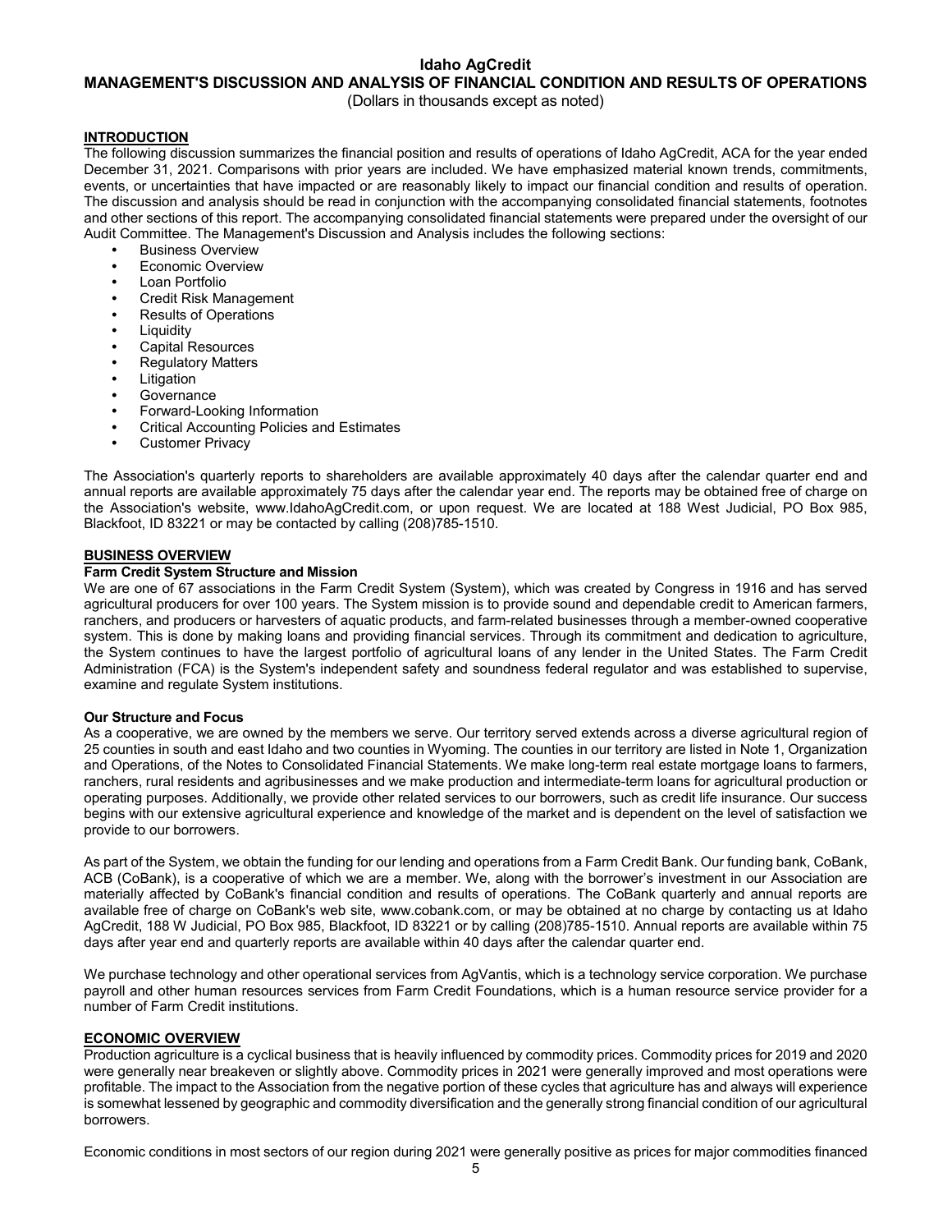# Idaho AgCredit

## MANAGEMENT'S DISCUSSION AND ANALYSIS OF FINANCIAL CONDITION AND RESULTS OF OPERATIONS

(Dollars in thousands except as noted)

### INTRODUCTION

The following discussion summarizes the financial position and results of operations of Idaho AgCredit, ACA for the year ended December 31, 2021. Comparisons with prior years are included. We have emphasized material known trends, commitments, events, or uncertainties that have impacted or are reasonably likely to impact our financial condition and results of operation. The discussion and analysis should be read in conjunction with the accompanying consolidated financial statements, footnotes and other sections of this report. The accompanying consolidated financial statements were prepared under the oversight of our Audit Committee. The Management's Discussion and Analysis includes the following sections:

- Business Overview
- Economic Overview
- Loan Portfolio
- Credit Risk Management
- Results of Operations
- Liquidity
- Capital Resources
- Regulatory Matters
- Litigation
- Governance
- Forward-Looking Information
- Critical Accounting Policies and Estimates
- Customer Privacy

The Association's quarterly reports to shareholders are available approximately 40 days after the calendar quarter end and annual reports are available approximately 75 days after the calendar year end. The reports may be obtained free of charge on the Association's website, www.IdahoAgCredit.com, or upon request. We are located at 188 West Judicial, PO Box 985, Blackfoot, ID 83221 or may be contacted by calling (208)785-1510.

### BUSINESS OVERVIEW

**Farm Credit System Structure and Mission**

We are one of 67 associations in the Farm Credit System (System), which was created by Congress in 1916 and has served agricultural producers for over 100 years. The System mission is to provide sound and dependable credit to American farmers, ranchers, and producers or harvesters of aquatic products, and farm-related businesses through a member-owned cooperative system. This is done by making loans and providing financial services. Through its commitment and dedication to agriculture, the System continues to have the largest portfolio of agricultural loans of any lender in the United States. The Farm Credit Administration (FCA) is the System's independent safety and soundness federal regulator and was established to supervise, examine and regulate System institutions.

**Our Structure and Focus**

As a cooperative, we are owned by the members we serve. Our territory served extends across a diverse agricultural region of 25 counties in south and east Idaho and two counties in Wyoming. The counties in our territory are listed in Note 1, Organization and Operations, of the Notes to Consolidated Financial Statements. We make long-term real estate mortgage loans to farmers, ranchers, rural residents and agribusinesses and we make production and intermediate-term loans for agricultural production or operating purposes. Additionally, we provide other related services to our borrowers, such as credit life insurance. Our success begins with our extensive agricultural experience and knowledge of the market and is dependent on the level of satisfaction we provide to our borrowers.

As part of the System, we obtain the funding for our lending and operations from a Farm Credit Bank. Our funding bank, CoBank, ACB (CoBank), is a cooperative of which we are a member. We, along with the borrower's investment in our Association are materially affected by CoBank's financial condition and results of operations. The CoBank quarterly and annual reports are available free of charge on CoBank's web site, www.cobank.com, or may be obtained at no charge by contacting us at Idaho AgCredit, 188 W Judicial, PO Box 985, Blackfoot, ID 83221 or by calling (208)785-1510. Annual reports are available within 75 days after year end and quarterly reports are available within 40 days after the calendar quarter end.

We purchase technology and other operational services from AgVantis, which is a technology service corporation. We purchase payroll and other human resources services from Farm Credit Foundations, which is a human resource service provider for a number of Farm Credit institutions.

### ECONOMIC OVERVIEW

Production agriculture is a cyclical business that is heavily influenced by commodity prices. Commodity prices for 2019 and 2020 were generally near breakeven or slightly above. Commodity prices in 2021 were generally improved and most operations were profitable. The impact to the Association from the negative portion of these cycles that agriculture has and always will experience is somewhat lessened by geographic and commodity diversification and the generally strong financial condition of our agricultural borrowers.

Economic conditions in most sectors of our region during 2021 were generally positive as prices for major commodities financed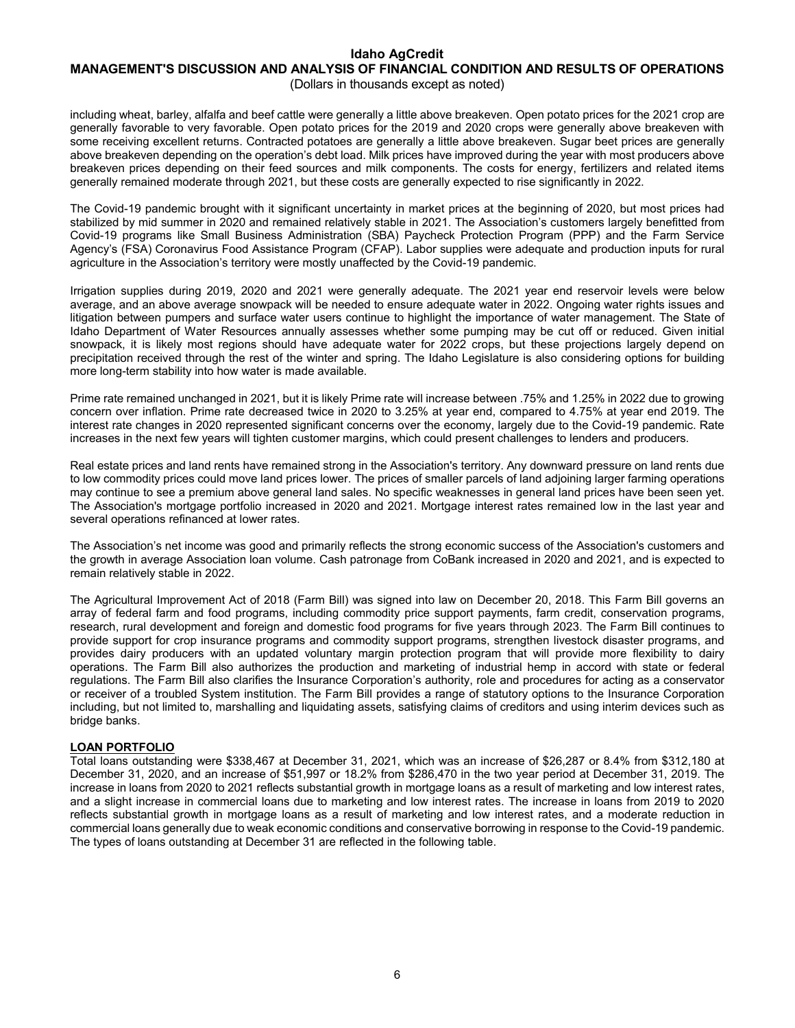including wheat, barley, alfalfa and beef cattle were generally a little above breakeven. Open potato prices for the 2021 crop are generally favorable to very favorable. Open potato prices for the 2019 and 2020 crops were generally above breakeven with some receiving excellent returns. Contracted potatoes are generally a little above breakeven. Sugar beet prices are generally above breakeven depending on the operation's debt load. Milk prices have improved during the year with most producers above breakeven prices depending on their feed sources and milk components. The costs for energy, fertilizers and related items generally remained moderate through 2021, but these costs are generally expected to rise significantly in 2022.

The Covid-19 pandemic brought with it significant uncertainty in market prices at the beginning of 2020, but most prices had stabilized by mid summer in 2020 and remained relatively stable in 2021. The Association's customers largely benefitted from Covid-19 programs like Small Business Administration (SBA) Paycheck Protection Program (PPP) and the Farm Service Agency's (FSA) Coronavirus Food Assistance Program (CFAP). Labor supplies were adequate and production inputs for rural agriculture in the Association's territory were mostly unaffected by the Covid-19 pandemic.

Irrigation supplies during 2019, 2020 and 2021 were generally adequate. The 2021 year end reservoir levels were below average, and an above average snowpack will be needed to ensure adequate water in 2022. Ongoing water rights issues and litigation between pumpers and surface water users continue to highlight the importance of water management. The State of Idaho Department of Water Resources annually assesses whether some pumping may be cut off or reduced. Given initial snowpack, it is likely most regions should have adequate water for 2022 crops, but these projections largely depend on precipitation received through the rest of the winter and spring. The Idaho Legislature is also considering options for building more long-term stability into how water is made available.

Prime rate remained unchanged in 2021, but it is likely Prime rate will increase between .75% and 1.25% in 2022 due to growing concern over inflation. Prime rate decreased twice in 2020 to 3.25% at year end, compared to 4.75% at year end 2019. The interest rate changes in 2020 represented significant concerns over the economy, largely due to the Covid-19 pandemic. Rate increases in the next few years will tighten customer margins, which could present challenges to lenders and producers.

Real estate prices and land rents have remained strong in the Association's territory. Any downward pressure on land rents due to low commodity prices could move land prices lower. The prices of smaller parcels of land adjoining larger farming operations may continue to see a premium above general land sales. No specific weaknesses in general land prices have been seen yet. The Association's mortgage portfolio increased in 2020 and 2021. Mortgage interest rates remained low in the last year and several operations refinanced at lower rates.

The Association's net income was good and primarily reflects the strong economic success of the Association's customers and the growth in average Association loan volume. Cash patronage from CoBank increased in 2020 and 2021, and is expected to remain relatively stable in 2022.

The Agricultural Improvement Act of 2018 (Farm Bill) was signed into law on December 20, 2018. This Farm Bill governs an array of federal farm and food programs, including commodity price support payments, farm credit, conservation programs, research, rural development and foreign and domestic food programs for five years through 2023. The Farm Bill continues to provide support for crop insurance programs and commodity support programs, strengthen livestock disaster programs, and provides dairy producers with an updated voluntary margin protection program that will provide more flexibility to dairy operations. The Farm Bill also authorizes the production and marketing of industrial hemp in accord with state or federal regulations. The Farm Bill also clarifies the Insurance Corporation's authority, role and procedures for acting as a conservator or receiver of a troubled System institution. The Farm Bill provides a range of statutory options to the Insurance Corporation including, but not limited to, marshalling and liquidating assets, satisfying claims of creditors and using interim devices such as bridge banks.

## LOAN PORTFOLIO

Total loans outstanding were $338,467 at December 31, 2021, which was an increase of $26,287 or 8.4% from $312,180 at December 31, 2020, and an increase of $51,997 or 18.2% from $286,470 in the two year period at December 31, 2019. The increase in loans from 2020 to 2021 reflects substantial growth in mortgage loans as a result of marketing and low interest rates, and a slight increase in commercial loans due to marketing and low interest rates. The increase in loans from 2019 to 2020 reflects substantial growth in mortgage loans as a result of marketing and low interest rates, and a moderate reduction in commercial loans generally due to weak economic conditions and conservative borrowing in response to the Covid-19 pandemic. The types of loans outstanding at December 31 are reflected in the following table.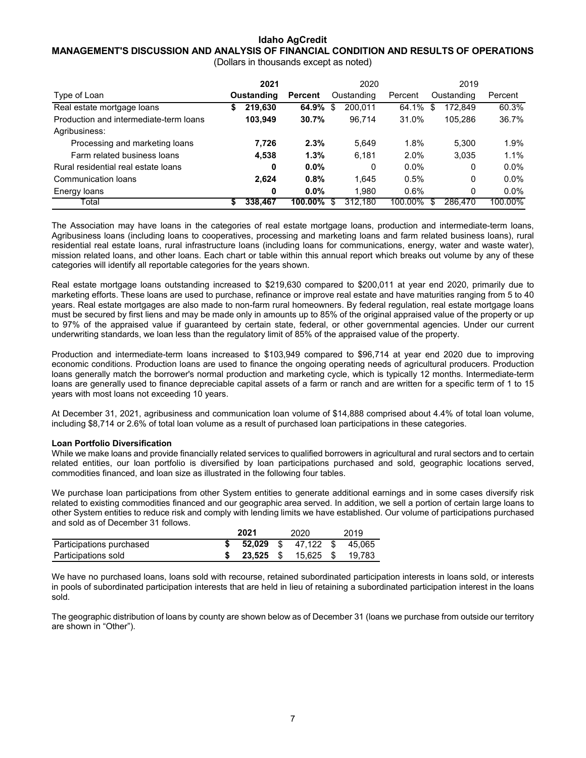| Type of Loan | 2021 Oustanding | Percent | 2020 Oustanding | Percent | 2019 Oustanding | Percent |
|---|---|---|---|---|---|---|
| Real estate mortgage loans | $ 219,630 | 64.9% | $ 200,011 | 64.1% | $ 172,849 | 60.3% |
| Production and intermediate-term loans | 103,949 | 30.7% | 96,714 | 31.0% | 105,286 | 36.7% |
| Agribusiness: | | | | | | |
| Processing and marketing loans | 7,726 | 2.3% | 5,649 | 1.8% | 5,300 | 1.9% |
| Farm related business loans | 4,538 | 1.3% | 6,181 | 2.0% | 3,035 | 1.1% |
| Rural residential real estate loans | 0 | 0.0% | 0 | 0.0% | 0 | 0.0% |
| Communication loans | 2,624 | 0.8% | 1,645 | 0.5% | 0 | 0.0% |
| Energy loans | 0 | 0.0% | 1,980 | 0.6% | 0 | 0.0% |
| Total | $ 338,467 | 100.00% | $ 312,180 | 100.00% | $ 286,470 | 100.00% |

The Association may have loans in the categories of real estate mortgage loans, production and intermediate-term loans, Agribusiness loans (including loans to cooperatives, processing and marketing loans and farm related business loans), rural residential real estate loans, rural infrastructure loans (including loans for communications, energy, water and waste water), mission related loans, and other loans. Each chart or table within this annual report which breaks out volume by any of these categories will identify all reportable categories for the years shown.

Real estate mortgage loans outstanding increased to $219,630 compared to $200,011 at year end 2020, primarily due to marketing efforts. These loans are used to purchase, refinance or improve real estate and have maturities ranging from 5 to 40 years. Real estate mortgages are also made to non-farm rural homeowners. By federal regulation, real estate mortgage loans must be secured by first liens and may be made only in amounts up to 85% of the original appraised value of the property or up to 97% of the appraised value if guaranteed by certain state, federal, or other governmental agencies. Under our current underwriting standards, we loan less than the regulatory limit of 85% of the appraised value of the property.

Production and intermediate-term loans increased to $103,949 compared to $96,714 at year end 2020 due to improving economic conditions. Production loans are used to finance the ongoing operating needs of agricultural producers. Production loans generally match the borrower's normal production and marketing cycle, which is typically 12 months. Intermediate-term loans are generally used to finance depreciable capital assets of a farm or ranch and are written for a specific term of 1 to 15 years with most loans not exceeding 10 years.

At December 31, 2021, agribusiness and communication loan volume of $14,888 comprised about 4.4% of total loan volume, including $8,714 or 2.6% of total loan volume as a result of purchased loan participations in these categories.

**Loan Portfolio Diversification**

While we make loans and provide financially related services to qualified borrowers in agricultural and rural sectors and to certain related entities, our loan portfolio is diversified by loan participations purchased and sold, geographic locations served, commodities financed, and loan size as illustrated in the following four tables.

We purchase loan participations from other System entities to generate additional earnings and in some cases diversify risk related to existing commodities financed and our geographic area served. In addition, we sell a portion of certain large loans to other System entities to reduce risk and comply with lending limits we have established. Our volume of participations purchased and sold as of December 31 follows.

| | 2021 | 2020 | 2019 |
|---|---|---|---|
| Participations purchased | $ 52,029 | $ 47,122 | $ 45,065 |
| Participations sold | $ 23,525 | $ 15,625 | $ 19,783 |

We have no purchased loans, loans sold with recourse, retained subordinated participation interests in loans sold, or interests in pools of subordinated participation interests that are held in lieu of retaining a subordinated participation interest in the loans sold.

The geographic distribution of loans by county are shown below as of December 31 (loans we purchase from outside our territory are shown in "Other").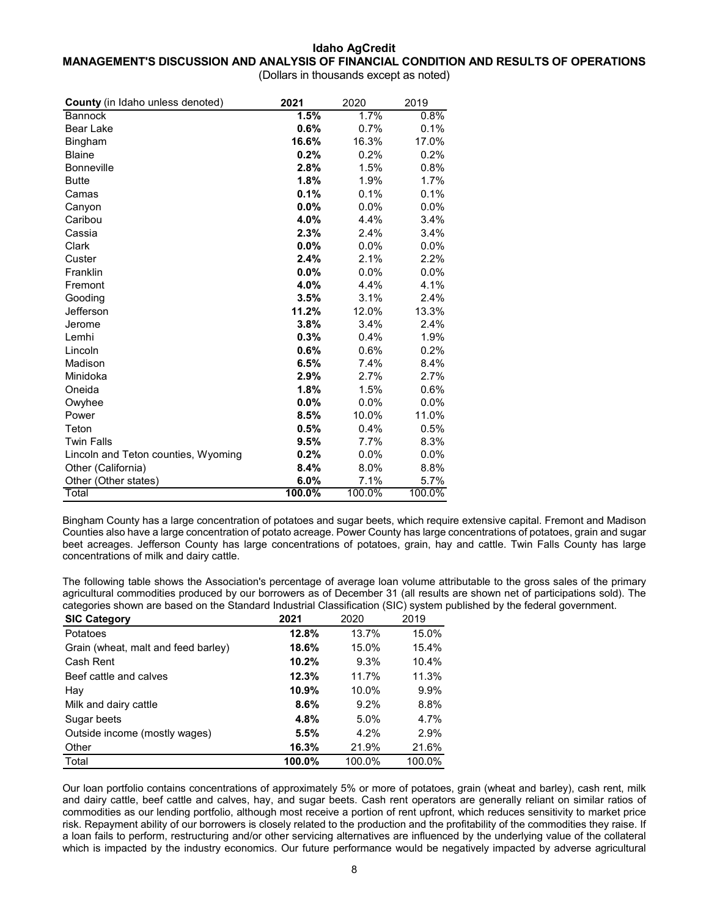**Idaho AgCredit**
**MANAGEMENT'S DISCUSSION AND ANALYSIS OF FINANCIAL CONDITION AND RESULTS OF OPERATIONS**
(Dollars in thousands except as noted)

| **County** (in Idaho unless denoted) | **2021** | 2020 | 2019 |
|---|---|---|---|
| Bannock | **1.5%** | 1.7% | 0.8% |
| Bear Lake | **0.6%** | 0.7% | 0.1% |
| Bingham | **16.6%** | 16.3% | 17.0% |
| Blaine | **0.2%** | 0.2% | 0.2% |
| Bonneville | **2.8%** | 1.5% | 0.8% |
| Butte | **1.8%** | 1.9% | 1.7% |
| Camas | **0.1%** | 0.1% | 0.1% |
| Canyon | **0.0%** | 0.0% | 0.0% |
| Caribou | **4.0%** | 4.4% | 3.4% |
| Cassia | **2.3%** | 2.4% | 3.4% |
| Clark | **0.0%** | 0.0% | 0.0% |
| Custer | **2.4%** | 2.1% | 2.2% |
| Franklin | **0.0%** | 0.0% | 0.0% |
| Fremont | **4.0%** | 4.4% | 4.1% |
| Gooding | **3.5%** | 3.1% | 2.4% |
| Jefferson | **11.2%** | 12.0% | 13.3% |
| Jerome | **3.8%** | 3.4% | 2.4% |
| Lemhi | **0.3%** | 0.4% | 1.9% |
| Lincoln | **0.6%** | 0.6% | 0.2% |
| Madison | **6.5%** | 7.4% | 8.4% |
| Minidoka | **2.9%** | 2.7% | 2.7% |
| Oneida | **1.8%** | 1.5% | 0.6% |
| Owyhee | **0.0%** | 0.0% | 0.0% |
| Power | **8.5%** | 10.0% | 11.0% |
| Teton | **0.5%** | 0.4% | 0.5% |
| Twin Falls | **9.5%** | 7.7% | 8.3% |
| Lincoln and Teton counties, Wyoming | **0.2%** | 0.0% | 0.0% |
| Other (California) | **8.4%** | 8.0% | 8.8% |
| Other (Other states) | **6.0%** | 7.1% | 5.7% |
| Total | **100.0%** | 100.0% | 100.0% |

Bingham County has a large concentration of potatoes and sugar beets, which require extensive capital. Fremont and Madison Counties also have a large concentration of potato acreage. Power County has large concentrations of potatoes, grain and sugar beet acreages. Jefferson County has large concentrations of potatoes, grain, hay and cattle. Twin Falls County has large concentrations of milk and dairy cattle.

The following table shows the Association's percentage of average loan volume attributable to the gross sales of the primary agricultural commodities produced by our borrowers as of December 31 (all results are shown net of participations sold). The categories shown are based on the Standard Industrial Classification (SIC) system published by the federal government.

| **SIC Category** | **2021** | 2020 | 2019 |
|---|---|---|---|
| Potatoes | **12.8%** | 13.7% | 15.0% |
| Grain (wheat, malt and feed barley) | **18.6%** | 15.0% | 15.4% |
| Cash Rent | **10.2%** | 9.3% | 10.4% |
| Beef cattle and calves | **12.3%** | 11.7% | 11.3% |
| Hay | **10.9%** | 10.0% | 9.9% |
| Milk and dairy cattle | **8.6%** | 9.2% | 8.8% |
| Sugar beets | **4.8%** | 5.0% | 4.7% |
| Outside income (mostly wages) | **5.5%** | 4.2% | 2.9% |
| Other | **16.3%** | 21.9% | 21.6% |
| Total | **100.0%** | 100.0% | 100.0% |

Our loan portfolio contains concentrations of approximately 5% or more of potatoes, grain (wheat and barley), cash rent, milk and dairy cattle, beef cattle and calves, hay, and sugar beets. Cash rent operators are generally reliant on similar ratios of commodities as our lending portfolio, although most receive a portion of rent upfront, which reduces sensitivity to market price risk. Repayment ability of our borrowers is closely related to the production and the profitability of the commodities they raise. If a loan fails to perform, restructuring and/or other servicing alternatives are influenced by the underlying value of the collateral which is impacted by the industry economics. Our future performance would be negatively impacted by adverse agricultural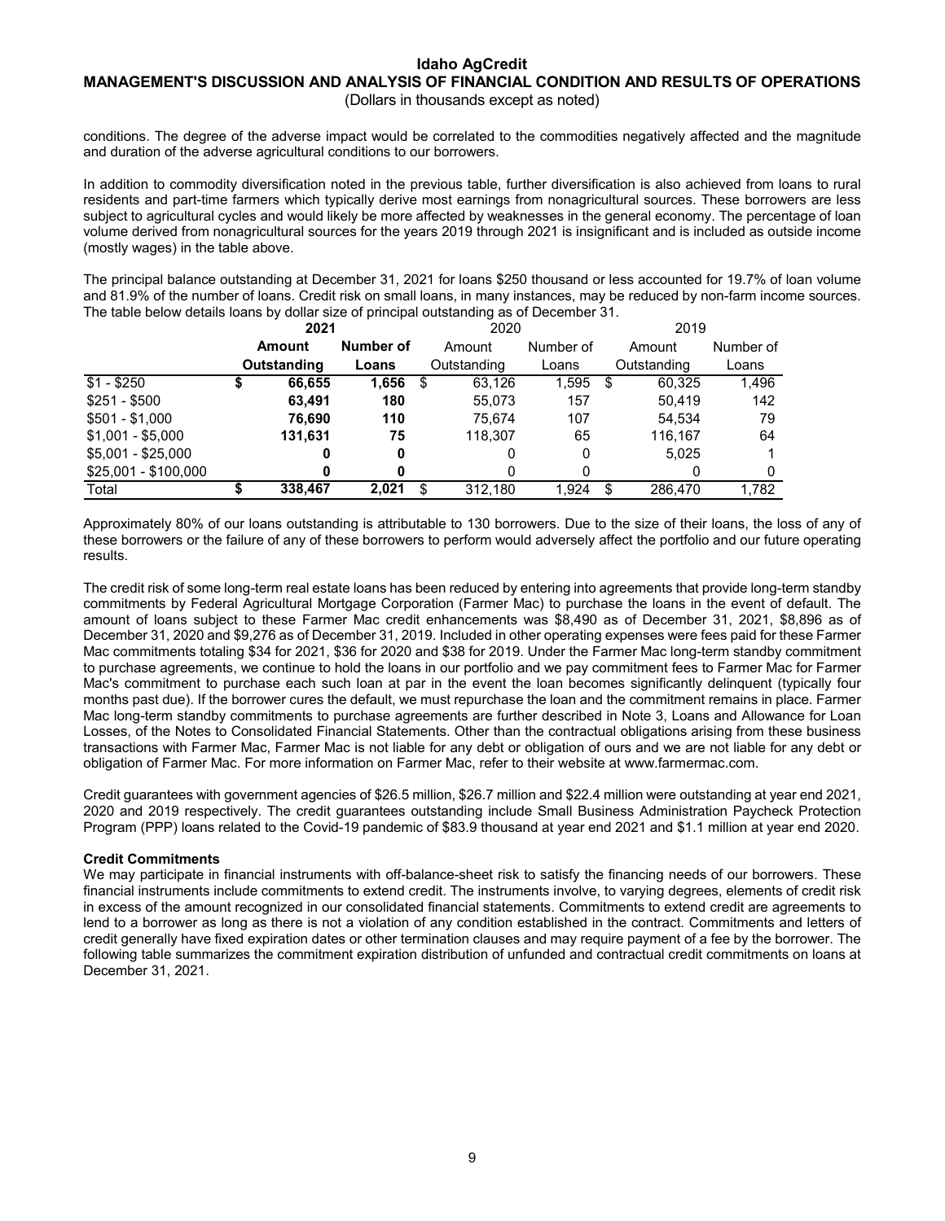conditions. The degree of the adverse impact would be correlated to the commodities negatively affected and the magnitude and duration of the adverse agricultural conditions to our borrowers.

In addition to commodity diversification noted in the previous table, further diversification is also achieved from loans to rural residents and part-time farmers which typically derive most earnings from nonagricultural sources. These borrowers are less subject to agricultural cycles and would likely be more affected by weaknesses in the general economy. The percentage of loan volume derived from nonagricultural sources for the years 2019 through 2021 is insignificant and is included as outside income (mostly wages) in the table above.

The principal balance outstanding at December 31, 2021 for loans $250 thousand or less accounted for 19.7% of loan volume and 81.9% of the number of loans. Credit risk on small loans, in many instances, may be reduced by non-farm income sources. The table below details loans by dollar size of principal outstanding as of December 31.

| | **2021** | | 2020 | | 2019 | |
|---|---|---|---|---|---|---|
| | **Amount Outstanding** | **Number of Loans** | Amount Outstanding | Number of Loans | Amount Outstanding | Number of Loans |
| $1 - $250 | **$ 66,655** | **1,656** | $ 63,126 | 1,595 | $ 60,325 | 1,496 |
| $251 - $500 | **63,491** | **180** | 55,073 | 157 | 50,419 | 142 |
| $501 - $1,000 | **76,690** | **110** | 75,674 | 107 | 54,534 | 79 |
| $1,001 - $5,000 | **131,631** | **75** | 118,307 | 65 | 116,167 | 64 |
| $5,001 - $25,000 | **0** | **0** | 0 | 0 | 5,025 | 1 |
| $25,001 - $100,000 | **0** | **0** | 0 | 0 | 0 | 0 |
| Total | **$ 338,467** | **2,021** | $ 312,180 | 1,924 | $ 286,470 | 1,782 |

Approximately 80% of our loans outstanding is attributable to 130 borrowers. Due to the size of their loans, the loss of any of these borrowers or the failure of any of these borrowers to perform would adversely affect the portfolio and our future operating results.

The credit risk of some long-term real estate loans has been reduced by entering into agreements that provide long-term standby commitments by Federal Agricultural Mortgage Corporation (Farmer Mac) to purchase the loans in the event of default. The amount of loans subject to these Farmer Mac credit enhancements was $8,490 as of December 31, 2021, $8,896 as of December 31, 2020 and $9,276 as of December 31, 2019. Included in other operating expenses were fees paid for these Farmer Mac commitments totaling $34 for 2021, $36 for 2020 and $38 for 2019. Under the Farmer Mac long-term standby commitment to purchase agreements, we continue to hold the loans in our portfolio and we pay commitment fees to Farmer Mac for Farmer Mac's commitment to purchase each such loan at par in the event the loan becomes significantly delinquent (typically four months past due). If the borrower cures the default, we must repurchase the loan and the commitment remains in place. Farmer Mac long-term standby commitments to purchase agreements are further described in Note 3, Loans and Allowance for Loan Losses, of the Notes to Consolidated Financial Statements. Other than the contractual obligations arising from these business transactions with Farmer Mac, Farmer Mac is not liable for any debt or obligation of ours and we are not liable for any debt or obligation of Farmer Mac. For more information on Farmer Mac, refer to their website at www.farmermac.com.

Credit guarantees with government agencies of $26.5 million, $26.7 million and $22.4 million were outstanding at year end 2021, 2020 and 2019 respectively. The credit guarantees outstanding include Small Business Administration Paycheck Protection Program (PPP) loans related to the Covid-19 pandemic of $83.9 thousand at year end 2021 and $1.1 million at year end 2020.

**Credit Commitments**

We may participate in financial instruments with off-balance-sheet risk to satisfy the financing needs of our borrowers. These financial instruments include commitments to extend credit. The instruments involve, to varying degrees, elements of credit risk in excess of the amount recognized in our consolidated financial statements. Commitments to extend credit are agreements to lend to a borrower as long as there is not a violation of any condition established in the contract. Commitments and letters of credit generally have fixed expiration dates or other termination clauses and may require payment of a fee by the borrower. The following table summarizes the commitment expiration distribution of unfunded and contractual credit commitments on loans at December 31, 2021.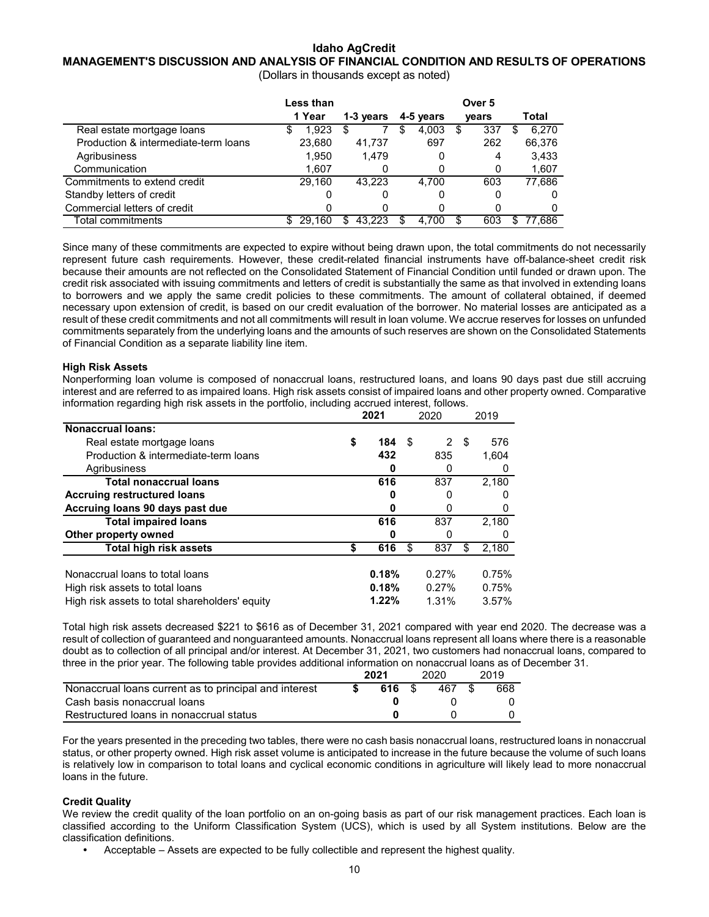| | Less than 1 Year | 1-3 years | 4-5 years | Over 5 years | Total |
|---|---|---|---|---|---|
| Real estate mortgage loans | $ 1,923 | $ 7 | $ 4,003 | $ 337 | $ 6,270 |
| Production & intermediate-term loans | 23,680 | 41,737 | 697 | 262 | 66,376 |
| Agribusiness | 1,950 | 1,479 | 0 | 4 | 3,433 |
| Communication | 1,607 | 0 | 0 | 0 | 1,607 |
| Commitments to extend credit | 29,160 | 43,223 | 4,700 | 603 | 77,686 |
| Standby letters of credit | 0 | 0 | 0 | 0 | 0 |
| Commercial letters of credit | 0 | 0 | 0 | 0 | 0 |
| Total commitments | $ 29,160 | $ 43,223 | $ 4,700 | $ 603 | $ 77,686 |

Since many of these commitments are expected to expire without being drawn upon, the total commitments do not necessarily represent future cash requirements. However, these credit-related financial instruments have off-balance-sheet credit risk because their amounts are not reflected on the Consolidated Statement of Financial Condition until funded or drawn upon. The credit risk associated with issuing commitments and letters of credit is substantially the same as that involved in extending loans to borrowers and we apply the same credit policies to these commitments. The amount of collateral obtained, if deemed necessary upon extension of credit, is based on our credit evaluation of the borrower. No material losses are anticipated as a result of these credit commitments and not all commitments will result in loan volume. We accrue reserves for losses on unfunded commitments separately from the underlying loans and the amounts of such reserves are shown on the Consolidated Statements of Financial Condition as a separate liability line item.

**High Risk Assets**

Nonperforming loan volume is composed of nonaccrual loans, restructured loans, and loans 90 days past due still accruing interest and are referred to as impaired loans. High risk assets consist of impaired loans and other property owned. Comparative information regarding high risk assets in the portfolio, including accrued interest, follows.

| | 2021 | 2020 | 2019 |
|---|---|---|---|
| **Nonaccrual loans:** | | | |
| Real estate mortgage loans | $ 184 | $ 2 | $ 576 |
| Production & intermediate-term loans | 432 | 835 | 1,604 |
| Agribusiness | 0 | 0 | 0 |
| **Total nonaccrual loans** | 616 | 837 | 2,180 |
| **Accruing restructured loans** | 0 | 0 | 0 |
| **Accruing loans 90 days past due** | 0 | 0 | 0 |
| **Total impaired loans** | 616 | 837 | 2,180 |
| **Other property owned** | 0 | 0 | 0 |
| **Total high risk assets** | $ 616 | $ 837 | $ 2,180 |
| | | | |
| Nonaccrual loans to total loans | 0.18% | 0.27% | 0.75% |
| High risk assets to total loans | 0.18% | 0.27% | 0.75% |
| High risk assets to total shareholders' equity | 1.22% | 1.31% | 3.57% |

Total high risk assets decreased $221 to $616 as of December 31, 2021 compared with year end 2020. The decrease was a result of collection of guaranteed and nonguaranteed amounts. Nonaccrual loans represent all loans where there is a reasonable doubt as to collection of all principal and/or interest. At December 31, 2021, two customers had nonaccrual loans, compared to three in the prior year. The following table provides additional information on nonaccrual loans as of December 31.

| | 2021 | 2020 | 2019 |
|---|---|---|---|
| Nonaccrual loans current as to principal and interest | $ 616 | $ 467 | $ 668 |
| Cash basis nonaccrual loans | 0 | 0 | 0 |
| Restructured loans in nonaccrual status | 0 | 0 | 0 |

For the years presented in the preceding two tables, there were no cash basis nonaccrual loans, restructured loans in nonaccrual status, or other property owned. High risk asset volume is anticipated to increase in the future because the volume of such loans is relatively low in comparison to total loans and cyclical economic conditions in agriculture will likely lead to more nonaccrual loans in the future.

**Credit Quality**

We review the credit quality of the loan portfolio on an on-going basis as part of our risk management practices. Each loan is classified according to the Uniform Classification System (UCS), which is used by all System institutions. Below are the classification definitions.

- Acceptable – Assets are expected to be fully collectible and represent the highest quality.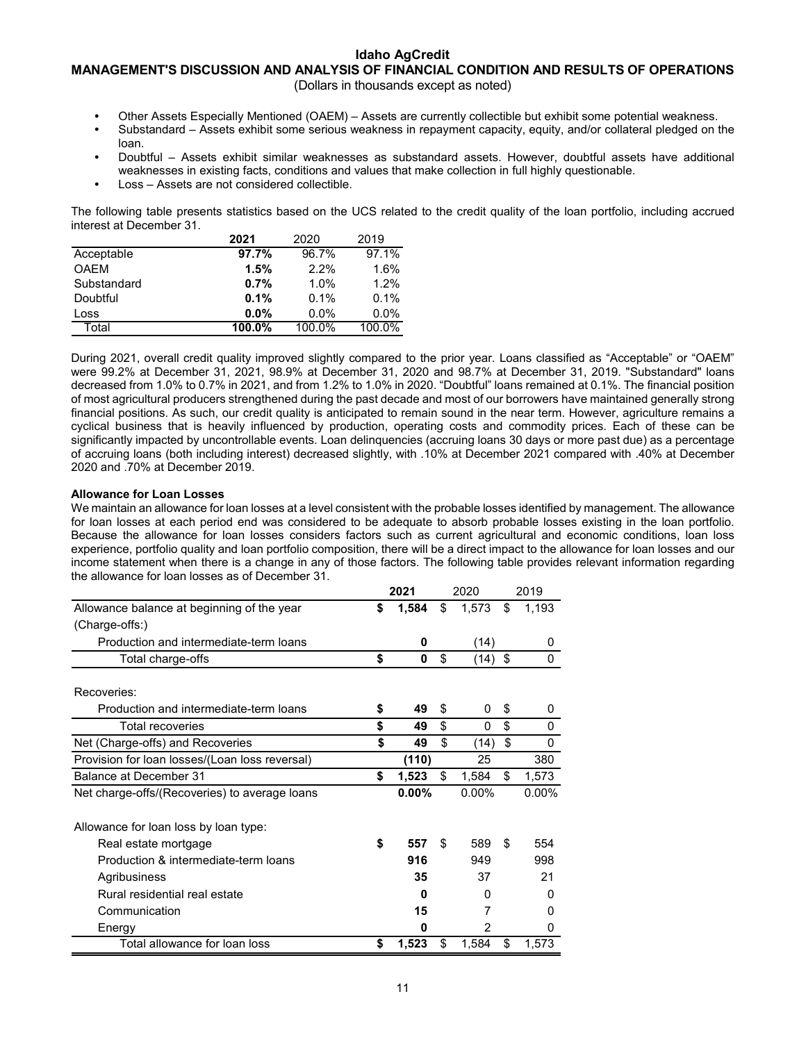- Other Assets Especially Mentioned (OAEM) – Assets are currently collectible but exhibit some potential weakness.
- Substandard – Assets exhibit some serious weakness in repayment capacity, equity, and/or collateral pledged on the loan.
- Doubtful – Assets exhibit similar weaknesses as substandard assets. However, doubtful assets have additional weaknesses in existing facts, conditions and values that make collection in full highly questionable.
- Loss – Assets are not considered collectible.

The following table presents statistics based on the UCS related to the credit quality of the loan portfolio, including accrued interest at December 31.

| | **2021** | 2020 | 2019 |
|---|---|---|---|
| Acceptable | **97.7%** | 96.7% | 97.1% |
| OAEM | **1.5%** | 2.2% | 1.6% |
| Substandard | **0.7%** | 1.0% | 1.2% |
| Doubtful | **0.1%** | 0.1% | 0.1% |
| Loss | **0.0%** | 0.0% | 0.0% |
| Total | **100.0%** | 100.0% | 100.0% |

During 2021, overall credit quality improved slightly compared to the prior year. Loans classified as "Acceptable" or "OAEM" were 99.2% at December 31, 2021, 98.9% at December 31, 2020 and 98.7% at December 31, 2019. "Substandard" loans decreased from 1.0% to 0.7% in 2021, and from 1.2% to 1.0% in 2020. "Doubtful" loans remained at 0.1%. The financial position of most agricultural producers strengthened during the past decade and most of our borrowers have maintained generally strong financial positions. As such, our credit quality is anticipated to remain sound in the near term. However, agriculture remains a cyclical business that is heavily influenced by production, operating costs and commodity prices. Each of these can be significantly impacted by uncontrollable events. Loan delinquencies (accruing loans 30 days or more past due) as a percentage of accruing loans (both including interest) decreased slightly, with .10% at December 2021 compared with .40% at December 2020 and .70% at December 2019.

**Allowance for Loan Losses**

We maintain an allowance for loan losses at a level consistent with the probable losses identified by management. The allowance for loan losses at each period end was considered to be adequate to absorb probable losses existing in the loan portfolio. Because the allowance for loan losses considers factors such as current agricultural and economic conditions, loan loss experience, portfolio quality and loan portfolio composition, there will be a direct impact to the allowance for loan losses and our income statement when there is a change in any of those factors. The following table provides relevant information regarding the allowance for loan losses as of December 31.

| | **2021** | 2020 | 2019 |
|---|---|---|---|
| Allowance balance at beginning of the year | **$ 1,584** | $ 1,573 | $ 1,193 |
| (Charge-offs:) | | | |
| Production and intermediate-term loans | **0** | (14) | 0 |
| Total charge-offs | **$ 0** | $ (14) | $ 0 |
| | | | |
| Recoveries: | | | |
| Production and intermediate-term loans | **$ 49** | $ 0 | $ 0 |
| Total recoveries | **$ 49** | $ 0 | $ 0 |
| Net (Charge-offs) and Recoveries | **$ 49** | $ (14) | $ 0 |
| Provision for loan losses/(Loan loss reversal) | **(110)** | 25 | 380 |
| Balance at December 31 | **$ 1,523** | $ 1,584 | $ 1,573 |
| Net charge-offs/(Recoveries) to average loans | **0.00%** | 0.00% | 0.00% |
| | | | |
| Allowance for loan loss by loan type: | | | |
| Real estate mortgage | **$ 557** | $ 589 | $ 554 |
| Production & intermediate-term loans | **916** | 949 | 998 |
| Agribusiness | **35** | 37 | 21 |
| Rural residential real estate | **0** | 0 | 0 |
| Communication | **15** | 7 | 0 |
| Energy | **0** | 2 | 0 |
| Total allowance for loan loss | **$ 1,523** | $ 1,584 | $ 1,573 |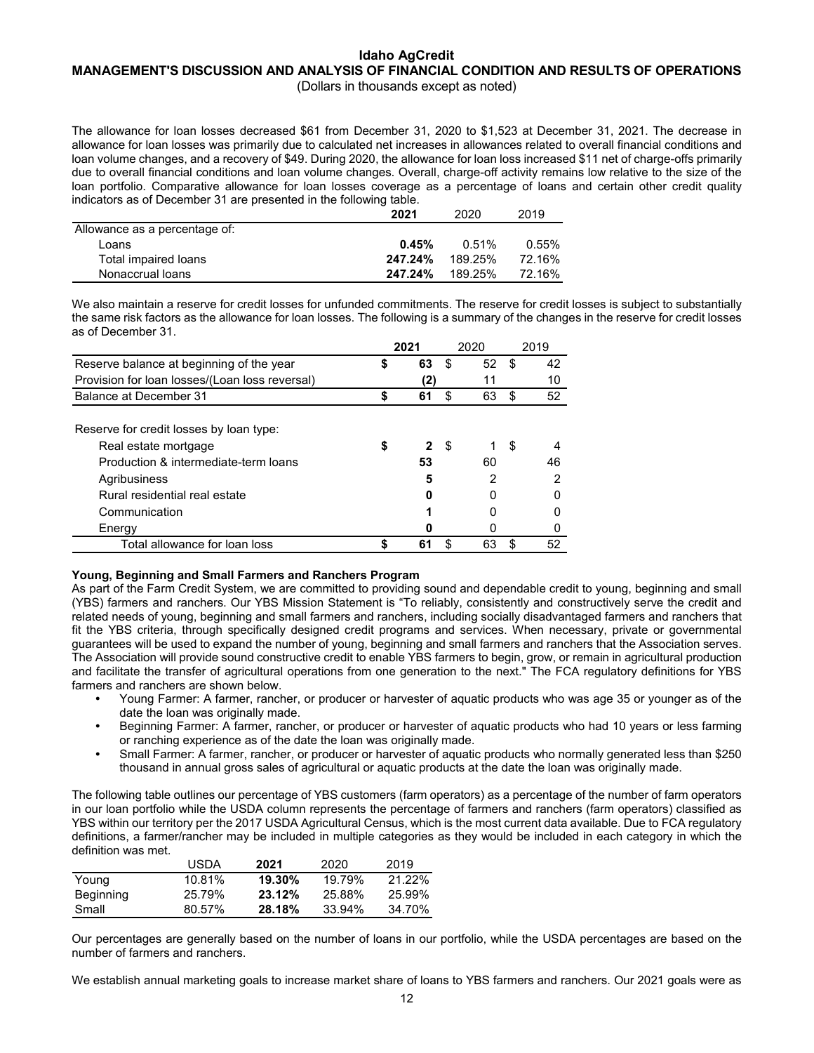The allowance for loan losses decreased $61 from December 31, 2020 to $1,523 at December 31, 2021. The decrease in allowance for loan losses was primarily due to calculated net increases in allowances related to overall financial conditions and loan volume changes, and a recovery of $49. During 2020, the allowance for loan loss increased $11 net of charge-offs primarily due to overall financial conditions and loan volume changes. Overall, charge-off activity remains low relative to the size of the loan portfolio. Comparative allowance for loan losses coverage as a percentage of loans and certain other credit quality indicators as of December 31 are presented in the following table.

| | **2021** | 2020 | 2019 |
|---|---|---|---|
| Allowance as a percentage of: | | | |
| Loans | **0.45%** | 0.51% | 0.55% |
| Total impaired loans | **247.24%** | 189.25% | 72.16% |
| Nonaccrual loans | **247.24%** | 189.25% | 72.16% |

We also maintain a reserve for credit losses for unfunded commitments. The reserve for credit losses is subject to substantially the same risk factors as the allowance for loan losses. The following is a summary of the changes in the reserve for credit losses as of December 31.

| | **2021** | 2020 | 2019 |
|---|---|---|---|
| Reserve balance at beginning of the year | **$ 63** | $ 52 | $ 42 |
| Provision for loan losses/(Loan loss reversal) | **(2)** | 11 | 10 |
| Balance at December 31 | **$ 61** | $ 63 | $ 52 |
| | | | |
| Reserve for credit losses by loan type: | | | |
| Real estate mortgage | **$ 2** | $ 1 | $ 4 |
| Production & intermediate-term loans | **53** | 60 | 46 |
| Agribusiness | **5** | 2 | 2 |
| Rural residential real estate | **0** | 0 | 0 |
| Communication | **1** | 0 | 0 |
| Energy | **0** | 0 | 0 |
| Total allowance for loan loss | **$ 61** | $ 63 | $ 52 |

**Young, Beginning and Small Farmers and Ranchers Program**

As part of the Farm Credit System, we are committed to providing sound and dependable credit to young, beginning and small (YBS) farmers and ranchers. Our YBS Mission Statement is "To reliably, consistently and constructively serve the credit and related needs of young, beginning and small farmers and ranchers, including socially disadvantaged farmers and ranchers that fit the YBS criteria, through specifically designed credit programs and services. When necessary, private or governmental guarantees will be used to expand the number of young, beginning and small farmers and ranchers that the Association serves. The Association will provide sound constructive credit to enable YBS farmers to begin, grow, or remain in agricultural production and facilitate the transfer of agricultural operations from one generation to the next." The FCA regulatory definitions for YBS farmers and ranchers are shown below.

- Young Farmer: A farmer, rancher, or producer or harvester of aquatic products who was age 35 or younger as of the date the loan was originally made.
- Beginning Farmer: A farmer, rancher, or producer or harvester of aquatic products who had 10 years or less farming or ranching experience as of the date the loan was originally made.
- Small Farmer: A farmer, rancher, or producer or harvester of aquatic products who normally generated less than $250 thousand in annual gross sales of agricultural or aquatic products at the date the loan was originally made.

The following table outlines our percentage of YBS customers (farm operators) as a percentage of the number of farm operators in our loan portfolio while the USDA column represents the percentage of farmers and ranchers (farm operators) classified as YBS within our territory per the 2017 USDA Agricultural Census, which is the most current data available. Due to FCA regulatory definitions, a farmer/rancher may be included in multiple categories as they would be included in each category in which the definition was met.

| | USDA | **2021** | 2020 | 2019 |
|---|---|---|---|---|
| Young | 10.81% | **19.30%** | 19.79% | 21.22% |
| Beginning | 25.79% | **23.12%** | 25.88% | 25.99% |
| Small | 80.57% | **28.18%** | 33.94% | 34.70% |

Our percentages are generally based on the number of loans in our portfolio, while the USDA percentages are based on the number of farmers and ranchers.

We establish annual marketing goals to increase market share of loans to YBS farmers and ranchers. Our 2021 goals were as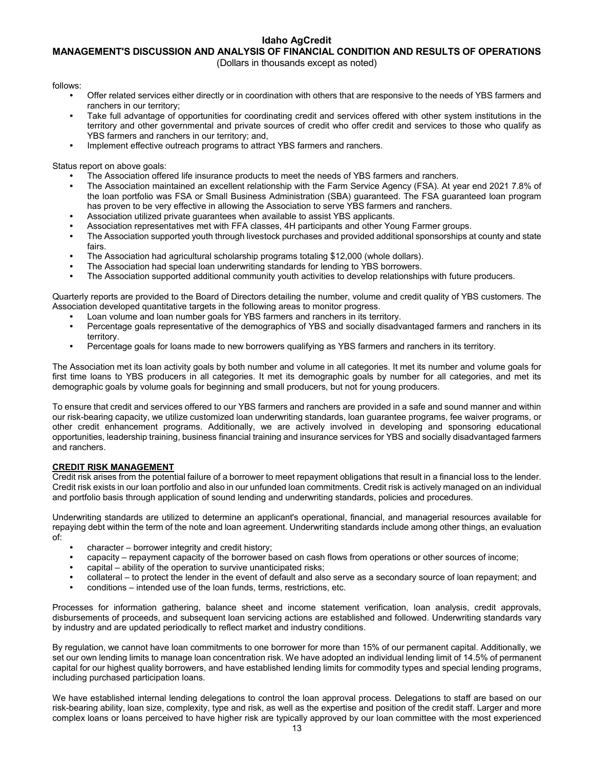follows:

- Offer related services either directly or in coordination with others that are responsive to the needs of YBS farmers and ranchers in our territory;
- Take full advantage of opportunities for coordinating credit and services offered with other system institutions in the territory and other governmental and private sources of credit who offer credit and services to those who qualify as YBS farmers and ranchers in our territory; and,
- Implement effective outreach programs to attract YBS farmers and ranchers.

Status report on above goals:

- The Association offered life insurance products to meet the needs of YBS farmers and ranchers.
- The Association maintained an excellent relationship with the Farm Service Agency (FSA). At year end 2021 7.8% of the loan portfolio was FSA or Small Business Administration (SBA) guaranteed. The FSA guaranteed loan program has proven to be very effective in allowing the Association to serve YBS farmers and ranchers.
- Association utilized private guarantees when available to assist YBS applicants.
- Association representatives met with FFA classes, 4H participants and other Young Farmer groups.
- The Association supported youth through livestock purchases and provided additional sponsorships at county and state fairs.
- The Association had agricultural scholarship programs totaling $12,000 (whole dollars).
- The Association had special loan underwriting standards for lending to YBS borrowers.
- The Association supported additional community youth activities to develop relationships with future producers.

Quarterly reports are provided to the Board of Directors detailing the number, volume and credit quality of YBS customers. The Association developed quantitative targets in the following areas to monitor progress.

- Loan volume and loan number goals for YBS farmers and ranchers in its territory.
- Percentage goals representative of the demographics of YBS and socially disadvantaged farmers and ranchers in its territory.
- Percentage goals for loans made to new borrowers qualifying as YBS farmers and ranchers in its territory.

The Association met its loan activity goals by both number and volume in all categories. It met its number and volume goals for first time loans to YBS producers in all categories. It met its demographic goals by number for all categories, and met its demographic goals by volume goals for beginning and small producers, but not for young producers.

To ensure that credit and services offered to our YBS farmers and ranchers are provided in a safe and sound manner and within our risk-bearing capacity, we utilize customized loan underwriting standards, loan guarantee programs, fee waiver programs, or other credit enhancement programs. Additionally, we are actively involved in developing and sponsoring educational opportunities, leadership training, business financial training and insurance services for YBS and socially disadvantaged farmers and ranchers.

## CREDIT RISK MANAGEMENT

Credit risk arises from the potential failure of a borrower to meet repayment obligations that result in a financial loss to the lender. Credit risk exists in our loan portfolio and also in our unfunded loan commitments. Credit risk is actively managed on an individual and portfolio basis through application of sound lending and underwriting standards, policies and procedures.

Underwriting standards are utilized to determine an applicant's operational, financial, and managerial resources available for repaying debt within the term of the note and loan agreement. Underwriting standards include among other things, an evaluation of:

- character – borrower integrity and credit history;
- capacity – repayment capacity of the borrower based on cash flows from operations or other sources of income;
- capital – ability of the operation to survive unanticipated risks;
- collateral – to protect the lender in the event of default and also serve as a secondary source of loan repayment; and
- conditions – intended use of the loan funds, terms, restrictions, etc.

Processes for information gathering, balance sheet and income statement verification, loan analysis, credit approvals, disbursements of proceeds, and subsequent loan servicing actions are established and followed. Underwriting standards vary by industry and are updated periodically to reflect market and industry conditions.

By regulation, we cannot have loan commitments to one borrower for more than 15% of our permanent capital. Additionally, we set our own lending limits to manage loan concentration risk. We have adopted an individual lending limit of 14.5% of permanent capital for our highest quality borrowers, and have established lending limits for commodity types and special lending programs, including purchased participation loans.

We have established internal lending delegations to control the loan approval process. Delegations to staff are based on our risk-bearing ability, loan size, complexity, type and risk, as well as the expertise and position of the credit staff. Larger and more complex loans or loans perceived to have higher risk are typically approved by our loan committee with the most experienced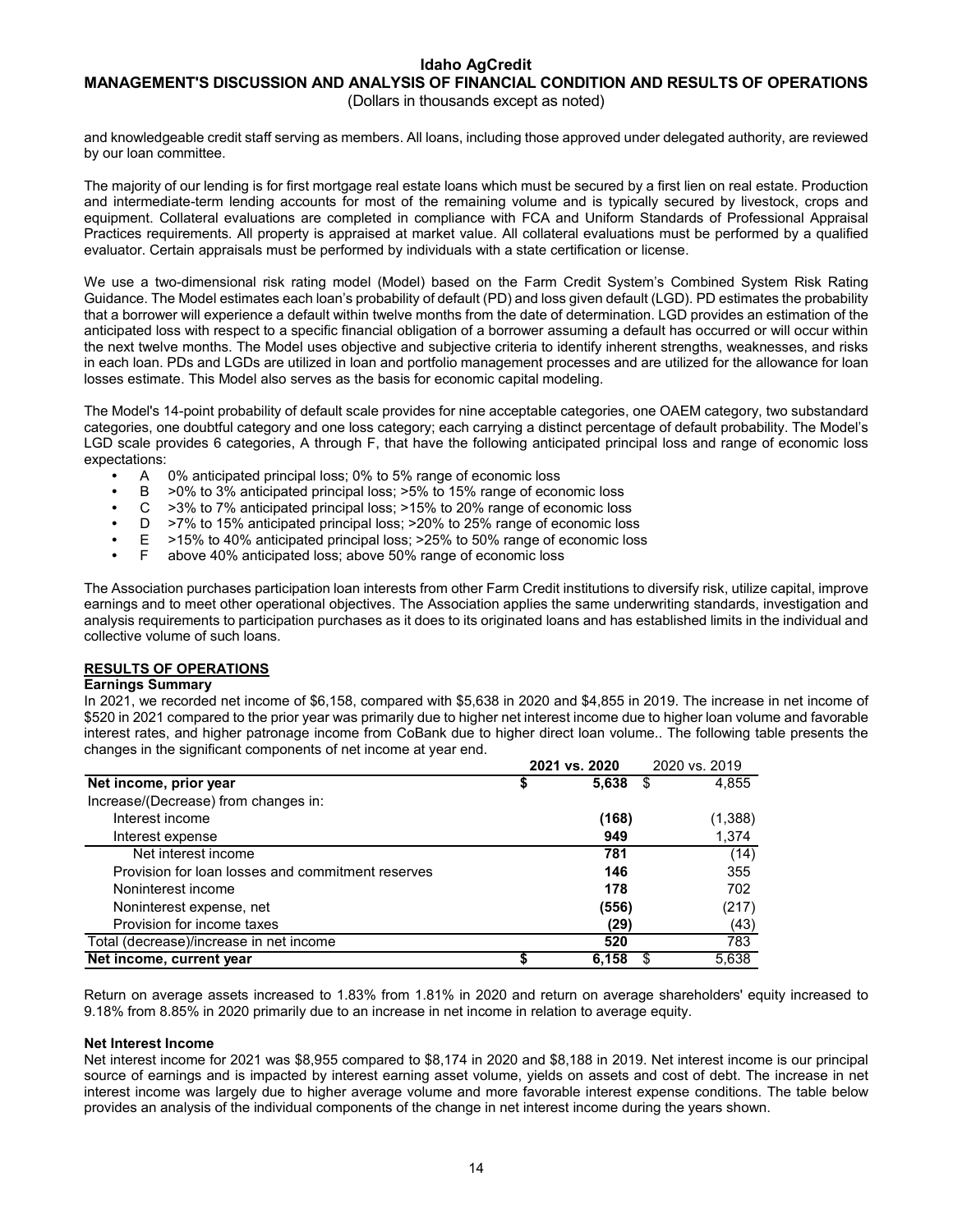and knowledgeable credit staff serving as members. All loans, including those approved under delegated authority, are reviewed by our loan committee.

The majority of our lending is for first mortgage real estate loans which must be secured by a first lien on real estate. Production and intermediate-term lending accounts for most of the remaining volume and is typically secured by livestock, crops and equipment. Collateral evaluations are completed in compliance with FCA and Uniform Standards of Professional Appraisal Practices requirements. All property is appraised at market value. All collateral evaluations must be performed by a qualified evaluator. Certain appraisals must be performed by individuals with a state certification or license.

We use a two-dimensional risk rating model (Model) based on the Farm Credit System's Combined System Risk Rating Guidance. The Model estimates each loan's probability of default (PD) and loss given default (LGD). PD estimates the probability that a borrower will experience a default within twelve months from the date of determination. LGD provides an estimation of the anticipated loss with respect to a specific financial obligation of a borrower assuming a default has occurred or will occur within the next twelve months. The Model uses objective and subjective criteria to identify inherent strengths, weaknesses, and risks in each loan. PDs and LGDs are utilized in loan and portfolio management processes and are utilized for the allowance for loan losses estimate. This Model also serves as the basis for economic capital modeling.

The Model's 14-point probability of default scale provides for nine acceptable categories, one OAEM category, two substandard categories, one doubtful category and one loss category; each carrying a distinct percentage of default probability. The Model's LGD scale provides 6 categories, A through F, that have the following anticipated principal loss and range of economic loss expectations:

- A 0% anticipated principal loss; 0% to 5% range of economic loss
- B >0% to 3% anticipated principal loss; >5% to 15% range of economic loss
- C >3% to 7% anticipated principal loss; >15% to 20% range of economic loss
- D >7% to 15% anticipated principal loss; >20% to 25% range of economic loss
- E >15% to 40% anticipated principal loss; >25% to 50% range of economic loss
- F above 40% anticipated loss; above 50% range of economic loss

The Association purchases participation loan interests from other Farm Credit institutions to diversify risk, utilize capital, improve earnings and to meet other operational objectives. The Association applies the same underwriting standards, investigation and analysis requirements to participation purchases as it does to its originated loans and has established limits in the individual and collective volume of such loans.

## RESULTS OF OPERATIONS

### Earnings Summary

In 2021, we recorded net income of $6,158, compared with $5,638 in 2020 and $4,855 in 2019. The increase in net income of $520 in 2021 compared to the prior year was primarily due to higher net interest income due to higher loan volume and favorable interest rates, and higher patronage income from CoBank due to higher direct loan volume.. The following table presents the changes in the significant components of net income at year end.

| | 2021 vs. 2020 | 2020 vs. 2019 |
|---|---|---|
| **Net income, prior year** | **$ 5,638** | $ 4,855 |
| Increase/(Decrease) from changes in: | | |
| Interest income | **(168)** | (1,388) |
| Interest expense | **949** | 1,374 |
| Net interest income | **781** | (14) |
| Provision for loan losses and commitment reserves | **146** | 355 |
| Noninterest income | **178** | 702 |
| Noninterest expense, net | **(556)** | (217) |
| Provision for income taxes | **(29)** | (43) |
| Total (decrease)/increase in net income | **520** | 783 |
| **Net income, current year** | **$ 6,158** | $ 5,638 |

Return on average assets increased to 1.83% from 1.81% in 2020 and return on average shareholders' equity increased to 9.18% from 8.85% in 2020 primarily due to an increase in net income in relation to average equity.

### Net Interest Income

Net interest income for 2021 was $8,955 compared to $8,174 in 2020 and $8,188 in 2019. Net interest income is our principal source of earnings and is impacted by interest earning asset volume, yields on assets and cost of debt. The increase in net interest income was largely due to higher average volume and more favorable interest expense conditions. The table below provides an analysis of the individual components of the change in net interest income during the years shown.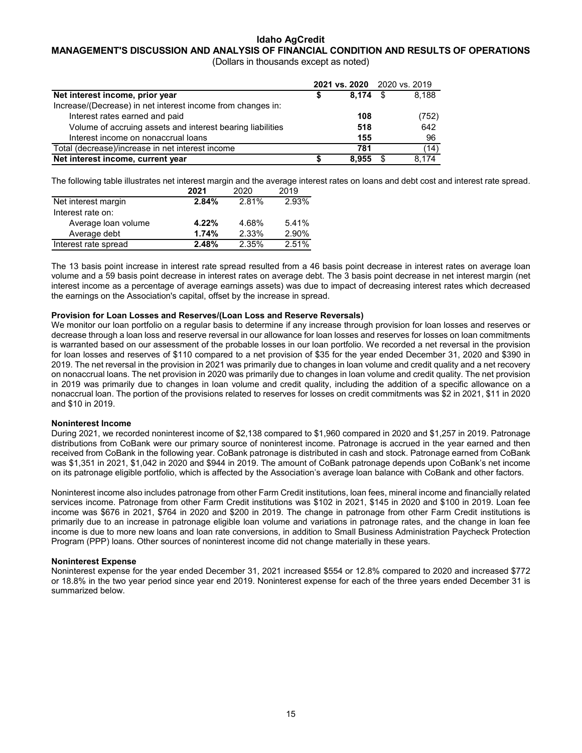# Idaho AgCredit

## MANAGEMENT'S DISCUSSION AND ANALYSIS OF FINANCIAL CONDITION AND RESULTS OF OPERATIONS

(Dollars in thousands except as noted)

| | 2021 vs. 2020 | 2020 vs. 2019 |
|---|---|---|
| **Net interest income, prior year** | $ 8,174 | $ 8,188 |
| Increase/(Decrease) in net interest income from changes in: | | |
| Interest rates earned and paid | 108 | (752) |
| Volume of accruing assets and interest bearing liabilities | 518 | 642 |
| Interest income on nonaccrual loans | 155 | 96 |
| Total (decrease)/increase in net interest income | 781 | (14) |
| **Net interest income, current year** | $ 8,955 | $ 8,174 |

The following table illustrates net interest margin and the average interest rates on loans and debt cost and interest rate spread.

| | 2021 | 2020 | 2019 |
|---|---|---|---|
| Net interest margin | 2.84% | 2.81% | 2.93% |
| Interest rate on: | | | |
| Average loan volume | 4.22% | 4.68% | 5.41% |
| Average debt | 1.74% | 2.33% | 2.90% |
| Interest rate spread | 2.48% | 2.35% | 2.51% |

The 13 basis point increase in interest rate spread resulted from a 46 basis point decrease in interest rates on average loan volume and a 59 basis point decrease in interest rates on average debt. The 3 basis point decrease in net interest margin (net interest income as a percentage of average earnings assets) was due to impact of decreasing interest rates which decreased the earnings on the Association's capital, offset by the increase in spread.

**Provision for Loan Losses and Reserves/(Loan Loss and Reserve Reversals)**

We monitor our loan portfolio on a regular basis to determine if any increase through provision for loan losses and reserves or decrease through a loan loss and reserve reversal in our allowance for loan losses and reserves for losses on loan commitments is warranted based on our assessment of the probable losses in our loan portfolio. We recorded a net reversal in the provision for loan losses and reserves of $110 compared to a net provision of $35 for the year ended December 31, 2020 and $390 in 2019. The net reversal in the provision in 2021 was primarily due to changes in loan volume and credit quality and a net recovery on nonaccrual loans. The net provision in 2020 was primarily due to changes in loan volume and credit quality. The net provision in 2019 was primarily due to changes in loan volume and credit quality, including the addition of a specific allowance on a nonaccrual loan. The portion of the provisions related to reserves for losses on credit commitments was $2 in 2021, $11 in 2020 and $10 in 2019.

**Noninterest Income**

During 2021, we recorded noninterest income of $2,138 compared to $1,960 compared in 2020 and $1,257 in 2019. Patronage distributions from CoBank were our primary source of noninterest income. Patronage is accrued in the year earned and then received from CoBank in the following year. CoBank patronage is distributed in cash and stock. Patronage earned from CoBank was $1,351 in 2021, $1,042 in 2020 and $944 in 2019. The amount of CoBank patronage depends upon CoBank's net income on its patronage eligible portfolio, which is affected by the Association's average loan balance with CoBank and other factors.

Noninterest income also includes patronage from other Farm Credit institutions, loan fees, mineral income and financially related services income. Patronage from other Farm Credit institutions was $102 in 2021, $145 in 2020 and $100 in 2019. Loan fee income was $676 in 2021, $764 in 2020 and $200 in 2019. The change in patronage from other Farm Credit institutions is primarily due to an increase in patronage eligible loan volume and variations in patronage rates, and the change in loan fee income is due to more new loans and loan rate conversions, in addition to Small Business Administration Paycheck Protection Program (PPP) loans. Other sources of noninterest income did not change materially in these years.

**Noninterest Expense**

Noninterest expense for the year ended December 31, 2021 increased $554 or 12.8% compared to 2020 and increased $772 or 18.8% in the two year period since year end 2019. Noninterest expense for each of the three years ended December 31 is summarized below.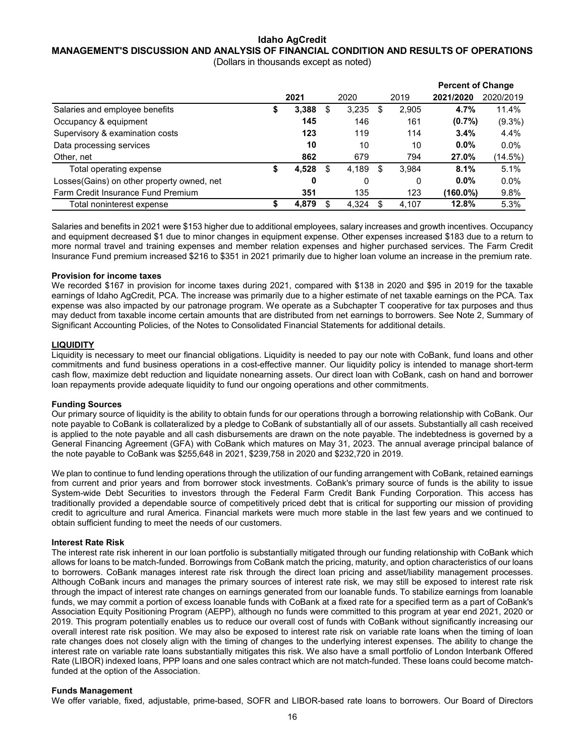| | 2021 | 2020 | 2019 | Percent of Change 2021/2020 | 2020/2019 |
|---|---|---|---|---|---|
| Salaries and employee benefits | **$ 3,388** | $ 3,235 | $ 2,905 | **4.7%** | 11.4% |
| Occupancy & equipment | **145** | 146 | 161 | **(0.7%)** | (9.3%) |
| Supervisory & examination costs | **123** | 119 | 114 | **3.4%** | 4.4% |
| Data processing services | **10** | 10 | 10 | **0.0%** | 0.0% |
| Other, net | **862** | 679 | 794 | **27.0%** | (14.5%) |
| Total operating expense | **$ 4,528** | $ 4,189 | $ 3,984 | **8.1%** | 5.1% |
| Losses(Gains) on other property owned, net | **0** | 0 | 0 | **0.0%** | 0.0% |
| Farm Credit Insurance Fund Premium | **351** | 135 | 123 | **(160.0%)** | 9.8% |
| Total noninterest expense | **$ 4,879** | $ 4,324 | $ 4,107 | **12.8%** | 5.3% |

Salaries and benefits in 2021 were $153 higher due to additional employees, salary increases and growth incentives. Occupancy and equipment decreased $1 due to minor changes in equipment expense. Other expenses increased $183 due to a return to more normal travel and training expenses and member relation expenses and higher purchased services. The Farm Credit Insurance Fund premium increased $216 to $351 in 2021 primarily due to higher loan volume an increase in the premium rate.

**Provision for income taxes**

We recorded $167 in provision for income taxes during 2021, compared with $138 in 2020 and $95 in 2019 for the taxable earnings of Idaho AgCredit, PCA. The increase was primarily due to a higher estimate of net taxable earnings on the PCA. Tax expense was also impacted by our patronage program. We operate as a Subchapter T cooperative for tax purposes and thus may deduct from taxable income certain amounts that are distributed from net earnings to borrowers. See Note 2, Summary of Significant Accounting Policies, of the Notes to Consolidated Financial Statements for additional details.

## LIQUIDITY

Liquidity is necessary to meet our financial obligations. Liquidity is needed to pay our note with CoBank, fund loans and other commitments and fund business operations in a cost-effective manner. Our liquidity policy is intended to manage short-term cash flow, maximize debt reduction and liquidate nonearning assets. Our direct loan with CoBank, cash on hand and borrower loan repayments provide adequate liquidity to fund our ongoing operations and other commitments.

**Funding Sources**

Our primary source of liquidity is the ability to obtain funds for our operations through a borrowing relationship with CoBank. Our note payable to CoBank is collateralized by a pledge to CoBank of substantially all of our assets. Substantially all cash received is applied to the note payable and all cash disbursements are drawn on the note payable. The indebtedness is governed by a General Financing Agreement (GFA) with CoBank which matures on May 31, 2023. The annual average principal balance of the note payable to CoBank was $255,648 in 2021, $239,758 in 2020 and $232,720 in 2019.

We plan to continue to fund lending operations through the utilization of our funding arrangement with CoBank, retained earnings from current and prior years and from borrower stock investments. CoBank's primary source of funds is the ability to issue System-wide Debt Securities to investors through the Federal Farm Credit Bank Funding Corporation. This access has traditionally provided a dependable source of competitively priced debt that is critical for supporting our mission of providing credit to agriculture and rural America. Financial markets were much more stable in the last few years and we continued to obtain sufficient funding to meet the needs of our customers.

**Interest Rate Risk**

The interest rate risk inherent in our loan portfolio is substantially mitigated through our funding relationship with CoBank which allows for loans to be match-funded. Borrowings from CoBank match the pricing, maturity, and option characteristics of our loans to borrowers. CoBank manages interest rate risk through the direct loan pricing and asset/liability management processes. Although CoBank incurs and manages the primary sources of interest rate risk, we may still be exposed to interest rate risk through the impact of interest rate changes on earnings generated from our loanable funds. To stabilize earnings from loanable funds, we may commit a portion of excess loanable funds with CoBank at a fixed rate for a specified term as a part of CoBank's Association Equity Positioning Program (AEPP), although no funds were committed to this program at year end 2021, 2020 or 2019. This program potentially enables us to reduce our overall cost of funds with CoBank without significantly increasing our overall interest rate risk position. We may also be exposed to interest rate risk on variable rate loans when the timing of loan rate changes does not closely align with the timing of changes to the underlying interest expenses. The ability to change the interest rate on variable rate loans substantially mitigates this risk. We also have a small portfolio of London Interbank Offered Rate (LIBOR) indexed loans, PPP loans and one sales contract which are not match-funded. These loans could become match-funded at the option of the Association.

**Funds Management**

We offer variable, fixed, adjustable, prime-based, SOFR and LIBOR-based rate loans to borrowers. Our Board of Directors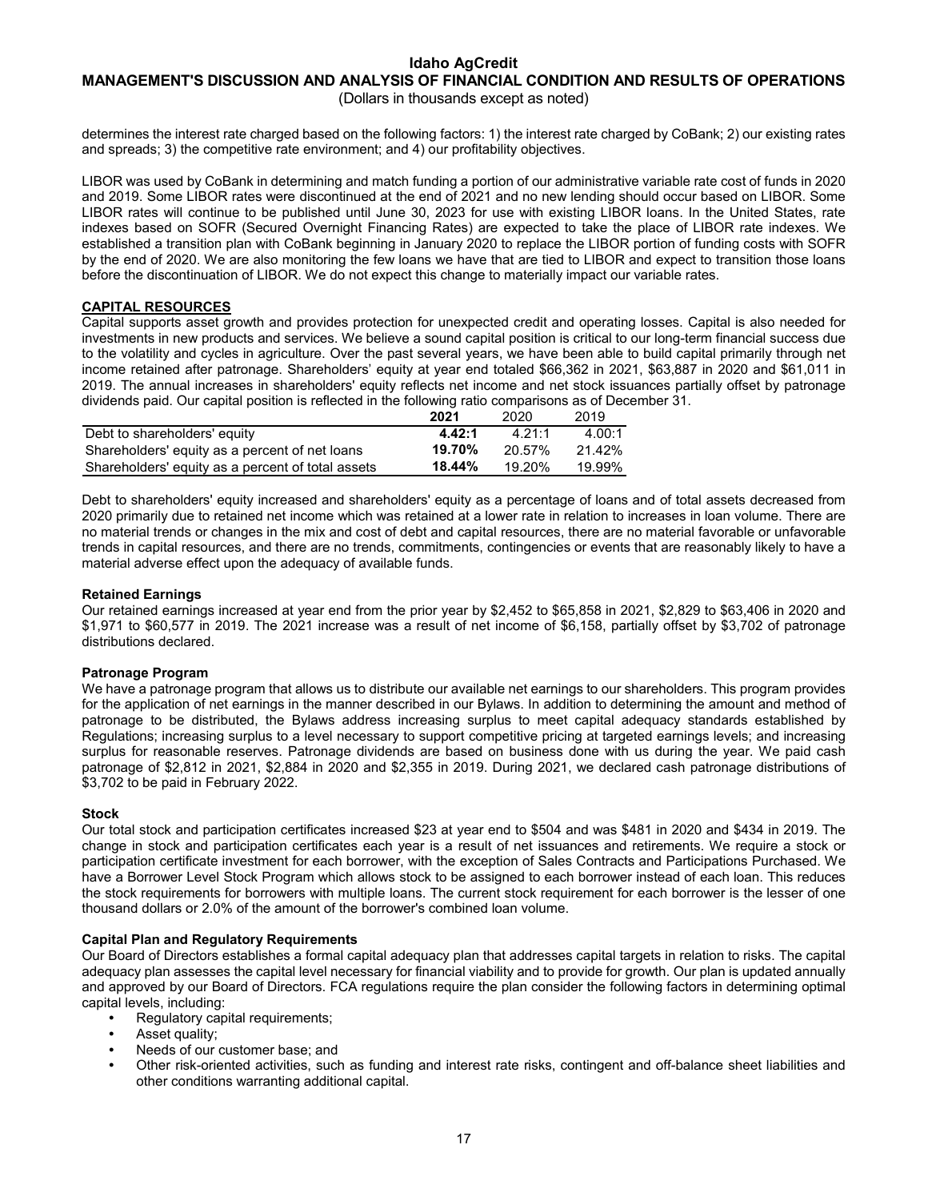determines the interest rate charged based on the following factors: 1) the interest rate charged by CoBank; 2) our existing rates and spreads; 3) the competitive rate environment; and 4) our profitability objectives.

LIBOR was used by CoBank in determining and match funding a portion of our administrative variable rate cost of funds in 2020 and 2019. Some LIBOR rates were discontinued at the end of 2021 and no new lending should occur based on LIBOR. Some LIBOR rates will continue to be published until June 30, 2023 for use with existing LIBOR loans. In the United States, rate indexes based on SOFR (Secured Overnight Financing Rates) are expected to take the place of LIBOR rate indexes. We established a transition plan with CoBank beginning in January 2020 to replace the LIBOR portion of funding costs with SOFR by the end of 2020. We are also monitoring the few loans we have that are tied to LIBOR and expect to transition those loans before the discontinuation of LIBOR. We do not expect this change to materially impact our variable rates.

## CAPITAL RESOURCES

Capital supports asset growth and provides protection for unexpected credit and operating losses. Capital is also needed for investments in new products and services. We believe a sound capital position is critical to our long-term financial success due to the volatility and cycles in agriculture. Over the past several years, we have been able to build capital primarily through net income retained after patronage. Shareholders' equity at year end totaled $66,362 in 2021, $63,887 in 2020 and $61,011 in 2019. The annual increases in shareholders' equity reflects net income and net stock issuances partially offset by patronage dividends paid. Our capital position is reflected in the following ratio comparisons as of December 31.

| | **2021** | 2020 | 2019 |
|---|---|---|---|
| Debt to shareholders' equity | **4.42:1** | 4.21:1 | 4.00:1 |
| Shareholders' equity as a percent of net loans | **19.70%** | 20.57% | 21.42% |
| Shareholders' equity as a percent of total assets | **18.44%** | 19.20% | 19.99% |

Debt to shareholders' equity increased and shareholders' equity as a percentage of loans and of total assets decreased from 2020 primarily due to retained net income which was retained at a lower rate in relation to increases in loan volume. There are no material trends or changes in the mix and cost of debt and capital resources, there are no material favorable or unfavorable trends in capital resources, and there are no trends, commitments, contingencies or events that are reasonably likely to have a material adverse effect upon the adequacy of available funds.

### Retained Earnings

Our retained earnings increased at year end from the prior year by $2,452 to $65,858 in 2021, $2,829 to $63,406 in 2020 and $1,971 to $60,577 in 2019. The 2021 increase was a result of net income of $6,158, partially offset by $3,702 of patronage distributions declared.

### Patronage Program

We have a patronage program that allows us to distribute our available net earnings to our shareholders. This program provides for the application of net earnings in the manner described in our Bylaws. In addition to determining the amount and method of patronage to be distributed, the Bylaws address increasing surplus to meet capital adequacy standards established by Regulations; increasing surplus to a level necessary to support competitive pricing at targeted earnings levels; and increasing surplus for reasonable reserves. Patronage dividends are based on business done with us during the year. We paid cash patronage of $2,812 in 2021, $2,884 in 2020 and $2,355 in 2019. During 2021, we declared cash patronage distributions of $3,702 to be paid in February 2022.

### Stock

Our total stock and participation certificates increased $23 at year end to $504 and was $481 in 2020 and $434 in 2019. The change in stock and participation certificates each year is a result of net issuances and retirements. We require a stock or participation certificate investment for each borrower, with the exception of Sales Contracts and Participations Purchased. We have a Borrower Level Stock Program which allows stock to be assigned to each borrower instead of each loan. This reduces the stock requirements for borrowers with multiple loans. The current stock requirement for each borrower is the lesser of one thousand dollars or 2.0% of the amount of the borrower's combined loan volume.

### Capital Plan and Regulatory Requirements

Our Board of Directors establishes a formal capital adequacy plan that addresses capital targets in relation to risks. The capital adequacy plan assesses the capital level necessary for financial viability and to provide for growth. Our plan is updated annually and approved by our Board of Directors. FCA regulations require the plan consider the following factors in determining optimal capital levels, including:

- Regulatory capital requirements;
- Asset quality;
- Needs of our customer base; and
- Other risk-oriented activities, such as funding and interest rate risks, contingent and off-balance sheet liabilities and other conditions warranting additional capital.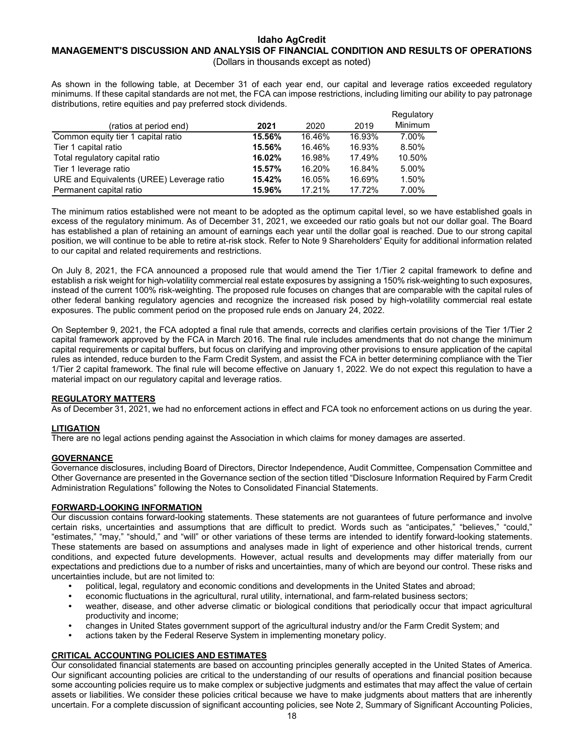As shown in the following table, at December 31 of each year end, our capital and leverage ratios exceeded regulatory minimums. If these capital standards are not met, the FCA can impose restrictions, including limiting our ability to pay patronage distributions, retire equities and pay preferred stock dividends.

| (ratios at period end) | **2021** | 2020 | 2019 | Regulatory Minimum |
|---|---|---|---|---|
| Common equity tier 1 capital ratio | **15.56%** | 16.46% | 16.93% | 7.00% |
| Tier 1 capital ratio | **15.56%** | 16.46% | 16.93% | 8.50% |
| Total regulatory capital ratio | **16.02%** | 16.98% | 17.49% | 10.50% |
| Tier 1 leverage ratio | **15.57%** | 16.20% | 16.84% | 5.00% |
| URE and Equivalents (UREE) Leverage ratio | **15.42%** | 16.05% | 16.69% | 1.50% |
| Permanent capital ratio | **15.96%** | 17.21% | 17.72% | 7.00% |

The minimum ratios established were not meant to be adopted as the optimum capital level, so we have established goals in excess of the regulatory minimum. As of December 31, 2021, we exceeded our ratio goals but not our dollar goal. The Board has established a plan of retaining an amount of earnings each year until the dollar goal is reached. Due to our strong capital position, we will continue to be able to retire at-risk stock. Refer to Note 9 Shareholders' Equity for additional information related to our capital and related requirements and restrictions.

On July 8, 2021, the FCA announced a proposed rule that would amend the Tier 1/Tier 2 capital framework to define and establish a risk weight for high-volatility commercial real estate exposures by assigning a 150% risk-weighting to such exposures, instead of the current 100% risk-weighting. The proposed rule focuses on changes that are comparable with the capital rules of other federal banking regulatory agencies and recognize the increased risk posed by high-volatility commercial real estate exposures. The public comment period on the proposed rule ends on January 24, 2022.

On September 9, 2021, the FCA adopted a final rule that amends, corrects and clarifies certain provisions of the Tier 1/Tier 2 capital framework approved by the FCA in March 2016. The final rule includes amendments that do not change the minimum capital requirements or capital buffers, but focus on clarifying and improving other provisions to ensure application of the capital rules as intended, reduce burden to the Farm Credit System, and assist the FCA in better determining compliance with the Tier 1/Tier 2 capital framework. The final rule will become effective on January 1, 2022. We do not expect this regulation to have a material impact on our regulatory capital and leverage ratios.

## REGULATORY MATTERS

As of December 31, 2021, we had no enforcement actions in effect and FCA took no enforcement actions on us during the year.

## LITIGATION

There are no legal actions pending against the Association in which claims for money damages are asserted.

## GOVERNANCE

Governance disclosures, including Board of Directors, Director Independence, Audit Committee, Compensation Committee and Other Governance are presented in the Governance section of the section titled "Disclosure Information Required by Farm Credit Administration Regulations" following the Notes to Consolidated Financial Statements.

## FORWARD-LOOKING INFORMATION

Our discussion contains forward-looking statements. These statements are not guarantees of future performance and involve certain risks, uncertainties and assumptions that are difficult to predict. Words such as "anticipates," "believes," "could," "estimates," "may," "should," and "will" or other variations of these terms are intended to identify forward-looking statements. These statements are based on assumptions and analyses made in light of experience and other historical trends, current conditions, and expected future developments. However, actual results and developments may differ materially from our expectations and predictions due to a number of risks and uncertainties, many of which are beyond our control. These risks and uncertainties include, but are not limited to:

- political, legal, regulatory and economic conditions and developments in the United States and abroad;
- economic fluctuations in the agricultural, rural utility, international, and farm-related business sectors;
- weather, disease, and other adverse climatic or biological conditions that periodically occur that impact agricultural productivity and income;
- changes in United States government support of the agricultural industry and/or the Farm Credit System; and
- actions taken by the Federal Reserve System in implementing monetary policy.

## CRITICAL ACCOUNTING POLICIES AND ESTIMATES

Our consolidated financial statements are based on accounting principles generally accepted in the United States of America. Our significant accounting policies are critical to the understanding of our results of operations and financial position because some accounting policies require us to make complex or subjective judgments and estimates that may affect the value of certain assets or liabilities. We consider these policies critical because we have to make judgments about matters that are inherently uncertain. For a complete discussion of significant accounting policies, see Note 2, Summary of Significant Accounting Policies,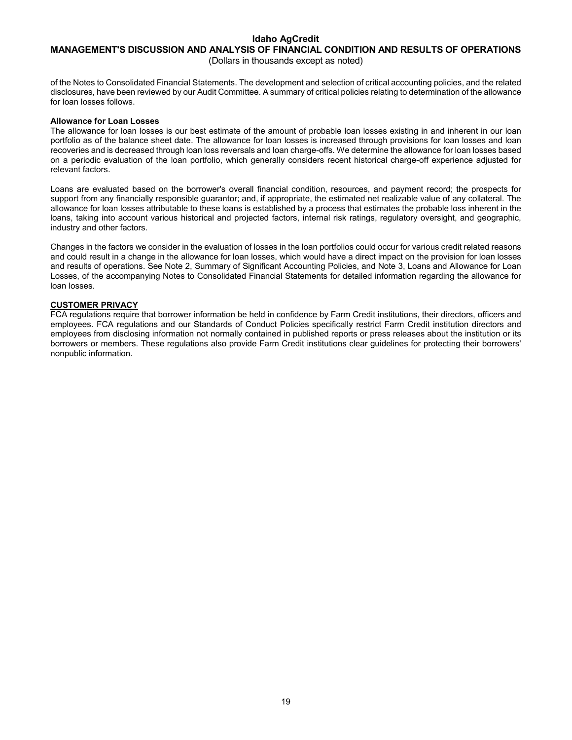of the Notes to Consolidated Financial Statements. The development and selection of critical accounting policies, and the related disclosures, have been reviewed by our Audit Committee. A summary of critical policies relating to determination of the allowance for loan losses follows.

**Allowance for Loan Losses**

The allowance for loan losses is our best estimate of the amount of probable loan losses existing in and inherent in our loan portfolio as of the balance sheet date. The allowance for loan losses is increased through provisions for loan losses and loan recoveries and is decreased through loan loss reversals and loan charge-offs. We determine the allowance for loan losses based on a periodic evaluation of the loan portfolio, which generally considers recent historical charge-off experience adjusted for relevant factors.

Loans are evaluated based on the borrower's overall financial condition, resources, and payment record; the prospects for support from any financially responsible guarantor; and, if appropriate, the estimated net realizable value of any collateral. The allowance for loan losses attributable to these loans is established by a process that estimates the probable loss inherent in the loans, taking into account various historical and projected factors, internal risk ratings, regulatory oversight, and geographic, industry and other factors.

Changes in the factors we consider in the evaluation of losses in the loan portfolios could occur for various credit related reasons and could result in a change in the allowance for loan losses, which would have a direct impact on the provision for loan losses and results of operations. See Note 2, Summary of Significant Accounting Policies, and Note 3, Loans and Allowance for Loan Losses, of the accompanying Notes to Consolidated Financial Statements for detailed information regarding the allowance for loan losses.

## CUSTOMER PRIVACY

FCA regulations require that borrower information be held in confidence by Farm Credit institutions, their directors, officers and employees. FCA regulations and our Standards of Conduct Policies specifically restrict Farm Credit institution directors and employees from disclosing information not normally contained in published reports or press releases about the institution or its borrowers or members. These regulations also provide Farm Credit institutions clear guidelines for protecting their borrowers' nonpublic information.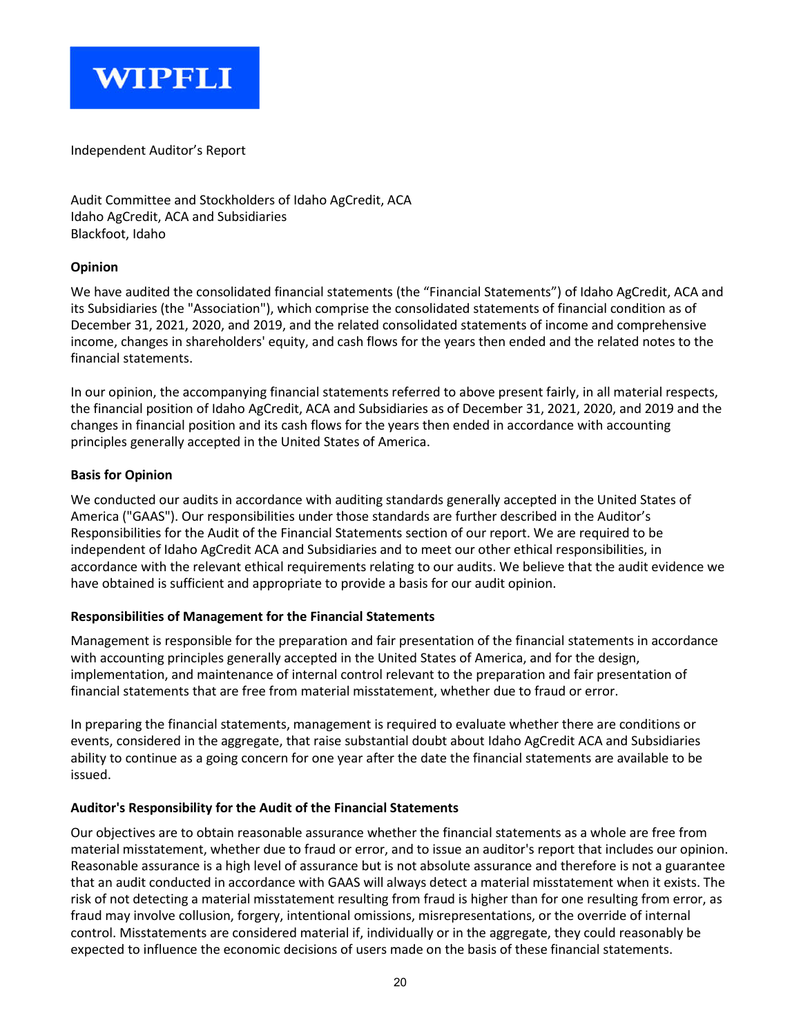**WIPFLI**

Independent Auditor's Report

Audit Committee and Stockholders of Idaho AgCredit, ACA
Idaho AgCredit, ACA and Subsidiaries
Blackfoot, Idaho

**Opinion**

We have audited the consolidated financial statements (the "Financial Statements") of Idaho AgCredit, ACA and its Subsidiaries (the "Association"), which comprise the consolidated statements of financial condition as of December 31, 2021, 2020, and 2019, and the related consolidated statements of income and comprehensive income, changes in shareholders' equity, and cash flows for the years then ended and the related notes to the financial statements.

In our opinion, the accompanying financial statements referred to above present fairly, in all material respects, the financial position of Idaho AgCredit, ACA and Subsidiaries as of December 31, 2021, 2020, and 2019 and the changes in financial position and its cash flows for the years then ended in accordance with accounting principles generally accepted in the United States of America.

**Basis for Opinion**

We conducted our audits in accordance with auditing standards generally accepted in the United States of America ("GAAS"). Our responsibilities under those standards are further described in the Auditor's Responsibilities for the Audit of the Financial Statements section of our report. We are required to be independent of Idaho AgCredit ACA and Subsidiaries and to meet our other ethical responsibilities, in accordance with the relevant ethical requirements relating to our audits. We believe that the audit evidence we have obtained is sufficient and appropriate to provide a basis for our audit opinion.

**Responsibilities of Management for the Financial Statements**

Management is responsible for the preparation and fair presentation of the financial statements in accordance with accounting principles generally accepted in the United States of America, and for the design, implementation, and maintenance of internal control relevant to the preparation and fair presentation of financial statements that are free from material misstatement, whether due to fraud or error.

In preparing the financial statements, management is required to evaluate whether there are conditions or events, considered in the aggregate, that raise substantial doubt about Idaho AgCredit ACA and Subsidiaries ability to continue as a going concern for one year after the date the financial statements are available to be issued.

**Auditor's Responsibility for the Audit of the Financial Statements**

Our objectives are to obtain reasonable assurance whether the financial statements as a whole are free from material misstatement, whether due to fraud or error, and to issue an auditor's report that includes our opinion. Reasonable assurance is a high level of assurance but is not absolute assurance and therefore is not a guarantee that an audit conducted in accordance with GAAS will always detect a material misstatement when it exists. The risk of not detecting a material misstatement resulting from fraud is higher than for one resulting from error, as fraud may involve collusion, forgery, intentional omissions, misrepresentations, or the override of internal control. Misstatements are considered material if, individually or in the aggregate, they could reasonably be expected to influence the economic decisions of users made on the basis of these financial statements.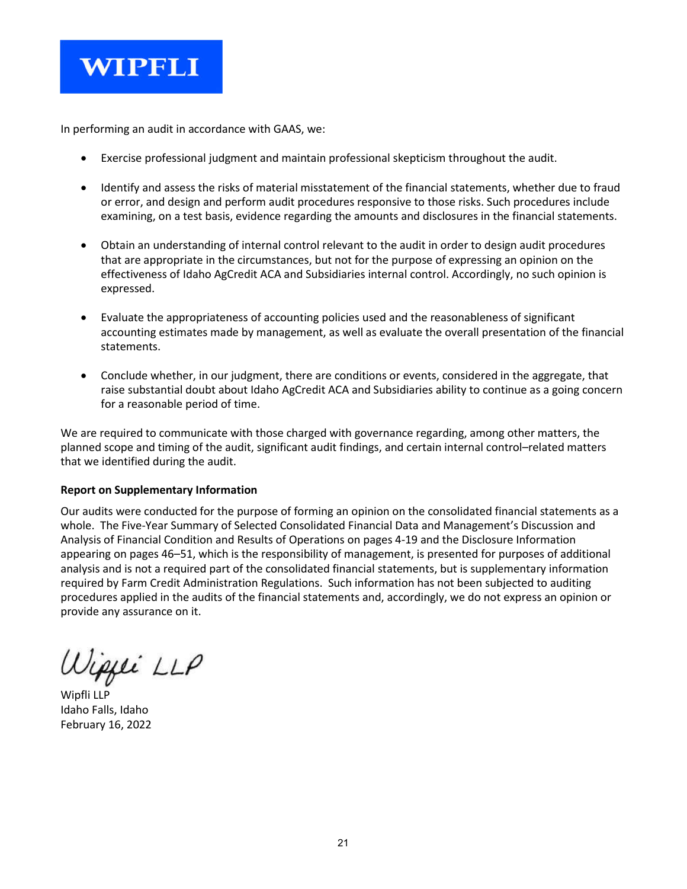In performing an audit in accordance with GAAS, we:

- Exercise professional judgment and maintain professional skepticism throughout the audit.
- Identify and assess the risks of material misstatement of the financial statements, whether due to fraud or error, and design and perform audit procedures responsive to those risks. Such procedures include examining, on a test basis, evidence regarding the amounts and disclosures in the financial statements.
- Obtain an understanding of internal control relevant to the audit in order to design audit procedures that are appropriate in the circumstances, but not for the purpose of expressing an opinion on the effectiveness of Idaho AgCredit ACA and Subsidiaries internal control. Accordingly, no such opinion is expressed.
- Evaluate the appropriateness of accounting policies used and the reasonableness of significant accounting estimates made by management, as well as evaluate the overall presentation of the financial statements.
- Conclude whether, in our judgment, there are conditions or events, considered in the aggregate, that raise substantial doubt about Idaho AgCredit ACA and Subsidiaries ability to continue as a going concern for a reasonable period of time.

We are required to communicate with those charged with governance regarding, among other matters, the planned scope and timing of the audit, significant audit findings, and certain internal control–related matters that we identified during the audit.

**Report on Supplementary Information**

Our audits were conducted for the purpose of forming an opinion on the consolidated financial statements as a whole. The Five-Year Summary of Selected Consolidated Financial Data and Management's Discussion and Analysis of Financial Condition and Results of Operations on pages 4-19 and the Disclosure Information appearing on pages 46–51, which is the responsibility of management, is presented for purposes of additional analysis and is not a required part of the consolidated financial statements, but is supplementary information required by Farm Credit Administration Regulations. Such information has not been subjected to auditing procedures applied in the audits of the financial statements and, accordingly, we do not express an opinion or provide any assurance on it.

Wipfli LLP

Wipfli LLP
Idaho Falls, Idaho
February 16, 2022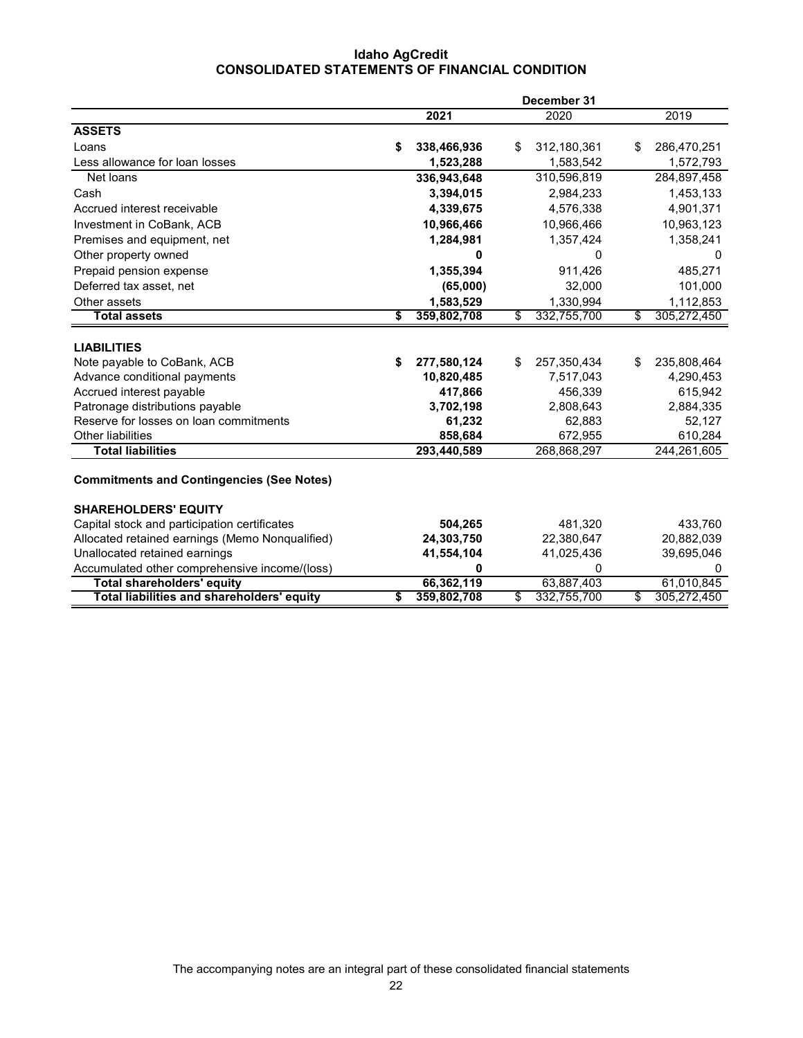# Idaho AgCredit
## CONSOLIDATED STATEMENTS OF FINANCIAL CONDITION

| | December 31 | | |
|---|---|---|---|
| | **2021** | 2020 | 2019 |
| **ASSETS** | | | |
| Loans | **$ 338,466,936** | $ 312,180,361 | $ 286,470,251 |
| Less allowance for loan losses | **1,523,288** | 1,583,542 | 1,572,793 |
| Net loans | **336,943,648** | 310,596,819 | 284,897,458 |
| Cash | **3,394,015** | 2,984,233 | 1,453,133 |
| Accrued interest receivable | **4,339,675** | 4,576,338 | 4,901,371 |
| Investment in CoBank, ACB | **10,966,466** | 10,966,466 | 10,963,123 |
| Premises and equipment, net | **1,284,981** | 1,357,424 | 1,358,241 |
| Other property owned | **0** | 0 | 0 |
| Prepaid pension expense | **1,355,394** | 911,426 | 485,271 |
| Deferred tax asset, net | **(65,000)** | 32,000 | 101,000 |
| Other assets | **1,583,529** | 1,330,994 | 1,112,853 |
| **Total assets** | **$ 359,802,708** | $ 332,755,700 | $ 305,272,450 |
| | | | |
| **LIABILITIES** | | | |
| Note payable to CoBank, ACB | **$ 277,580,124** | $ 257,350,434 | $ 235,808,464 |
| Advance conditional payments | **10,820,485** | 7,517,043 | 4,290,453 |
| Accrued interest payable | **417,866** | 456,339 | 615,942 |
| Patronage distributions payable | **3,702,198** | 2,808,643 | 2,884,335 |
| Reserve for losses on loan commitments | **61,232** | 62,883 | 52,127 |
| Other liabilities | **858,684** | 672,955 | 610,284 |
| **Total liabilities** | **293,440,589** | 268,868,297 | 244,261,605 |
| | | | |
| **Commitments and Contingencies (See Notes)** | | | |
| | | | |
| **SHAREHOLDERS' EQUITY** | | | |
| Capital stock and participation certificates | **504,265** | 481,320 | 433,760 |
| Allocated retained earnings (Memo Nonqualified) | **24,303,750** | 22,380,647 | 20,882,039 |
| Unallocated retained earnings | **41,554,104** | 41,025,436 | 39,695,046 |
| Accumulated other comprehensive income/(loss) | **0** | 0 | 0 |
| **Total shareholders' equity** | **66,362,119** | 63,887,403 | 61,010,845 |
| **Total liabilities and shareholders' equity** | **$ 359,802,708** | $ 332,755,700 | $ 305,272,450 |

The accompanying notes are an integral part of these consolidated financial statements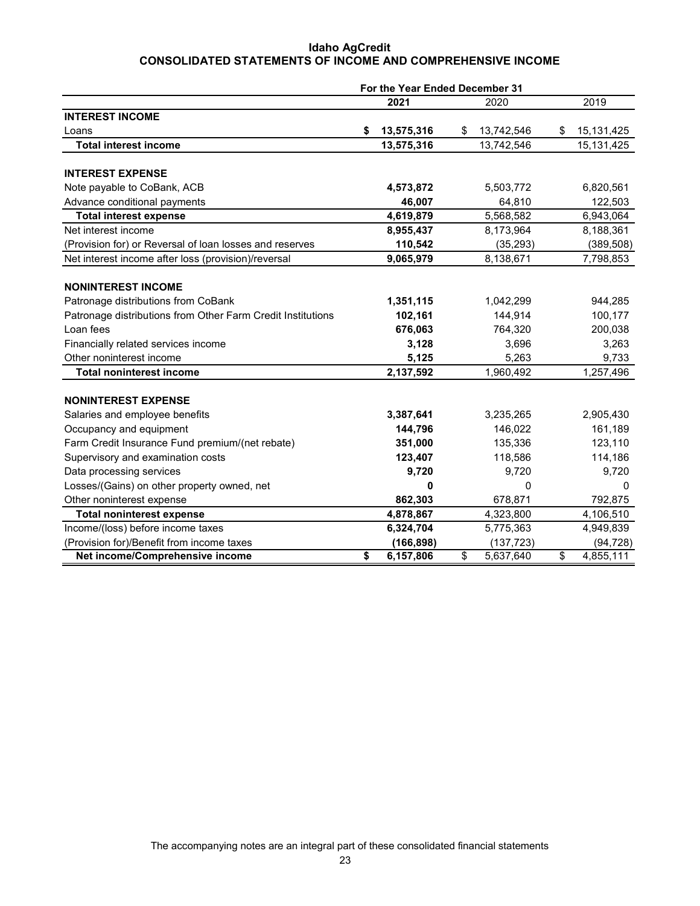# Idaho AgCredit
## CONSOLIDATED STATEMENTS OF INCOME AND COMPREHENSIVE INCOME

| | For the Year Ended December 31 | | |
|---|---|---|---|
| | **2021** | 2020 | 2019 |
| **INTEREST INCOME** | | | |
| Loans | **$ 13,575,316** | $ 13,742,546 | $ 15,131,425 |
| **Total interest income** | **13,575,316** | 13,742,546 | 15,131,425 |
| | | | |
| **INTEREST EXPENSE** | | | |
| Note payable to CoBank, ACB | **4,573,872** | 5,503,772 | 6,820,561 |
| Advance conditional payments | **46,007** | 64,810 | 122,503 |
| **Total interest expense** | **4,619,879** | 5,568,582 | 6,943,064 |
| Net interest income | **8,955,437** | 8,173,964 | 8,188,361 |
| (Provision for) or Reversal of loan losses and reserves | **110,542** | (35,293) | (389,508) |
| Net interest income after loss (provision)/reversal | **9,065,979** | 8,138,671 | 7,798,853 |
| | | | |
| **NONINTEREST INCOME** | | | |
| Patronage distributions from CoBank | **1,351,115** | 1,042,299 | 944,285 |
| Patronage distributions from Other Farm Credit Institutions | **102,161** | 144,914 | 100,177 |
| Loan fees | **676,063** | 764,320 | 200,038 |
| Financially related services income | **3,128** | 3,696 | 3,263 |
| Other noninterest income | **5,125** | 5,263 | 9,733 |
| **Total noninterest income** | **2,137,592** | 1,960,492 | 1,257,496 |
| | | | |
| **NONINTEREST EXPENSE** | | | |
| Salaries and employee benefits | **3,387,641** | 3,235,265 | 2,905,430 |
| Occupancy and equipment | **144,796** | 146,022 | 161,189 |
| Farm Credit Insurance Fund premium/(net rebate) | **351,000** | 135,336 | 123,110 |
| Supervisory and examination costs | **123,407** | 118,586 | 114,186 |
| Data processing services | **9,720** | 9,720 | 9,720 |
| Losses/(Gains) on other property owned, net | **0** | 0 | 0 |
| Other noninterest expense | **862,303** | 678,871 | 792,875 |
| **Total noninterest expense** | **4,878,867** | 4,323,800 | 4,106,510 |
| Income/(loss) before income taxes | **6,324,704** | 5,775,363 | 4,949,839 |
| (Provision for)/Benefit from income taxes | **(166,898)** | (137,723) | (94,728) |
| **Net income/Comprehensive income** | **$ 6,157,806** | $ 5,637,640 | $ 4,855,111 |

The accompanying notes are an integral part of these consolidated financial statements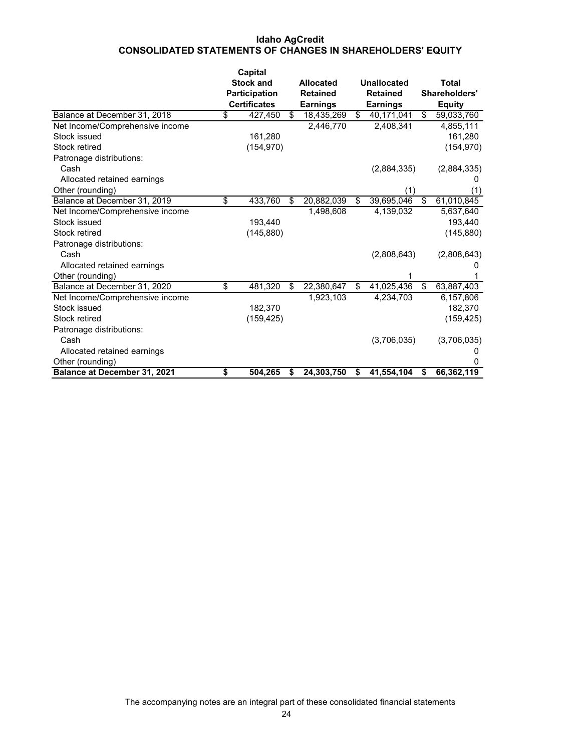# Idaho AgCredit
## CONSOLIDATED STATEMENTS OF CHANGES IN SHAREHOLDERS' EQUITY

| | Capital Stock and Participation Certificates | Allocated Retained Earnings | Unallocated Retained Earnings | Total Shareholders' Equity |
|---|---|---|---|---|
| Balance at December 31, 2018 | $ 427,450 | $ 18,435,269 | $ 40,171,041 | $ 59,033,760 |
| Net Income/Comprehensive income | | 2,446,770 | 2,408,341 | 4,855,111 |
| Stock issued | 161,280 | | | 161,280 |
| Stock retired | (154,970) | | | (154,970) |
| Patronage distributions: | | | | |
| Cash | | | (2,884,335) | (2,884,335) |
| Allocated retained earnings | | | | 0 |
| Other (rounding) | | | (1) | (1) |
| Balance at December 31, 2019 | $ 433,760 | $ 20,882,039 | $ 39,695,046 | $ 61,010,845 |
| Net Income/Comprehensive income | | 1,498,608 | 4,139,032 | 5,637,640 |
| Stock issued | 193,440 | | | 193,440 |
| Stock retired | (145,880) | | | (145,880) |
| Patronage distributions: | | | | |
| Cash | | | (2,808,643) | (2,808,643) |
| Allocated retained earnings | | | | 0 |
| Other (rounding) | | | 1 | 1 |
| Balance at December 31, 2020 | $ 481,320 | $ 22,380,647 | $ 41,025,436 | $ 63,887,403 |
| Net Income/Comprehensive income | | 1,923,103 | 4,234,703 | 6,157,806 |
| Stock issued | 182,370 | | | 182,370 |
| Stock retired | (159,425) | | | (159,425) |
| Patronage distributions: | | | | |
| Cash | | | (3,706,035) | (3,706,035) |
| Allocated retained earnings | | | | 0 |
| Other (rounding) | | | | 0 |
| **Balance at December 31, 2021** | **$ 504,265** | **$ 24,303,750** | **$ 41,554,104** | **$ 66,362,119** |

The accompanying notes are an integral part of these consolidated financial statements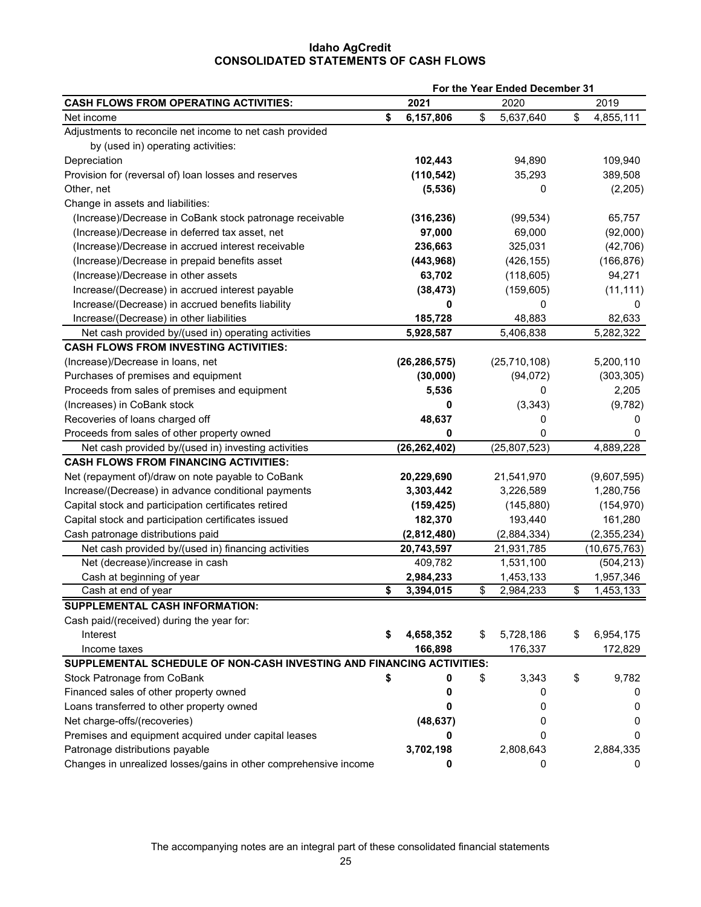# Idaho AgCredit
## CONSOLIDATED STATEMENTS OF CASH FLOWS

| | For the Year Ended December 31 | | |
|---|---|---|---|
| **CASH FLOWS FROM OPERATING ACTIVITIES:** | **2021** | 2020 | 2019 |
| Net income | **$ 6,157,806** | $ 5,637,640 | $ 4,855,111 |
| Adjustments to reconcile net income to net cash provided by (used in) operating activities: | | | |
| Depreciation | **102,443** | 94,890 | 109,940 |
| Provision for (reversal of) loan losses and reserves | **(110,542)** | 35,293 | 389,508 |
| Other, net | **(5,536)** | 0 | (2,205) |
| Change in assets and liabilities: | | | |
| (Increase)/Decrease in CoBank stock patronage receivable | **(316,236)** | (99,534) | 65,757 |
| (Increase)/Decrease in deferred tax asset, net | **97,000** | 69,000 | (92,000) |
| (Increase)/Decrease in accrued interest receivable | **236,663** | 325,031 | (42,706) |
| (Increase)/Decrease in prepaid benefits asset | **(443,968)** | (426,155) | (166,876) |
| (Increase)/Decrease in other assets | **63,702** | (118,605) | 94,271 |
| Increase/(Decrease) in accrued interest payable | **(38,473)** | (159,605) | (11,111) |
| Increase/(Decrease) in accrued benefits liability | **0** | 0 | 0 |
| Increase/(Decrease) in other liabilities | **185,728** | 48,883 | 82,633 |
| Net cash provided by/(used in) operating activities | **5,928,587** | 5,406,838 | 5,282,322 |
| **CASH FLOWS FROM INVESTING ACTIVITIES:** | | | |
| (Increase)/Decrease in loans, net | **(26,286,575)** | (25,710,108) | 5,200,110 |
| Purchases of premises and equipment | **(30,000)** | (94,072) | (303,305) |
| Proceeds from sales of premises and equipment | **5,536** | 0 | 2,205 |
| (Increases) in CoBank stock | **0** | (3,343) | (9,782) |
| Recoveries of loans charged off | **48,637** | 0 | 0 |
| Proceeds from sales of other property owned | **0** | 0 | 0 |
| Net cash provided by/(used in) investing activities | **(26,262,402)** | (25,807,523) | 4,889,228 |
| **CASH FLOWS FROM FINANCING ACTIVITIES:** | | | |
| Net (repayment of)/draw on note payable to CoBank | **20,229,690** | 21,541,970 | (9,607,595) |
| Increase/(Decrease) in advance conditional payments | **3,303,442** | 3,226,589 | 1,280,756 |
| Capital stock and participation certificates retired | **(159,425)** | (145,880) | (154,970) |
| Capital stock and participation certificates issued | **182,370** | 193,440 | 161,280 |
| Cash patronage distributions paid | **(2,812,480)** | (2,884,334) | (2,355,234) |
| Net cash provided by/(used in) financing activities | **20,743,597** | 21,931,785 | (10,675,763) |
| Net (decrease)/increase in cash | 409,782 | 1,531,100 | (504,213) |
| Cash at beginning of year | **2,984,233** | 1,453,133 | 1,957,346 |
| Cash at end of year | **$ 3,394,015** | $ 2,984,233 | $ 1,453,133 |
| **SUPPLEMENTAL CASH INFORMATION:** | | | |
| Cash paid/(received) during the year for: | | | |
| Interest | **$ 4,658,352** | $ 5,728,186 | $ 6,954,175 |
| Income taxes | **166,898** | 176,337 | 172,829 |
| **SUPPLEMENTAL SCHEDULE OF NON-CASH INVESTING AND FINANCING ACTIVITIES:** | | | |
| Stock Patronage from CoBank | **$ 0** | $ 3,343 | $ 9,782 |
| Financed sales of other property owned | **0** | 0 | 0 |
| Loans transferred to other property owned | **0** | 0 | 0 |
| Net charge-offs/(recoveries) | **(48,637)** | 0 | 0 |
| Premises and equipment acquired under capital leases | **0** | 0 | 0 |
| Patronage distributions payable | **3,702,198** | 2,808,643 | 2,884,335 |
| Changes in unrealized losses/gains in other comprehensive income | **0** | 0 | 0 |

The accompanying notes are an integral part of these consolidated financial statements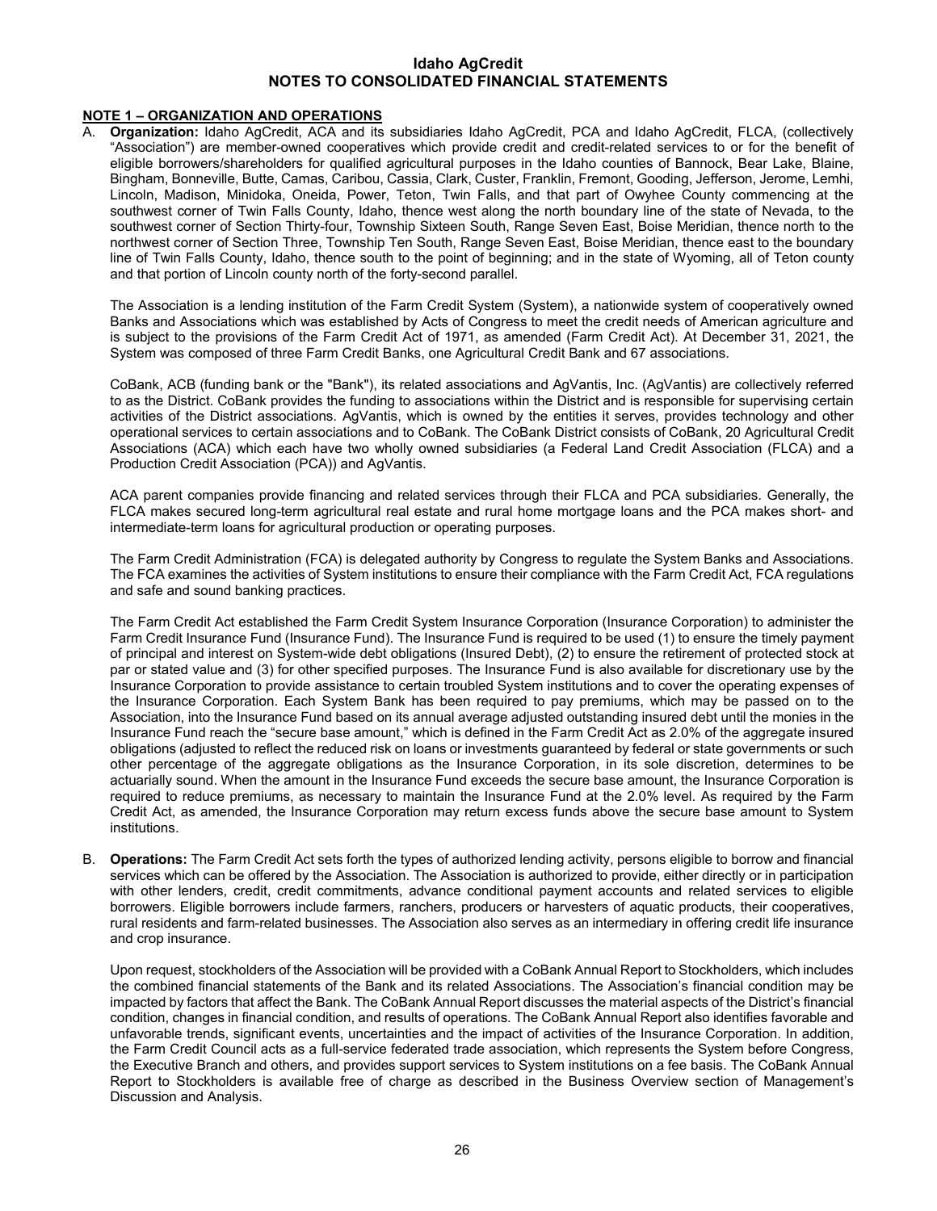# Idaho AgCredit
## NOTES TO CONSOLIDATED FINANCIAL STATEMENTS

### NOTE 1 – ORGANIZATION AND OPERATIONS

A. **Organization:** Idaho AgCredit, ACA and its subsidiaries Idaho AgCredit, PCA and Idaho AgCredit, FLCA, (collectively "Association") are member-owned cooperatives which provide credit and credit-related services to or for the benefit of eligible borrowers/shareholders for qualified agricultural purposes in the Idaho counties of Bannock, Bear Lake, Blaine, Bingham, Bonneville, Butte, Camas, Caribou, Cassia, Clark, Custer, Franklin, Fremont, Gooding, Jefferson, Jerome, Lemhi, Lincoln, Madison, Minidoka, Oneida, Power, Teton, Twin Falls, and that part of Owyhee County commencing at the southwest corner of Twin Falls County, Idaho, thence west along the north boundary line of the state of Nevada, to the southwest corner of Section Thirty-four, Township Sixteen South, Range Seven East, Boise Meridian, thence north to the northwest corner of Section Three, Township Ten South, Range Seven East, Boise Meridian, thence east to the boundary line of Twin Falls County, Idaho, thence south to the point of beginning; and in the state of Wyoming, all of Teton county and that portion of Lincoln county north of the forty-second parallel.

   The Association is a lending institution of the Farm Credit System (System), a nationwide system of cooperatively owned Banks and Associations which was established by Acts of Congress to meet the credit needs of American agriculture and is subject to the provisions of the Farm Credit Act of 1971, as amended (Farm Credit Act). At December 31, 2021, the System was composed of three Farm Credit Banks, one Agricultural Credit Bank and 67 associations.

   CoBank, ACB (funding bank or the "Bank"), its related associations and AgVantis, Inc. (AgVantis) are collectively referred to as the District. CoBank provides the funding to associations within the District and is responsible for supervising certain activities of the District associations. AgVantis, which is owned by the entities it serves, provides technology and other operational services to certain associations and to CoBank. The CoBank District consists of CoBank, 20 Agricultural Credit Associations (ACA) which each have two wholly owned subsidiaries (a Federal Land Credit Association (FLCA) and a Production Credit Association (PCA)) and AgVantis.

   ACA parent companies provide financing and related services through their FLCA and PCA subsidiaries. Generally, the FLCA makes secured long-term agricultural real estate and rural home mortgage loans and the PCA makes short- and intermediate-term loans for agricultural production or operating purposes.

   The Farm Credit Administration (FCA) is delegated authority by Congress to regulate the System Banks and Associations. The FCA examines the activities of System institutions to ensure their compliance with the Farm Credit Act, FCA regulations and safe and sound banking practices.

   The Farm Credit Act established the Farm Credit System Insurance Corporation (Insurance Corporation) to administer the Farm Credit Insurance Fund (Insurance Fund). The Insurance Fund is required to be used (1) to ensure the timely payment of principal and interest on System-wide debt obligations (Insured Debt), (2) to ensure the retirement of protected stock at par or stated value and (3) for other specified purposes. The Insurance Fund is also available for discretionary use by the Insurance Corporation to provide assistance to certain troubled System institutions and to cover the operating expenses of the Insurance Corporation. Each System Bank has been required to pay premiums, which may be passed on to the Association, into the Insurance Fund based on its annual average adjusted outstanding insured debt until the monies in the Insurance Fund reach the "secure base amount," which is defined in the Farm Credit Act as 2.0% of the aggregate insured obligations (adjusted to reflect the reduced risk on loans or investments guaranteed by federal or state governments or such other percentage of the aggregate obligations as the Insurance Corporation, in its sole discretion, determines to be actuarially sound. When the amount in the Insurance Fund exceeds the secure base amount, the Insurance Corporation is required to reduce premiums, as necessary to maintain the Insurance Fund at the 2.0% level. As required by the Farm Credit Act, as amended, the Insurance Corporation may return excess funds above the secure base amount to System institutions.

B. **Operations:** The Farm Credit Act sets forth the types of authorized lending activity, persons eligible to borrow and financial services which can be offered by the Association. The Association is authorized to provide, either directly or in participation with other lenders, credit, credit commitments, advance conditional payment accounts and related services to eligible borrowers. Eligible borrowers include farmers, ranchers, producers or harvesters of aquatic products, their cooperatives, rural residents and farm-related businesses. The Association also serves as an intermediary in offering credit life insurance and crop insurance.

   Upon request, stockholders of the Association will be provided with a CoBank Annual Report to Stockholders, which includes the combined financial statements of the Bank and its related Associations. The Association's financial condition may be impacted by factors that affect the Bank. The CoBank Annual Report discusses the material aspects of the District's financial condition, changes in financial condition, and results of operations. The CoBank Annual Report also identifies favorable and unfavorable trends, significant events, uncertainties and the impact of activities of the Insurance Corporation. In addition, the Farm Credit Council acts as a full-service federated trade association, which represents the System before Congress, the Executive Branch and others, and provides support services to System institutions on a fee basis. The CoBank Annual Report to Stockholders is available free of charge as described in the Business Overview section of Management's Discussion and Analysis.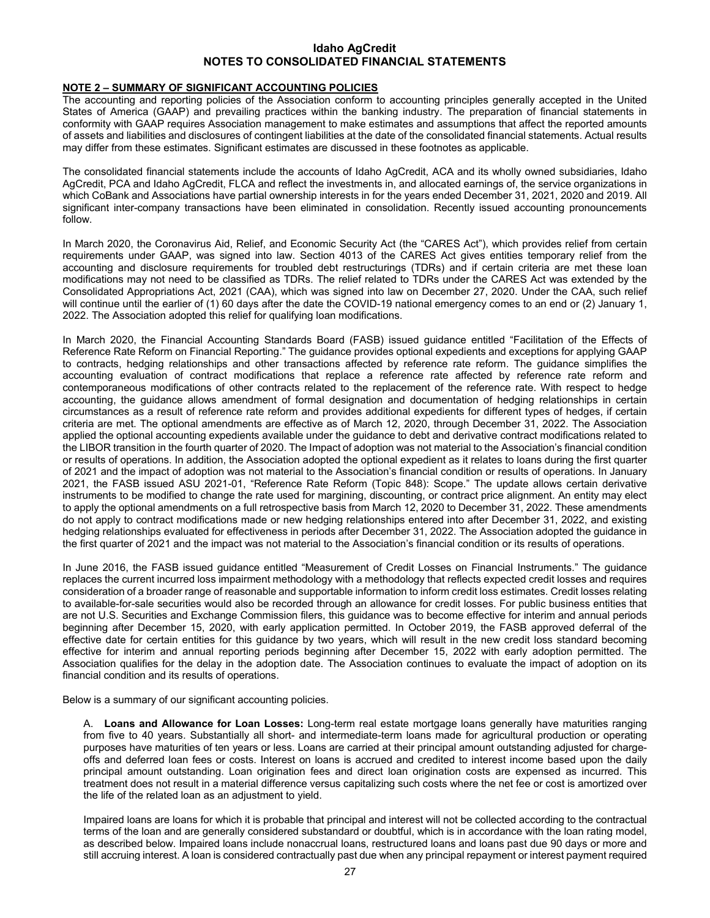**Idaho AgCredit**
**NOTES TO CONSOLIDATED FINANCIAL STATEMENTS**

## NOTE 2 – SUMMARY OF SIGNIFICANT ACCOUNTING POLICIES

The accounting and reporting policies of the Association conform to accounting principles generally accepted in the United States of America (GAAP) and prevailing practices within the banking industry. The preparation of financial statements in conformity with GAAP requires Association management to make estimates and assumptions that affect the reported amounts of assets and liabilities and disclosures of contingent liabilities at the date of the consolidated financial statements. Actual results may differ from these estimates. Significant estimates are discussed in these footnotes as applicable.

The consolidated financial statements include the accounts of Idaho AgCredit, ACA and its wholly owned subsidiaries, Idaho AgCredit, PCA and Idaho AgCredit, FLCA and reflect the investments in, and allocated earnings of, the service organizations in which CoBank and Associations have partial ownership interests in for the years ended December 31, 2021, 2020 and 2019. All significant inter-company transactions have been eliminated in consolidation. Recently issued accounting pronouncements follow.

In March 2020, the Coronavirus Aid, Relief, and Economic Security Act (the "CARES Act"), which provides relief from certain requirements under GAAP, was signed into law. Section 4013 of the CARES Act gives entities temporary relief from the accounting and disclosure requirements for troubled debt restructurings (TDRs) and if certain criteria are met these loan modifications may not need to be classified as TDRs. The relief related to TDRs under the CARES Act was extended by the Consolidated Appropriations Act, 2021 (CAA), which was signed into law on December 27, 2020. Under the CAA, such relief will continue until the earlier of (1) 60 days after the date the COVID-19 national emergency comes to an end or (2) January 1, 2022. The Association adopted this relief for qualifying loan modifications.

In March 2020, the Financial Accounting Standards Board (FASB) issued guidance entitled "Facilitation of the Effects of Reference Rate Reform on Financial Reporting." The guidance provides optional expedients and exceptions for applying GAAP to contracts, hedging relationships and other transactions affected by reference rate reform. The guidance simplifies the accounting evaluation of contract modifications that replace a reference rate affected by reference rate reform and contemporaneous modifications of other contracts related to the replacement of the reference rate. With respect to hedge accounting, the guidance allows amendment of formal designation and documentation of hedging relationships in certain circumstances as a result of reference rate reform and provides additional expedients for different types of hedges, if certain criteria are met. The optional amendments are effective as of March 12, 2020, through December 31, 2022. The Association applied the optional accounting expedients available under the guidance to debt and derivative contract modifications related to the LIBOR transition in the fourth quarter of 2020. The Impact of adoption was not material to the Association's financial condition or results of operations. In addition, the Association adopted the optional expedient as it relates to loans during the first quarter of 2021 and the impact of adoption was not material to the Association's financial condition or results of operations. In January 2021, the FASB issued ASU 2021-01, "Reference Rate Reform (Topic 848): Scope." The update allows certain derivative instruments to be modified to change the rate used for margining, discounting, or contract price alignment. An entity may elect to apply the optional amendments on a full retrospective basis from March 12, 2020 to December 31, 2022. These amendments do not apply to contract modifications made or new hedging relationships entered into after December 31, 2022, and existing hedging relationships evaluated for effectiveness in periods after December 31, 2022. The Association adopted the guidance in the first quarter of 2021 and the impact was not material to the Association's financial condition or its results of operations.

In June 2016, the FASB issued guidance entitled "Measurement of Credit Losses on Financial Instruments." The guidance replaces the current incurred loss impairment methodology with a methodology that reflects expected credit losses and requires consideration of a broader range of reasonable and supportable information to inform credit loss estimates. Credit losses relating to available-for-sale securities would also be recorded through an allowance for credit losses. For public business entities that are not U.S. Securities and Exchange Commission filers, this guidance was to become effective for interim and annual periods beginning after December 15, 2020, with early application permitted. In October 2019, the FASB approved deferral of the effective date for certain entities for this guidance by two years, which will result in the new credit loss standard becoming effective for interim and annual reporting periods beginning after December 15, 2022 with early adoption permitted. The Association qualifies for the delay in the adoption date. The Association continues to evaluate the impact of adoption on its financial condition and its results of operations.

Below is a summary of our significant accounting policies.

A. **Loans and Allowance for Loan Losses:** Long-term real estate mortgage loans generally have maturities ranging from five to 40 years. Substantially all short- and intermediate-term loans made for agricultural production or operating purposes have maturities of ten years or less. Loans are carried at their principal amount outstanding adjusted for charge-offs and deferred loan fees or costs. Interest on loans is accrued and credited to interest income based upon the daily principal amount outstanding. Loan origination fees and direct loan origination costs are expensed as incurred. This treatment does not result in a material difference versus capitalizing such costs where the net fee or cost is amortized over the life of the related loan as an adjustment to yield.

Impaired loans are loans for which it is probable that principal and interest will not be collected according to the contractual terms of the loan and are generally considered substandard or doubtful, which is in accordance with the loan rating model, as described below. Impaired loans include nonaccrual loans, restructured loans and loans past due 90 days or more and still accruing interest. A loan is considered contractually past due when any principal repayment or interest payment required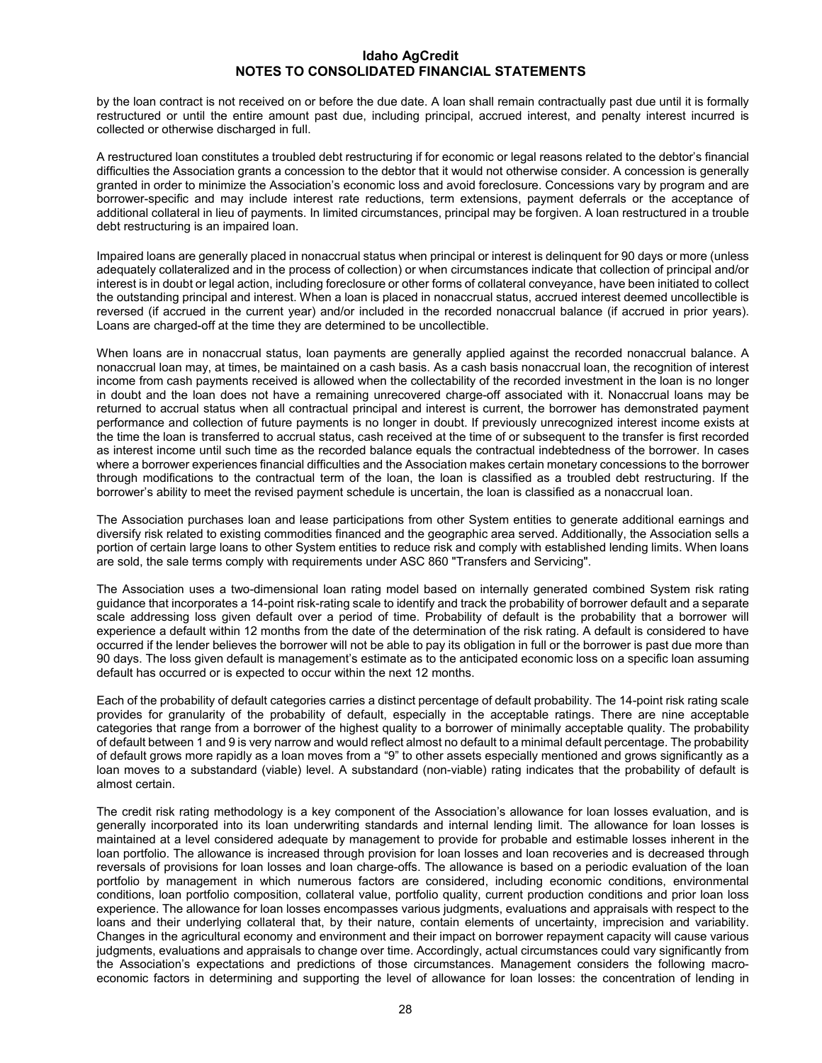by the loan contract is not received on or before the due date. A loan shall remain contractually past due until it is formally restructured or until the entire amount past due, including principal, accrued interest, and penalty interest incurred is collected or otherwise discharged in full.

A restructured loan constitutes a troubled debt restructuring if for economic or legal reasons related to the debtor's financial difficulties the Association grants a concession to the debtor that it would not otherwise consider. A concession is generally granted in order to minimize the Association's economic loss and avoid foreclosure. Concessions vary by program and are borrower-specific and may include interest rate reductions, term extensions, payment deferrals or the acceptance of additional collateral in lieu of payments. In limited circumstances, principal may be forgiven. A loan restructured in a trouble debt restructuring is an impaired loan.

Impaired loans are generally placed in nonaccrual status when principal or interest is delinquent for 90 days or more (unless adequately collateralized and in the process of collection) or when circumstances indicate that collection of principal and/or interest is in doubt or legal action, including foreclosure or other forms of collateral conveyance, have been initiated to collect the outstanding principal and interest. When a loan is placed in nonaccrual status, accrued interest deemed uncollectible is reversed (if accrued in the current year) and/or included in the recorded nonaccrual balance (if accrued in prior years). Loans are charged-off at the time they are determined to be uncollectible.

When loans are in nonaccrual status, loan payments are generally applied against the recorded nonaccrual balance. A nonaccrual loan may, at times, be maintained on a cash basis. As a cash basis nonaccrual loan, the recognition of interest income from cash payments received is allowed when the collectability of the recorded investment in the loan is no longer in doubt and the loan does not have a remaining unrecovered charge-off associated with it. Nonaccrual loans may be returned to accrual status when all contractual principal and interest is current, the borrower has demonstrated payment performance and collection of future payments is no longer in doubt. If previously unrecognized interest income exists at the time the loan is transferred to accrual status, cash received at the time of or subsequent to the transfer is first recorded as interest income until such time as the recorded balance equals the contractual indebtedness of the borrower. In cases where a borrower experiences financial difficulties and the Association makes certain monetary concessions to the borrower through modifications to the contractual term of the loan, the loan is classified as a troubled debt restructuring. If the borrower's ability to meet the revised payment schedule is uncertain, the loan is classified as a nonaccrual loan.

The Association purchases loan and lease participations from other System entities to generate additional earnings and diversify risk related to existing commodities financed and the geographic area served. Additionally, the Association sells a portion of certain large loans to other System entities to reduce risk and comply with established lending limits. When loans are sold, the sale terms comply with requirements under ASC 860 "Transfers and Servicing".

The Association uses a two-dimensional loan rating model based on internally generated combined System risk rating guidance that incorporates a 14-point risk-rating scale to identify and track the probability of borrower default and a separate scale addressing loss given default over a period of time. Probability of default is the probability that a borrower will experience a default within 12 months from the date of the determination of the risk rating. A default is considered to have occurred if the lender believes the borrower will not be able to pay its obligation in full or the borrower is past due more than 90 days. The loss given default is management's estimate as to the anticipated economic loss on a specific loan assuming default has occurred or is expected to occur within the next 12 months.

Each of the probability of default categories carries a distinct percentage of default probability. The 14-point risk rating scale provides for granularity of the probability of default, especially in the acceptable ratings. There are nine acceptable categories that range from a borrower of the highest quality to a borrower of minimally acceptable quality. The probability of default between 1 and 9 is very narrow and would reflect almost no default to a minimal default percentage. The probability of default grows more rapidly as a loan moves from a "9" to other assets especially mentioned and grows significantly as a loan moves to a substandard (viable) level. A substandard (non-viable) rating indicates that the probability of default is almost certain.

The credit risk rating methodology is a key component of the Association's allowance for loan losses evaluation, and is generally incorporated into its loan underwriting standards and internal lending limit. The allowance for loan losses is maintained at a level considered adequate by management to provide for probable and estimable losses inherent in the loan portfolio. The allowance is increased through provision for loan losses and loan recoveries and is decreased through reversals of provisions for loan losses and loan charge-offs. The allowance is based on a periodic evaluation of the loan portfolio by management in which numerous factors are considered, including economic conditions, environmental conditions, loan portfolio composition, collateral value, portfolio quality, current production conditions and prior loan loss experience. The allowance for loan losses encompasses various judgments, evaluations and appraisals with respect to the loans and their underlying collateral that, by their nature, contain elements of uncertainty, imprecision and variability. Changes in the agricultural economy and environment and their impact on borrower repayment capacity will cause various judgments, evaluations and appraisals to change over time. Accordingly, actual circumstances could vary significantly from the Association's expectations and predictions of those circumstances. Management considers the following macro-economic factors in determining and supporting the level of allowance for loan losses: the concentration of lending in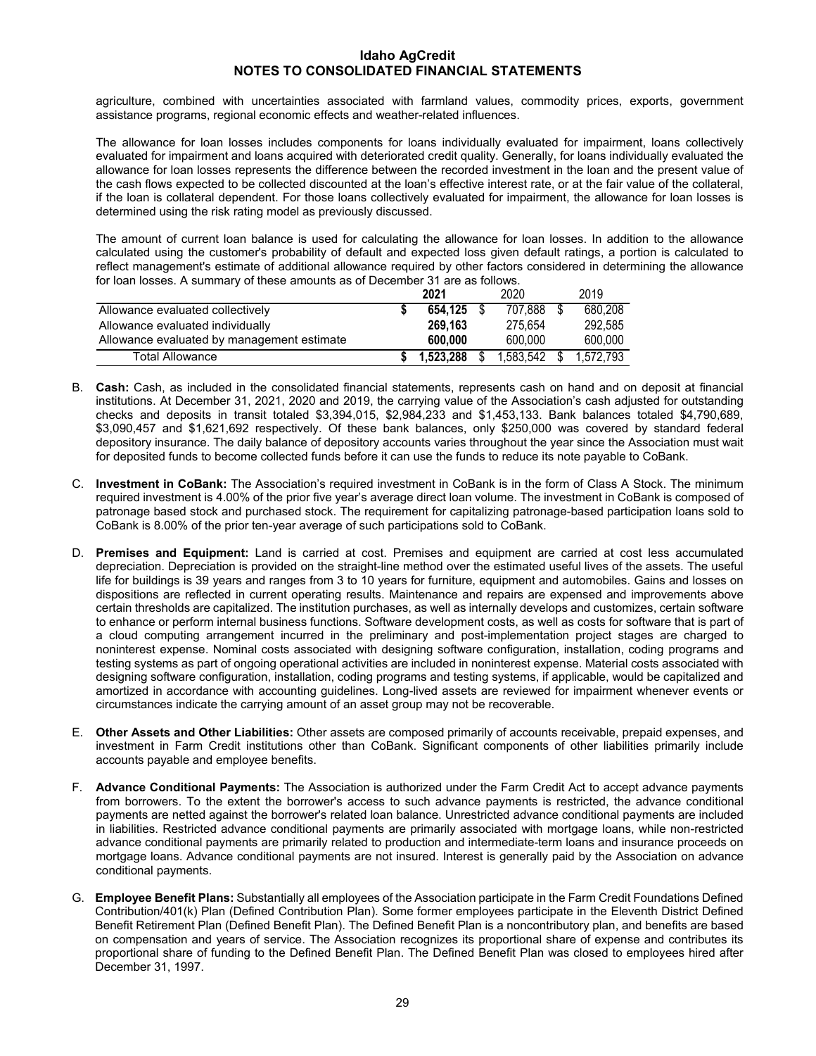agriculture, combined with uncertainties associated with farmland values, commodity prices, exports, government assistance programs, regional economic effects and weather-related influences.

The allowance for loan losses includes components for loans individually evaluated for impairment, loans collectively evaluated for impairment and loans acquired with deteriorated credit quality. Generally, for loans individually evaluated the allowance for loan losses represents the difference between the recorded investment in the loan and the present value of the cash flows expected to be collected discounted at the loan's effective interest rate, or at the fair value of the collateral, if the loan is collateral dependent. For those loans collectively evaluated for impairment, the allowance for loan losses is determined using the risk rating model as previously discussed.

The amount of current loan balance is used for calculating the allowance for loan losses. In addition to the allowance calculated using the customer's probability of default and expected loss given default ratings, a portion is calculated to reflect management's estimate of additional allowance required by other factors considered in determining the allowance for loan losses. A summary of these amounts as of December 31 are as follows.

| | **2021** | 2020 | 2019 |
|---|---|---|---|
| Allowance evaluated collectively | **$ 654,125** | $ 707,888 | $ 680,208 |
| Allowance evaluated individually | **269,163** | 275,654 | 292,585 |
| Allowance evaluated by management estimate | **600,000** | 600,000 | 600,000 |
| Total Allowance | **$ 1,523,288** | $ 1,583,542 | $ 1,572,793 |

B. **Cash:** Cash, as included in the consolidated financial statements, represents cash on hand and on deposit at financial institutions. At December 31, 2021, 2020 and 2019, the carrying value of the Association's cash adjusted for outstanding checks and deposits in transit totaled $3,394,015, $2,984,233 and $1,453,133. Bank balances totaled $4,790,689, $3,090,457 and $1,621,692 respectively. Of these bank balances, only $250,000 was covered by standard federal depository insurance. The daily balance of depository accounts varies throughout the year since the Association must wait for deposited funds to become collected funds before it can use the funds to reduce its note payable to CoBank.

C. **Investment in CoBank:** The Association's required investment in CoBank is in the form of Class A Stock. The minimum required investment is 4.00% of the prior five year's average direct loan volume. The investment in CoBank is composed of patronage based stock and purchased stock. The requirement for capitalizing patronage-based participation loans sold to CoBank is 8.00% of the prior ten-year average of such participations sold to CoBank.

D. **Premises and Equipment:** Land is carried at cost. Premises and equipment are carried at cost less accumulated depreciation. Depreciation is provided on the straight-line method over the estimated useful lives of the assets. The useful life for buildings is 39 years and ranges from 3 to 10 years for furniture, equipment and automobiles. Gains and losses on dispositions are reflected in current operating results. Maintenance and repairs are expensed and improvements above certain thresholds are capitalized. The institution purchases, as well as internally develops and customizes, certain software to enhance or perform internal business functions. Software development costs, as well as costs for software that is part of a cloud computing arrangement incurred in the preliminary and post-implementation project stages are charged to noninterest expense. Nominal costs associated with designing software configuration, installation, coding programs and testing systems as part of ongoing operational activities are included in noninterest expense. Material costs associated with designing software configuration, installation, coding programs and testing systems, if applicable, would be capitalized and amortized in accordance with accounting guidelines. Long-lived assets are reviewed for impairment whenever events or circumstances indicate the carrying amount of an asset group may not be recoverable.

E. **Other Assets and Other Liabilities:** Other assets are composed primarily of accounts receivable, prepaid expenses, and investment in Farm Credit institutions other than CoBank. Significant components of other liabilities primarily include accounts payable and employee benefits.

F. **Advance Conditional Payments:** The Association is authorized under the Farm Credit Act to accept advance payments from borrowers. To the extent the borrower's access to such advance payments is restricted, the advance conditional payments are netted against the borrower's related loan balance. Unrestricted advance conditional payments are included in liabilities. Restricted advance conditional payments are primarily associated with mortgage loans, while non-restricted advance conditional payments are primarily related to production and intermediate-term loans and insurance proceeds on mortgage loans. Advance conditional payments are not insured. Interest is generally paid by the Association on advance conditional payments.

G. **Employee Benefit Plans:** Substantially all employees of the Association participate in the Farm Credit Foundations Defined Contribution/401(k) Plan (Defined Contribution Plan). Some former employees participate in the Eleventh District Defined Benefit Retirement Plan (Defined Benefit Plan). The Defined Benefit Plan is a noncontributory plan, and benefits are based on compensation and years of service. The Association recognizes its proportional share of expense and contributes its proportional share of funding to the Defined Benefit Plan. The Defined Benefit Plan was closed to employees hired after December 31, 1997.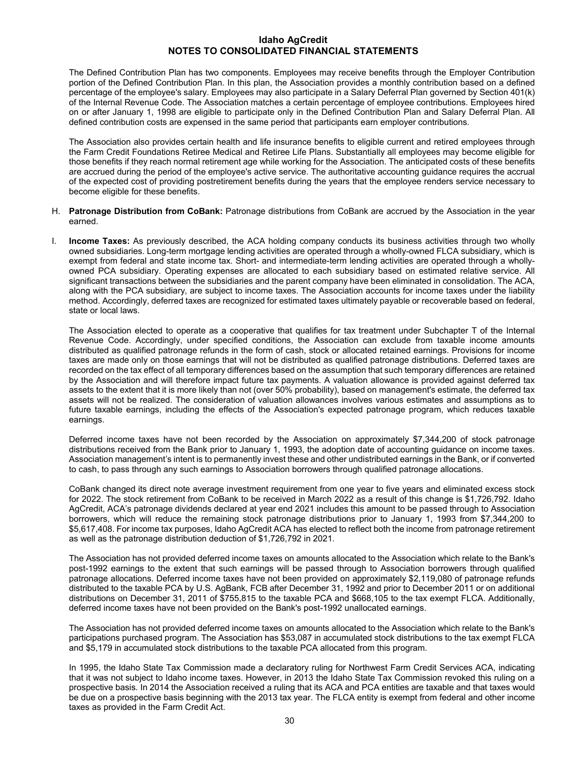The Defined Contribution Plan has two components. Employees may receive benefits through the Employer Contribution portion of the Defined Contribution Plan. In this plan, the Association provides a monthly contribution based on a defined percentage of the employee's salary. Employees may also participate in a Salary Deferral Plan governed by Section 401(k) of the Internal Revenue Code. The Association matches a certain percentage of employee contributions. Employees hired on or after January 1, 1998 are eligible to participate only in the Defined Contribution Plan and Salary Deferral Plan. All defined contribution costs are expensed in the same period that participants earn employer contributions.

The Association also provides certain health and life insurance benefits to eligible current and retired employees through the Farm Credit Foundations Retiree Medical and Retiree Life Plans. Substantially all employees may become eligible for those benefits if they reach normal retirement age while working for the Association. The anticipated costs of these benefits are accrued during the period of the employee's active service. The authoritative accounting guidance requires the accrual of the expected cost of providing postretirement benefits during the years that the employee renders service necessary to become eligible for these benefits.

H. **Patronage Distribution from CoBank:** Patronage distributions from CoBank are accrued by the Association in the year earned.

I. **Income Taxes:** As previously described, the ACA holding company conducts its business activities through two wholly owned subsidiaries. Long-term mortgage lending activities are operated through a wholly-owned FLCA subsidiary, which is exempt from federal and state income tax. Short- and intermediate-term lending activities are operated through a wholly-owned PCA subsidiary. Operating expenses are allocated to each subsidiary based on estimated relative service. All significant transactions between the subsidiaries and the parent company have been eliminated in consolidation. The ACA, along with the PCA subsidiary, are subject to income taxes. The Association accounts for income taxes under the liability method. Accordingly, deferred taxes are recognized for estimated taxes ultimately payable or recoverable based on federal, state or local laws.

The Association elected to operate as a cooperative that qualifies for tax treatment under Subchapter T of the Internal Revenue Code. Accordingly, under specified conditions, the Association can exclude from taxable income amounts distributed as qualified patronage refunds in the form of cash, stock or allocated retained earnings. Provisions for income taxes are made only on those earnings that will not be distributed as qualified patronage distributions. Deferred taxes are recorded on the tax effect of all temporary differences based on the assumption that such temporary differences are retained by the Association and will therefore impact future tax payments. A valuation allowance is provided against deferred tax assets to the extent that it is more likely than not (over 50% probability), based on management's estimate, the deferred tax assets will not be realized. The consideration of valuation allowances involves various estimates and assumptions as to future taxable earnings, including the effects of the Association's expected patronage program, which reduces taxable earnings.

Deferred income taxes have not been recorded by the Association on approximately $7,344,200 of stock patronage distributions received from the Bank prior to January 1, 1993, the adoption date of accounting guidance on income taxes. Association management's intent is to permanently invest these and other undistributed earnings in the Bank, or if converted to cash, to pass through any such earnings to Association borrowers through qualified patronage allocations.

CoBank changed its direct note average investment requirement from one year to five years and eliminated excess stock for 2022. The stock retirement from CoBank to be received in March 2022 as a result of this change is $1,726,792. Idaho AgCredit, ACA's patronage dividends declared at year end 2021 includes this amount to be passed through to Association borrowers, which will reduce the remaining stock patronage distributions prior to January 1, 1993 from $7,344,200 to $5,617,408. For income tax purposes, Idaho AgCredit ACA has elected to reflect both the income from patronage retirement as well as the patronage distribution deduction of $1,726,792 in 2021.

The Association has not provided deferred income taxes on amounts allocated to the Association which relate to the Bank's post-1992 earnings to the extent that such earnings will be passed through to Association borrowers through qualified patronage allocations. Deferred income taxes have not been provided on approximately $2,119,080 of patronage refunds distributed to the taxable PCA by U.S. AgBank, FCB after December 31, 1992 and prior to December 2011 or on additional distributions on December 31, 2011 of $755,815 to the taxable PCA and $668,105 to the tax exempt FLCA. Additionally, deferred income taxes have not been provided on the Bank's post-1992 unallocated earnings.

The Association has not provided deferred income taxes on amounts allocated to the Association which relate to the Bank's participations purchased program. The Association has $53,087 in accumulated stock distributions to the tax exempt FLCA and $5,179 in accumulated stock distributions to the taxable PCA allocated from this program.

In 1995, the Idaho State Tax Commission made a declaratory ruling for Northwest Farm Credit Services ACA, indicating that it was not subject to Idaho income taxes. However, in 2013 the Idaho State Tax Commission revoked this ruling on a prospective basis. In 2014 the Association received a ruling that its ACA and PCA entities are taxable and that taxes would be due on a prospective basis beginning with the 2013 tax year. The FLCA entity is exempt from federal and other income taxes as provided in the Farm Credit Act.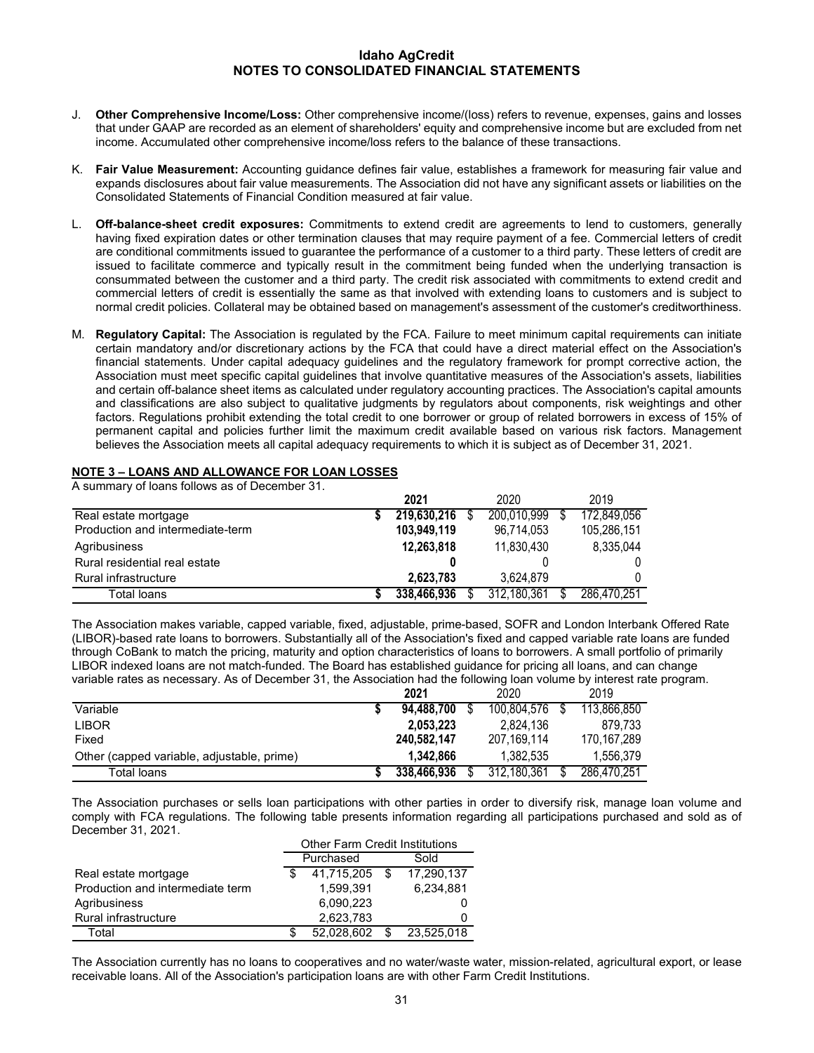J. **Other Comprehensive Income/Loss:** Other comprehensive income/(loss) refers to revenue, expenses, gains and losses that under GAAP are recorded as an element of shareholders' equity and comprehensive income but are excluded from net income. Accumulated other comprehensive income/loss refers to the balance of these transactions.

K. **Fair Value Measurement:** Accounting guidance defines fair value, establishes a framework for measuring fair value and expands disclosures about fair value measurements. The Association did not have any significant assets or liabilities on the Consolidated Statements of Financial Condition measured at fair value.

L. **Off-balance-sheet credit exposures:** Commitments to extend credit are agreements to lend to customers, generally having fixed expiration dates or other termination clauses that may require payment of a fee. Commercial letters of credit are conditional commitments issued to guarantee the performance of a customer to a third party. These letters of credit are issued to facilitate commerce and typically result in the commitment being funded when the underlying transaction is consummated between the customer and a third party. The credit risk associated with commitments to extend credit and commercial letters of credit is essentially the same as that involved with extending loans to customers and is subject to normal credit policies. Collateral may be obtained based on management's assessment of the customer's creditworthiness.

M. **Regulatory Capital:** The Association is regulated by the FCA. Failure to meet minimum capital requirements can initiate certain mandatory and/or discretionary actions by the FCA that could have a direct material effect on the Association's financial statements. Under capital adequacy guidelines and the regulatory framework for prompt corrective action, the Association must meet specific capital guidelines that involve quantitative measures of the Association's assets, liabilities and certain off-balance sheet items as calculated under regulatory accounting practices. The Association's capital amounts and classifications are also subject to qualitative judgments by regulators about components, risk weightings and other factors. Regulations prohibit extending the total credit to one borrower or group of related borrowers in excess of 15% of permanent capital and policies further limit the maximum credit available based on various risk factors. Management believes the Association meets all capital adequacy requirements to which it is subject as of December 31, 2021.

## NOTE 3 – LOANS AND ALLOWANCE FOR LOAN LOSSES

A summary of loans follows as of December 31.

| | **2021** | 2020 | 2019 |
|---|---|---|---|
| Real estate mortgage | **$ 219,630,216** | $ 200,010,999 | $ 172,849,056 |
| Production and intermediate-term | **103,949,119** | 96,714,053 | 105,286,151 |
| Agribusiness | **12,263,818** | 11,830,430 | 8,335,044 |
| Rural residential real estate | **0** | 0 | 0 |
| Rural infrastructure | **2,623,783** | 3,624,879 | 0 |
| Total loans | **$ 338,466,936** | $ 312,180,361 | $ 286,470,251 |

The Association makes variable, capped variable, fixed, adjustable, prime-based, SOFR and London Interbank Offered Rate (LIBOR)-based rate loans to borrowers. Substantially all of the Association's fixed and capped variable rate loans are funded through CoBank to match the pricing, maturity and option characteristics of loans to borrowers. A small portfolio of primarily LIBOR indexed loans are not match-funded. The Board has established guidance for pricing all loans, and can change variable rates as necessary. As of December 31, the Association had the following loan volume by interest rate program.

| | **2021** | 2020 | 2019 |
|---|---|---|---|
| Variable | **$ 94,488,700** | $ 100,804,576 | $ 113,866,850 |
| LIBOR | **2,053,223** | 2,824,136 | 879,733 |
| Fixed | **240,582,147** | 207,169,114 | 170,167,289 |
| Other (capped variable, adjustable, prime) | **1,342,866** | 1,382,535 | 1,556,379 |
| Total loans | **$ 338,466,936** | $ 312,180,361 | $ 286,470,251 |

The Association purchases or sells loan participations with other parties in order to diversify risk, manage loan volume and comply with FCA regulations. The following table presents information regarding all participations purchased and sold as of December 31, 2021.

| | Other Farm Credit Institutions | |
|---|---|---|
| | Purchased | Sold |
| Real estate mortgage | $ 41,715,205 | $ 17,290,137 |
| Production and intermediate term | 1,599,391 | 6,234,881 |
| Agribusiness | 6,090,223 | 0 |
| Rural infrastructure | 2,623,783 | 0 |
| Total | $ 52,028,602 | $ 23,525,018 |

The Association currently has no loans to cooperatives and no water/waste water, mission-related, agricultural export, or lease receivable loans. All of the Association's participation loans are with other Farm Credit Institutions.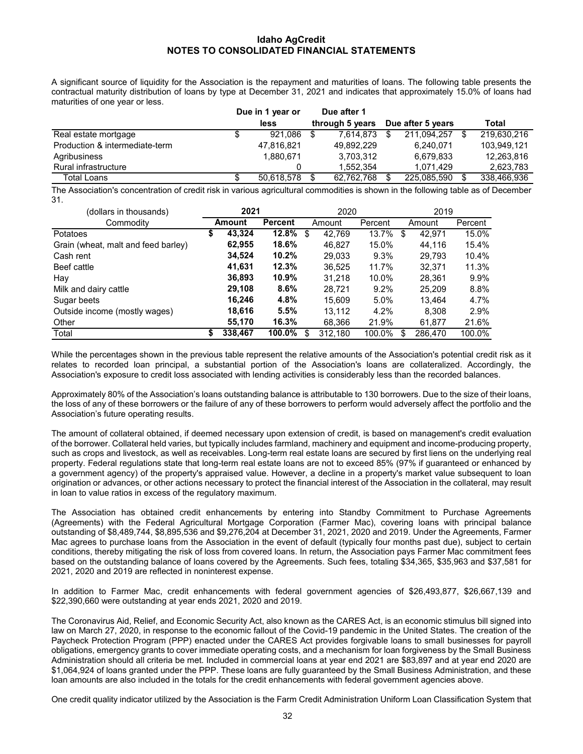A significant source of liquidity for the Association is the repayment and maturities of loans. The following table presents the contractual maturity distribution of loans by type at December 31, 2021 and indicates that approximately 15.0% of loans had maturities of one year or less.

| | Due in 1 year or less | Due after 1 through 5 years | Due after 5 years | Total |
|---|---|---|---|---|
| Real estate mortgage | $ 921,086 | $ 7,614,873 | $ 211,094,257 | $ 219,630,216 |
| Production & intermediate-term | 47,816,821 | 49,892,229 | 6,240,071 | 103,949,121 |
| Agribusiness | 1,880,671 | 3,703,312 | 6,679,833 | 12,263,816 |
| Rural infrastructure | 0 | 1,552,354 | 1,071,429 | 2,623,783 |
| Total Loans | $ 50,618,578 | $ 62,762,768 | $ 225,085,590 | $ 338,466,936 |

The Association's concentration of credit risk in various agricultural commodities is shown in the following table as of December 31.

| (dollars in thousands) | 2021 | | 2020 | | 2019 | |
|---|---|---|---|---|---|---|
| Commodity | **Amount** | **Percent** | Amount | Percent | Amount | Percent |
| Potatoes | **$ 43,324** | **12.8%** | $ 42,769 | 13.7% | $ 42,971 | 15.0% |
| Grain (wheat, malt and feed barley) | **62,955** | **18.6%** | 46,827 | 15.0% | 44,116 | 15.4% |
| Cash rent | **34,524** | **10.2%** | 29,033 | 9.3% | 29,793 | 10.4% |
| Beef cattle | **41,631** | **12.3%** | 36,525 | 11.7% | 32,371 | 11.3% |
| Hay | **36,893** | **10.9%** | 31,218 | 10.0% | 28,361 | 9.9% |
| Milk and dairy cattle | **29,108** | **8.6%** | 28,721 | 9.2% | 25,209 | 8.8% |
| Sugar beets | **16,246** | **4.8%** | 15,609 | 5.0% | 13,464 | 4.7% |
| Outside income (mostly wages) | **18,616** | **5.5%** | 13,112 | 4.2% | 8,308 | 2.9% |
| Other | **55,170** | **16.3%** | 68,366 | 21.9% | 61,877 | 21.6% |
| Total | **$ 338,467** | **100.0%** | $ 312,180 | 100.0% | $ 286,470 | 100.0% |

While the percentages shown in the previous table represent the relative amounts of the Association's potential credit risk as it relates to recorded loan principal, a substantial portion of the Association's loans are collateralized. Accordingly, the Association's exposure to credit loss associated with lending activities is considerably less than the recorded balances.

Approximately 80% of the Association's loans outstanding balance is attributable to 130 borrowers. Due to the size of their loans, the loss of any of these borrowers or the failure of any of these borrowers to perform would adversely affect the portfolio and the Association's future operating results.

The amount of collateral obtained, if deemed necessary upon extension of credit, is based on management's credit evaluation of the borrower. Collateral held varies, but typically includes farmland, machinery and equipment and income-producing property, such as crops and livestock, as well as receivables. Long-term real estate loans are secured by first liens on the underlying real property. Federal regulations state that long-term real estate loans are not to exceed 85% (97% if guaranteed or enhanced by a government agency) of the property's appraised value. However, a decline in a property's market value subsequent to loan origination or advances, or other actions necessary to protect the financial interest of the Association in the collateral, may result in loan to value ratios in excess of the regulatory maximum.

The Association has obtained credit enhancements by entering into Standby Commitment to Purchase Agreements (Agreements) with the Federal Agricultural Mortgage Corporation (Farmer Mac), covering loans with principal balance outstanding of $8,489,744, $8,895,536 and $9,276,204 at December 31, 2021, 2020 and 2019. Under the Agreements, Farmer Mac agrees to purchase loans from the Association in the event of default (typically four months past due), subject to certain conditions, thereby mitigating the risk of loss from covered loans. In return, the Association pays Farmer Mac commitment fees based on the outstanding balance of loans covered by the Agreements. Such fees, totaling $34,365, $35,963 and $37,581 for 2021, 2020 and 2019 are reflected in noninterest expense.

In addition to Farmer Mac, credit enhancements with federal government agencies of $26,493,877, $26,667,139 and $22,390,660 were outstanding at year ends 2021, 2020 and 2019.

The Coronavirus Aid, Relief, and Economic Security Act, also known as the CARES Act, is an economic stimulus bill signed into law on March 27, 2020, in response to the economic fallout of the Covid-19 pandemic in the United States. The creation of the Paycheck Protection Program (PPP) enacted under the CARES Act provides forgivable loans to small businesses for payroll obligations, emergency grants to cover immediate operating costs, and a mechanism for loan forgiveness by the Small Business Administration should all criteria be met. Included in commercial loans at year end 2021 are $83,897 and at year end 2020 are $1,064,924 of loans granted under the PPP. These loans are fully guaranteed by the Small Business Administration, and these loan amounts are also included in the totals for the credit enhancements with federal government agencies above.

One credit quality indicator utilized by the Association is the Farm Credit Administration Uniform Loan Classification System that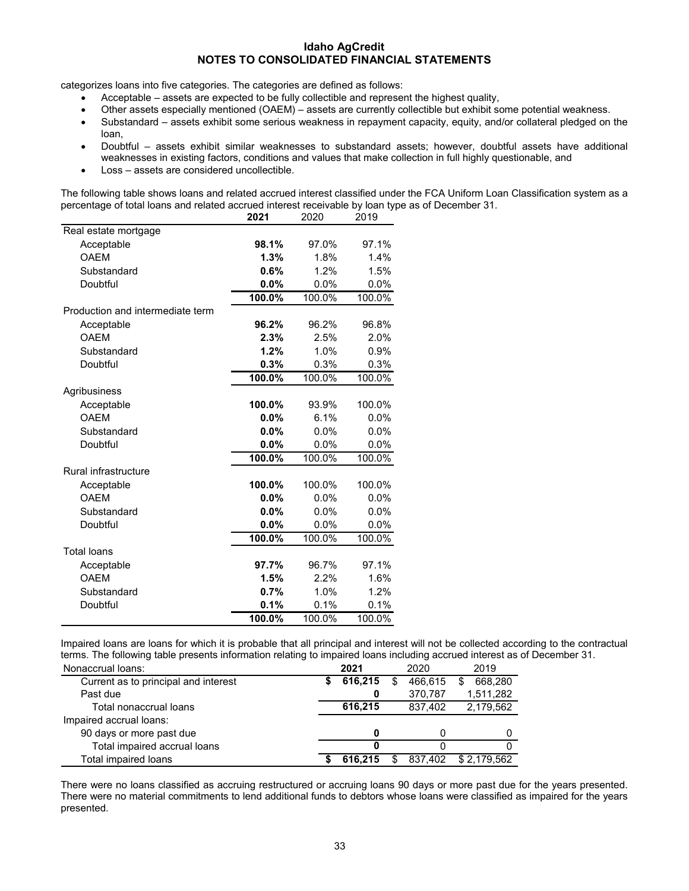categorizes loans into five categories. The categories are defined as follows:

- Acceptable – assets are expected to be fully collectible and represent the highest quality,
- Other assets especially mentioned (OAEM) – assets are currently collectible but exhibit some potential weakness.
- Substandard – assets exhibit some serious weakness in repayment capacity, equity, and/or collateral pledged on the loan,
- Doubtful – assets exhibit similar weaknesses to substandard assets; however, doubtful assets have additional weaknesses in existing factors, conditions and values that make collection in full highly questionable, and
- Loss – assets are considered uncollectible.

The following table shows loans and related accrued interest classified under the FCA Uniform Loan Classification system as a percentage of total loans and related accrued interest receivable by loan type as of December 31.

| | **2021** | 2020 | 2019 |
|---|---|---|---|
| Real estate mortgage | | | |
| Acceptable | **98.1%** | 97.0% | 97.1% |
| OAEM | **1.3%** | 1.8% | 1.4% |
| Substandard | **0.6%** | 1.2% | 1.5% |
| Doubtful | **0.0%** | 0.0% | 0.0% |
| | **100.0%** | 100.0% | 100.0% |
| Production and intermediate term | | | |
| Acceptable | **96.2%** | 96.2% | 96.8% |
| OAEM | **2.3%** | 2.5% | 2.0% |
| Substandard | **1.2%** | 1.0% | 0.9% |
| Doubtful | **0.3%** | 0.3% | 0.3% |
| | **100.0%** | 100.0% | 100.0% |
| Agribusiness | | | |
| Acceptable | **100.0%** | 93.9% | 100.0% |
| OAEM | **0.0%** | 6.1% | 0.0% |
| Substandard | **0.0%** | 0.0% | 0.0% |
| Doubtful | **0.0%** | 0.0% | 0.0% |
| | **100.0%** | 100.0% | 100.0% |
| Rural infrastructure | | | |
| Acceptable | **100.0%** | 100.0% | 100.0% |
| OAEM | **0.0%** | 0.0% | 0.0% |
| Substandard | **0.0%** | 0.0% | 0.0% |
| Doubtful | **0.0%** | 0.0% | 0.0% |
| | **100.0%** | 100.0% | 100.0% |
| Total loans | | | |
| Acceptable | **97.7%** | 96.7% | 97.1% |
| OAEM | **1.5%** | 2.2% | 1.6% |
| Substandard | **0.7%** | 1.0% | 1.2% |
| Doubtful | **0.1%** | 0.1% | 0.1% |
| | **100.0%** | 100.0% | 100.0% |

Impaired loans are loans for which it is probable that all principal and interest will not be collected according to the contractual terms. The following table presents information relating to impaired loans including accrued interest as of December 31.

| Nonaccrual loans: | **2021** | 2020 | 2019 |
|---|---|---|---|
| Current as to principal and interest | **$ 616,215** | $ 466,615 | $ 668,280 |
| Past due | **0** | 370,787 | 1,511,282 |
| Total nonaccrual loans | **616,215** | 837,402 | 2,179,562 |
| Impaired accrual loans: | | | |
| 90 days or more past due | **0** | 0 | 0 |
| Total impaired accrual loans | **0** | 0 | 0 |
| Total impaired loans | **$ 616,215** | $ 837,402 | $ 2,179,562 |

There were no loans classified as accruing restructured or accruing loans 90 days or more past due for the years presented. There were no material commitments to lend additional funds to debtors whose loans were classified as impaired for the years presented.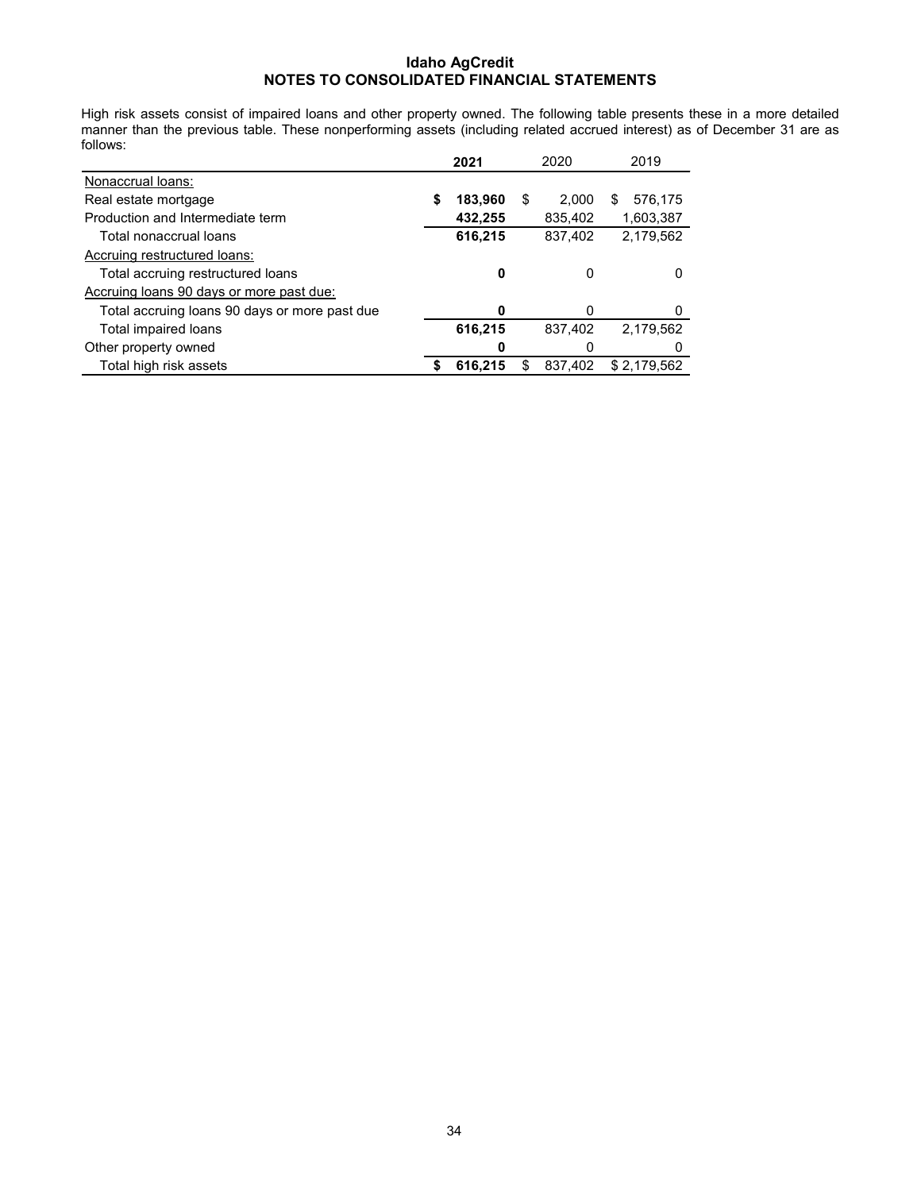# Idaho AgCredit
## NOTES TO CONSOLIDATED FINANCIAL STATEMENTS

High risk assets consist of impaired loans and other property owned. The following table presents these in a more detailed manner than the previous table. These nonperforming assets (including related accrued interest) as of December 31 are as follows:

| | **2021** | 2020 | 2019 |
|---|---|---|---|
| Nonaccrual loans: | | | |
| Real estate mortgage | **$ 183,960** | $ 2,000 | $ 576,175 |
| Production and Intermediate term | **432,255** | 835,402 | 1,603,387 |
| Total nonaccrual loans | **616,215** | 837,402 | 2,179,562 |
| Accruing restructured loans: | | | |
| Total accruing restructured loans | **0** | 0 | 0 |
| Accruing loans 90 days or more past due: | | | |
| Total accruing loans 90 days or more past due | **0** | 0 | 0 |
| Total impaired loans | **616,215** | 837,402 | 2,179,562 |
| Other property owned | **0** | 0 | 0 |
| Total high risk assets | **$ 616,215** | $ 837,402 | $ 2,179,562 |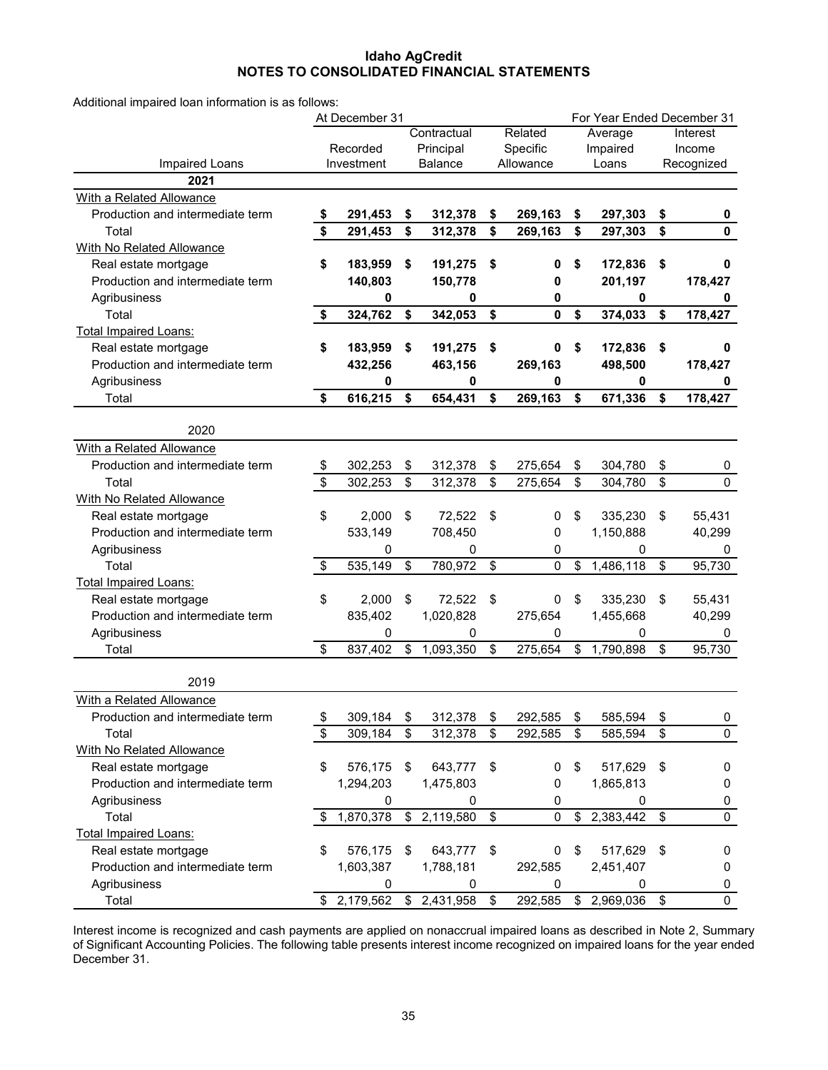## Idaho AgCredit
## NOTES TO CONSOLIDATED FINANCIAL STATEMENTS

Additional impaired loan information is as follows:

| | At December 31 | | | For Year Ended December 31 | |
|---|---|---|---|---|---|
| Impaired Loans | Recorded Investment | Contractual Principal Balance | Related Specific Allowance | Average Impaired Loans | Interest Income Recognized |
| **2021** | | | | | |
| With a Related Allowance | | | | | |
| Production and intermediate term | **$ 291,453** | **$ 312,378** | **$ 269,163** | **$ 297,303** | **$ 0** |
| Total | **$ 291,453** | **$ 312,378** | **$ 269,163** | **$ 297,303** | **$ 0** |
| With No Related Allowance | | | | | |
| Real estate mortgage | **$ 183,959** | **$ 191,275** | **$ 0** | **$ 172,836** | **$ 0** |
| Production and intermediate term | **140,803** | **150,778** | **0** | **201,197** | **178,427** |
| Agribusiness | **0** | **0** | **0** | **0** | **0** |
| Total | **$ 324,762** | **$ 342,053** | **$ 0** | **$ 374,033** | **$ 178,427** |
| Total Impaired Loans: | | | | | |
| Real estate mortgage | **$ 183,959** | **$ 191,275** | **$ 0** | **$ 172,836** | **$ 0** |
| Production and intermediate term | **432,256** | **463,156** | **269,163** | **498,500** | **178,427** |
| Agribusiness | **0** | **0** | **0** | **0** | **0** |
| Total | **$ 616,215** | **$ 654,431** | **$ 269,163** | **$ 671,336** | **$ 178,427** |
| 2020 | | | | | |
| With a Related Allowance | | | | | |
| Production and intermediate term | $ 302,253 | $ 312,378 | $ 275,654 | $ 304,780 | $ 0 |
| Total | $ 302,253 | $ 312,378 | $ 275,654 | $ 304,780 | $ 0 |
| With No Related Allowance | | | | | |
| Real estate mortgage | $ 2,000 | $ 72,522 | $ 0 | $ 335,230 | $ 55,431 |
| Production and intermediate term | 533,149 | 708,450 | 0 | 1,150,888 | 40,299 |
| Agribusiness | 0 | 0 | 0 | 0 | 0 |
| Total | $ 535,149 | $ 780,972 | $ 0 | $ 1,486,118 | $ 95,730 |
| Total Impaired Loans: | | | | | |
| Real estate mortgage | $ 2,000 | $ 72,522 | $ 0 | $ 335,230 | $ 55,431 |
| Production and intermediate term | 835,402 | 1,020,828 | 275,654 | 1,455,668 | 40,299 |
| Agribusiness | 0 | 0 | 0 | 0 | 0 |
| Total | $ 837,402 | $ 1,093,350 | $ 275,654 | $ 1,790,898 | $ 95,730 |
| 2019 | | | | | |
| With a Related Allowance | | | | | |
| Production and intermediate term | $ 309,184 | $ 312,378 | $ 292,585 | $ 585,594 | $ 0 |
| Total | $ 309,184 | $ 312,378 | $ 292,585 | $ 585,594 | $ 0 |
| With No Related Allowance | | | | | |
| Real estate mortgage | $ 576,175 | $ 643,777 | $ 0 | $ 517,629 | $ 0 |
| Production and intermediate term | 1,294,203 | 1,475,803 | 0 | 1,865,813 | 0 |
| Agribusiness | 0 | 0 | 0 | 0 | 0 |
| Total | $ 1,870,378 | $ 2,119,580 | $ 0 | $ 2,383,442 | $ 0 |
| Total Impaired Loans: | | | | | |
| Real estate mortgage | $ 576,175 | $ 643,777 | $ 0 | $ 517,629 | $ 0 |
| Production and intermediate term | 1,603,387 | 1,788,181 | 292,585 | 2,451,407 | 0 |
| Agribusiness | 0 | 0 | 0 | 0 | 0 |
| Total | $ 2,179,562 | $ 2,431,958 | $ 292,585 | $ 2,969,036 | $ 0 |

Interest income is recognized and cash payments are applied on nonaccrual impaired loans as described in Note 2, Summary of Significant Accounting Policies. The following table presents interest income recognized on impaired loans for the year ended December 31.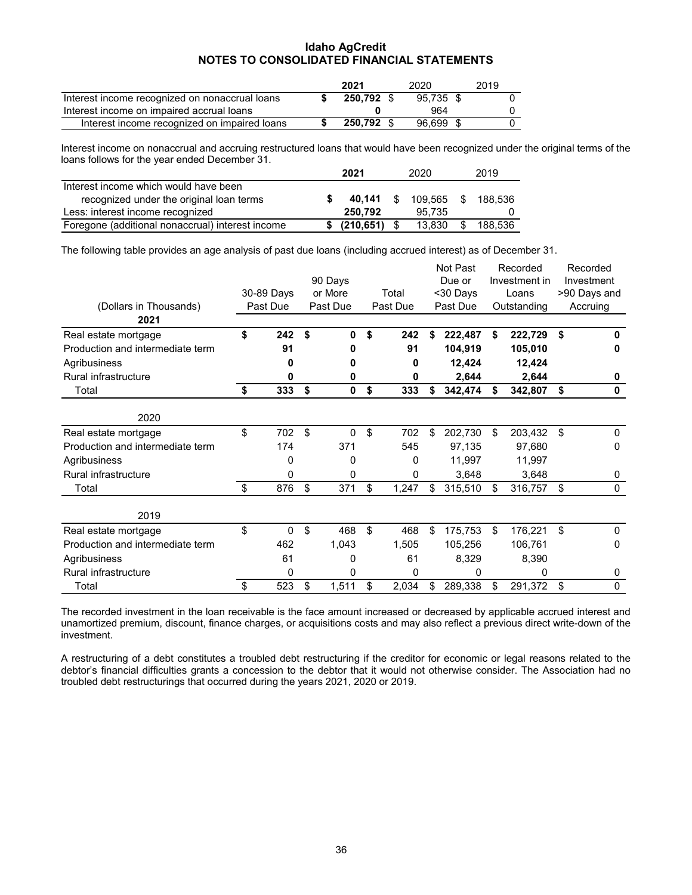**Idaho AgCredit**
**NOTES TO CONSOLIDATED FINANCIAL STATEMENTS**

| | 2021 | 2020 | 2019 |
|---|---|---|---|
| Interest income recognized on nonaccrual loans | **$ 250,792** | $ 95,735 | $ 0 |
| Interest income on impaired accrual loans | **0** | 964 | 0 |
| Interest income recognized on impaired loans | **$ 250,792** | $ 96,699 | $ 0 |

Interest income on nonaccrual and accruing restructured loans that would have been recognized under the original terms of the loans follows for the year ended December 31.

| | 2021 | 2020 | 2019 |
|---|---|---|---|
| Interest income which would have been recognized under the original loan terms | **$ 40,141** | $ 109,565 | $ 188,536 |
| Less: interest income recognized | **250,792** | 95,735 | 0 |
| Foregone (additional nonaccrual) interest income | **$ (210,651)** | $ 13,830 | $ 188,536 |

The following table provides an age analysis of past due loans (including accrued interest) as of December 31.

| (Dollars in Thousands) | 30-89 Days Past Due | 90 Days or More Past Due | Total Past Due | Not Past Due or <30 Days Past Due | Recorded Investment in Loans Outstanding | Recorded Investment >90 Days and Accruing |
|---|---|---|---|---|---|---|
| **2021** | | | | | | |
| Real estate mortgage | **$ 242** | **$ 0** | **$ 242** | **$ 222,487** | **$ 222,729** | **$ 0** |
| Production and intermediate term | **91** | **0** | **91** | **104,919** | **105,010** | **0** |
| Agribusiness | **0** | **0** | **0** | **12,424** | **12,424** | |
| Rural infrastructure | **0** | **0** | **0** | **2,644** | **2,644** | **0** |
| Total | **$ 333** | **$ 0** | **$ 333** | **$ 342,474** | **$ 342,807** | **$ 0** |
| 2020 | | | | | | |
| Real estate mortgage | $ 702 | $ 0 | $ 702 | $ 202,730 | $ 203,432 | $ 0 |
| Production and intermediate term | 174 | 371 | 545 | 97,135 | 97,680 | 0 |
| Agribusiness | 0 | 0 | 0 | 11,997 | 11,997 | |
| Rural infrastructure | 0 | 0 | 0 | 3,648 | 3,648 | 0 |
| Total | $ 876 | $ 371 | $ 1,247 | $ 315,510 | $ 316,757 | $ 0 |
| 2019 | | | | | | |
| Real estate mortgage | $ 0 | $ 468 | $ 468 | $ 175,753 | $ 176,221 | $ 0 |
| Production and intermediate term | 462 | 1,043 | 1,505 | 105,256 | 106,761 | 0 |
| Agribusiness | 61 | 0 | 61 | 8,329 | 8,390 | |
| Rural infrastructure | 0 | 0 | 0 | 0 | 0 | 0 |
| Total | $ 523 | $ 1,511 | $ 2,034 | $ 289,338 | $ 291,372 | $ 0 |

The recorded investment in the loan receivable is the face amount increased or decreased by applicable accrued interest and unamortized premium, discount, finance charges, or acquisitions costs and may also reflect a previous direct write-down of the investment.

A restructuring of a debt constitutes a troubled debt restructuring if the creditor for economic or legal reasons related to the debtor's financial difficulties grants a concession to the debtor that it would not otherwise consider. The Association had no troubled debt restructurings that occurred during the years 2021, 2020 or 2019.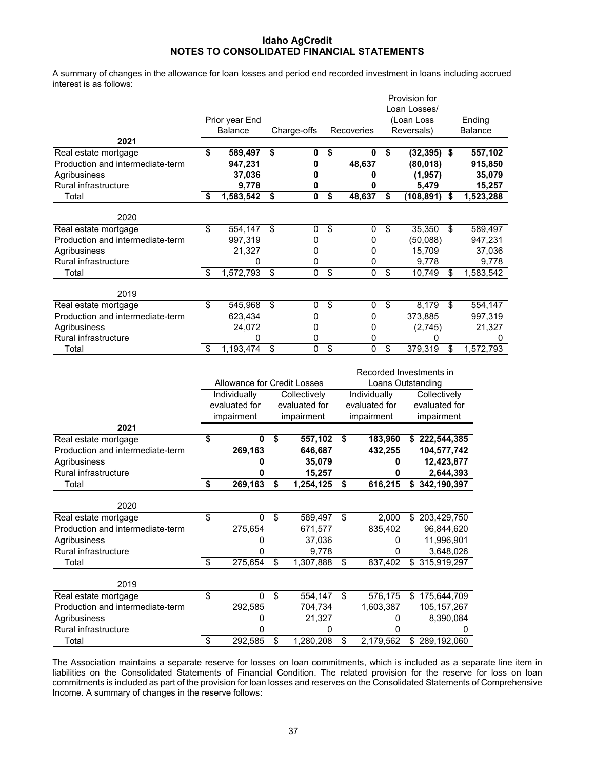**Idaho AgCredit**
**NOTES TO CONSOLIDATED FINANCIAL STATEMENTS**

A summary of changes in the allowance for loan losses and period end recorded investment in loans including accrued interest is as follows:

| | Prior year End Balance | Charge-offs | Recoveries | Provision for Loan Losses/ (Loan Loss Reversals) | Ending Balance |
|---|---|---|---|---|---|
| **2021** | | | | | |
| Real estate mortgage | **$ 589,497** | **$ 0** | **$ 0** | **$ (32,395)** | **$ 557,102** |
| Production and intermediate-term | **947,231** | **0** | **48,637** | **(80,018)** | **915,850** |
| Agribusiness | **37,036** | **0** | **0** | **(1,957)** | **35,079** |
| Rural infrastructure | **9,778** | **0** | **0** | **5,479** | **15,257** |
| Total | **$ 1,583,542** | **$ 0** | **$ 48,637** | **$ (108,891)** | **$ 1,523,288** |
| 2020 | | | | | |
| Real estate mortgage | $ 554,147 | $ 0 | $ 0 | $ 35,350 | $ 589,497 |
| Production and intermediate-term | 997,319 | 0 | 0 | (50,088) | 947,231 |
| Agribusiness | 21,327 | 0 | 0 | 15,709 | 37,036 |
| Rural infrastructure | 0 | 0 | 0 | 9,778 | 9,778 |
| Total | $ 1,572,793 | $ 0 | $ 0 | $ 10,749 | $ 1,583,542 |
| 2019 | | | | | |
| Real estate mortgage | $ 545,968 | $ 0 | $ 0 | $ 8,179 | $ 554,147 |
| Production and intermediate-term | 623,434 | 0 | 0 | 373,885 | 997,319 |
| Agribusiness | 24,072 | 0 | 0 | (2,745) | 21,327 |
| Rural infrastructure | 0 | 0 | 0 | 0 | 0 |
| Total | $ 1,193,474 | $ 0 | $ 0 | $ 379,319 | $ 1,572,793 |

| | Allowance for Credit Losses | | Recorded Investments in Loans Outstanding | |
|---|---|---|---|---|
| | Individually evaluated for impairment | Collectively evaluated for impairment | Individually evaluated for impairment | Collectively evaluated for impairment |
| **2021** | | | | |
| Real estate mortgage | **$ 0** | **$ 557,102** | **$ 183,960** | **$ 222,544,385** |
| Production and intermediate-term | **269,163** | **646,687** | **432,255** | **104,577,742** |
| Agribusiness | **0** | **35,079** | **0** | **12,423,877** |
| Rural infrastructure | **0** | **15,257** | **0** | **2,644,393** |
| Total | **$ 269,163** | **$ 1,254,125** | **$ 616,215** | **$ 342,190,397** |
| 2020 | | | | |
| Real estate mortgage | $ 0 | $ 589,497 | $ 2,000 | $ 203,429,750 |
| Production and intermediate-term | 275,654 | 671,577 | 835,402 | 96,844,620 |
| Agribusiness | 0 | 37,036 | 0 | 11,996,901 |
| Rural infrastructure | 0 | 9,778 | 0 | 3,648,026 |
| Total | $ 275,654 | $ 1,307,888 | $ 837,402 | $ 315,919,297 |
| 2019 | | | | |
| Real estate mortgage | $ 0 | $ 554,147 | $ 576,175 | $ 175,644,709 |
| Production and intermediate-term | 292,585 | 704,734 | 1,603,387 | 105,157,267 |
| Agribusiness | 0 | 21,327 | 0 | 8,390,084 |
| Rural infrastructure | 0 | 0 | 0 | 0 |
| Total | $ 292,585 | $ 1,280,208 | $ 2,179,562 | $ 289,192,060 |

The Association maintains a separate reserve for losses on loan commitments, which is included as a separate line item in liabilities on the Consolidated Statements of Financial Condition. The related provision for the reserve for loss on loan commitments is included as part of the provision for loan losses and reserves on the Consolidated Statements of Comprehensive Income. A summary of changes in the reserve follows: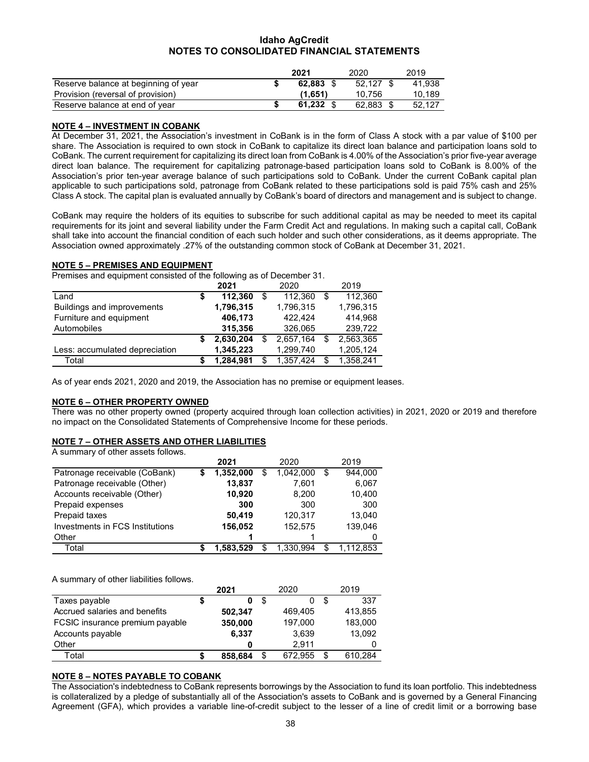| | 2021 | 2020 | 2019 |
|---|---|---|---|
| Reserve balance at beginning of year | **$ 62,883** | $ 52,127 | $ 41,938 |
| Provision (reversal of provision) | **(1,651)** | 10,756 | 10,189 |
| Reserve balance at end of year | **$ 61,232** | $ 62,883 | $ 52,127 |

## NOTE 4 – INVESTMENT IN COBANK

At December 31, 2021, the Association's investment in CoBank is in the form of Class A stock with a par value of $100 per share. The Association is required to own stock in CoBank to capitalize its direct loan balance and participation loans sold to CoBank. The current requirement for capitalizing its direct loan from CoBank is 4.00% of the Association's prior five-year average direct loan balance. The requirement for capitalizing patronage-based participation loans sold to CoBank is 8.00% of the Association's prior ten-year average balance of such participations sold to CoBank. Under the current CoBank capital plan applicable to such participations sold, patronage from CoBank related to these participations sold is paid 75% cash and 25% Class A stock. The capital plan is evaluated annually by CoBank's board of directors and management and is subject to change.

CoBank may require the holders of its equities to subscribe for such additional capital as may be needed to meet its capital requirements for its joint and several liability under the Farm Credit Act and regulations. In making such a capital call, CoBank shall take into account the financial condition of each such holder and such other considerations, as it deems appropriate. The Association owned approximately .27% of the outstanding common stock of CoBank at December 31, 2021.

## NOTE 5 – PREMISES AND EQUIPMENT

Premises and equipment consisted of the following as of December 31.

| | 2021 | 2020 | 2019 |
|---|---|---|---|
| Land | **$ 112,360** | $ 112,360 | $ 112,360 |
| Buildings and improvements | **1,796,315** | 1,796,315 | 1,796,315 |
| Furniture and equipment | **406,173** | 422,424 | 414,968 |
| Automobiles | **315,356** | 326,065 | 239,722 |
| | **$ 2,630,204** | $ 2,657,164 | $ 2,563,365 |
| Less: accumulated depreciation | **1,345,223** | 1,299,740 | 1,205,124 |
| Total | **$ 1,284,981** | $ 1,357,424 | $ 1,358,241 |

As of year ends 2021, 2020 and 2019, the Association has no premise or equipment leases.

## NOTE 6 – OTHER PROPERTY OWNED

There was no other property owned (property acquired through loan collection activities) in 2021, 2020 or 2019 and therefore no impact on the Consolidated Statements of Comprehensive Income for these periods.

## NOTE 7 – OTHER ASSETS AND OTHER LIABILITIES

A summary of other assets follows.

| | 2021 | 2020 | 2019 |
|---|---|---|---|
| Patronage receivable (CoBank) | **$ 1,352,000** | $ 1,042,000 | $ 944,000 |
| Patronage receivable (Other) | **13,837** | 7,601 | 6,067 |
| Accounts receivable (Other) | **10,920** | 8,200 | 10,400 |
| Prepaid expenses | **300** | 300 | 300 |
| Prepaid taxes | **50,419** | 120,317 | 13,040 |
| Investments in FCS Institutions | **156,052** | 152,575 | 139,046 |
| Other | **1** | 1 | 0 |
| Total | **$ 1,583,529** | $ 1,330,994 | $ 1,112,853 |

A summary of other liabilities follows.

| | 2021 | 2020 | 2019 |
|---|---|---|---|
| Taxes payable | **$ 0** | $ 0 | $ 337 |
| Accrued salaries and benefits | **502,347** | 469,405 | 413,855 |
| FCSIC insurance premium payable | **350,000** | 197,000 | 183,000 |
| Accounts payable | **6,337** | 3,639 | 13,092 |
| Other | **0** | 2,911 | 0 |
| Total | **$ 858,684** | $ 672,955 | $ 610,284 |

## NOTE 8 – NOTES PAYABLE TO COBANK

The Association's indebtedness to CoBank represents borrowings by the Association to fund its loan portfolio. This indebtedness is collateralized by a pledge of substantially all of the Association's assets to CoBank and is governed by a General Financing Agreement (GFA), which provides a variable line-of-credit subject to the lesser of a line of credit limit or a borrowing base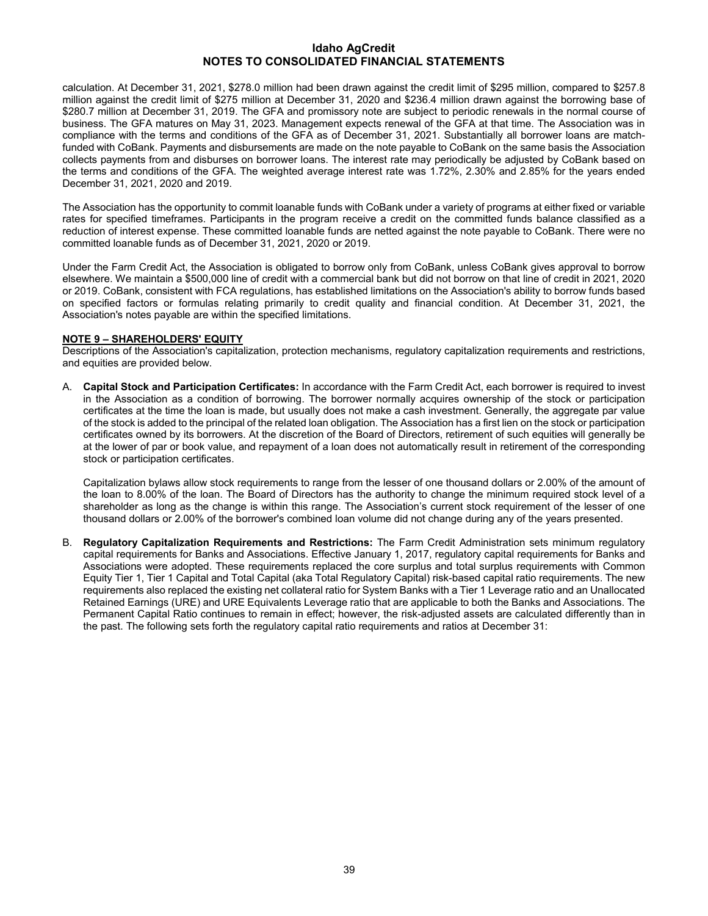calculation. At December 31, 2021, $278.0 million had been drawn against the credit limit of $295 million, compared to $257.8 million against the credit limit of $275 million at December 31, 2020 and $236.4 million drawn against the borrowing base of $280.7 million at December 31, 2019. The GFA and promissory note are subject to periodic renewals in the normal course of business. The GFA matures on May 31, 2023. Management expects renewal of the GFA at that time. The Association was in compliance with the terms and conditions of the GFA as of December 31, 2021. Substantially all borrower loans are match-funded with CoBank. Payments and disbursements are made on the note payable to CoBank on the same basis the Association collects payments from and disburses on borrower loans. The interest rate may periodically be adjusted by CoBank based on the terms and conditions of the GFA. The weighted average interest rate was 1.72%, 2.30% and 2.85% for the years ended December 31, 2021, 2020 and 2019.

The Association has the opportunity to commit loanable funds with CoBank under a variety of programs at either fixed or variable rates for specified timeframes. Participants in the program receive a credit on the committed funds balance classified as a reduction of interest expense. These committed loanable funds are netted against the note payable to CoBank. There were no committed loanable funds as of December 31, 2021, 2020 or 2019.

Under the Farm Credit Act, the Association is obligated to borrow only from CoBank, unless CoBank gives approval to borrow elsewhere. We maintain a $500,000 line of credit with a commercial bank but did not borrow on that line of credit in 2021, 2020 or 2019. CoBank, consistent with FCA regulations, has established limitations on the Association's ability to borrow funds based on specified factors or formulas relating primarily to credit quality and financial condition. At December 31, 2021, the Association's notes payable are within the specified limitations.

## NOTE 9 – SHAREHOLDERS' EQUITY

Descriptions of the Association's capitalization, protection mechanisms, regulatory capitalization requirements and restrictions, and equities are provided below.

A. **Capital Stock and Participation Certificates:** In accordance with the Farm Credit Act, each borrower is required to invest in the Association as a condition of borrowing. The borrower normally acquires ownership of the stock or participation certificates at the time the loan is made, but usually does not make a cash investment. Generally, the aggregate par value of the stock is added to the principal of the related loan obligation. The Association has a first lien on the stock or participation certificates owned by its borrowers. At the discretion of the Board of Directors, retirement of such equities will generally be at the lower of par or book value, and repayment of a loan does not automatically result in retirement of the corresponding stock or participation certificates.

   Capitalization bylaws allow stock requirements to range from the lesser of one thousand dollars or 2.00% of the amount of the loan to 8.00% of the loan. The Board of Directors has the authority to change the minimum required stock level of a shareholder as long as the change is within this range. The Association's current stock requirement of the lesser of one thousand dollars or 2.00% of the borrower's combined loan volume did not change during any of the years presented.

B. **Regulatory Capitalization Requirements and Restrictions:** The Farm Credit Administration sets minimum regulatory capital requirements for Banks and Associations. Effective January 1, 2017, regulatory capital requirements for Banks and Associations were adopted. These requirements replaced the core surplus and total surplus requirements with Common Equity Tier 1, Tier 1 Capital and Total Capital (aka Total Regulatory Capital) risk-based capital ratio requirements. The new requirements also replaced the existing net collateral ratio for System Banks with a Tier 1 Leverage ratio and an Unallocated Retained Earnings (URE) and URE Equivalents Leverage ratio that are applicable to both the Banks and Associations. The Permanent Capital Ratio continues to remain in effect; however, the risk-adjusted assets are calculated differently than in the past. The following sets forth the regulatory capital ratio requirements and ratios at December 31: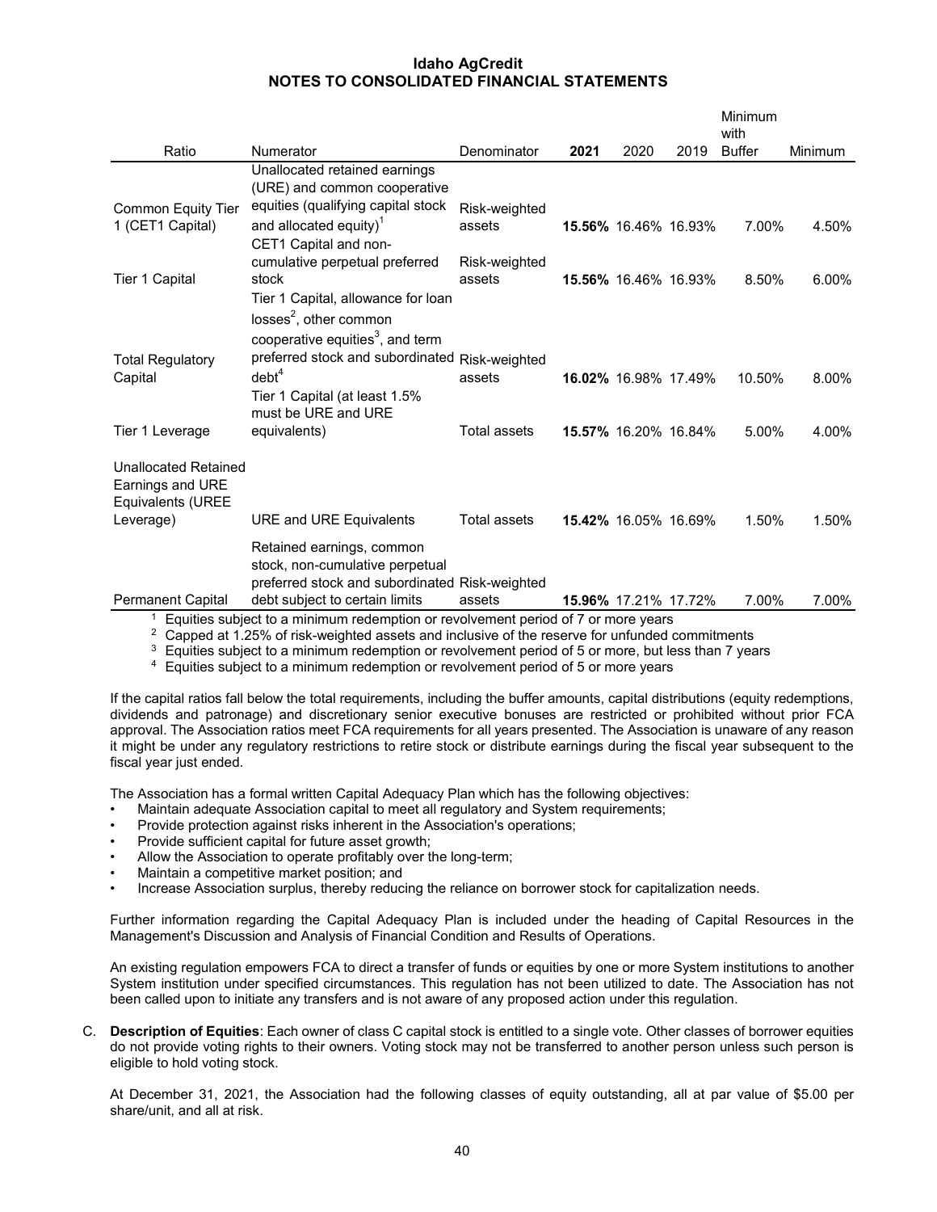## Idaho AgCredit
## NOTES TO CONSOLIDATED FINANCIAL STATEMENTS

| Ratio | Numerator | Denominator | 2021 | 2020 | 2019 | Minimum with Buffer | Minimum |
|---|---|---|---|---|---|---|---|
| Common Equity Tier 1 (CET1 Capital) | Unallocated retained earnings (URE) and common cooperative equities (qualifying capital stock and allocated equity)[1] | Risk-weighted assets | **15.56%** | 16.46% | 16.93% | 7.00% | 4.50% |
| Tier 1 Capital | CET1 Capital and non-cumulative perpetual preferred stock | Risk-weighted assets | **15.56%** | 16.46% | 16.93% | 8.50% | 6.00% |
| Total Regulatory Capital | Tier 1 Capital, allowance for loan losses[2], other common cooperative equities[3], and term preferred stock and subordinated debt[4] | Risk-weighted assets | **16.02%** | 16.98% | 17.49% | 10.50% | 8.00% |
| Tier 1 Leverage | Tier 1 Capital (at least 1.5% must be URE and URE equivalents) | Total assets | **15.57%** | 16.20% | 16.84% | 5.00% | 4.00% |
| Unallocated Retained Earnings and URE Equivalents (UREE Leverage) | URE and URE Equivalents | Total assets | **15.42%** | 16.05% | 16.69% | 1.50% | 1.50% |
| Permanent Capital | Retained earnings, common stock, non-cumulative perpetual preferred stock and subordinated debt subject to certain limits | Risk-weighted assets | **15.96%** | 17.21% | 17.72% | 7.00% | 7.00% |

[1] Equities subject to a minimum redemption or revolvement period of 7 or more years

[2] Capped at 1.25% of risk-weighted assets and inclusive of the reserve for unfunded commitments

[3] Equities subject to a minimum redemption or revolvement period of 5 or more, but less than 7 years

[4] Equities subject to a minimum redemption or revolvement period of 5 or more years

If the capital ratios fall below the total requirements, including the buffer amounts, capital distributions (equity redemptions, dividends and patronage) and discretionary senior executive bonuses are restricted or prohibited without prior FCA approval. The Association ratios meet FCA requirements for all years presented. The Association is unaware of any reason it might be under any regulatory restrictions to retire stock or distribute earnings during the fiscal year subsequent to the fiscal year just ended.

The Association has a formal written Capital Adequacy Plan which has the following objectives:

- Maintain adequate Association capital to meet all regulatory and System requirements;
- Provide protection against risks inherent in the Association's operations;
- Provide sufficient capital for future asset growth;
- Allow the Association to operate profitably over the long-term;
- Maintain a competitive market position; and
- Increase Association surplus, thereby reducing the reliance on borrower stock for capitalization needs.

Further information regarding the Capital Adequacy Plan is included under the heading of Capital Resources in the Management's Discussion and Analysis of Financial Condition and Results of Operations.

An existing regulation empowers FCA to direct a transfer of funds or equities by one or more System institutions to another System institution under specified circumstances. This regulation has not been utilized to date. The Association has not been called upon to initiate any transfers and is not aware of any proposed action under this regulation.

C. **Description of Equities**: Each owner of class C capital stock is entitled to a single vote. Other classes of borrower equities do not provide voting rights to their owners. Voting stock may not be transferred to another person unless such person is eligible to hold voting stock.

At December 31, 2021, the Association had the following classes of equity outstanding, all at par value of $5.00 per share/unit, and all at risk.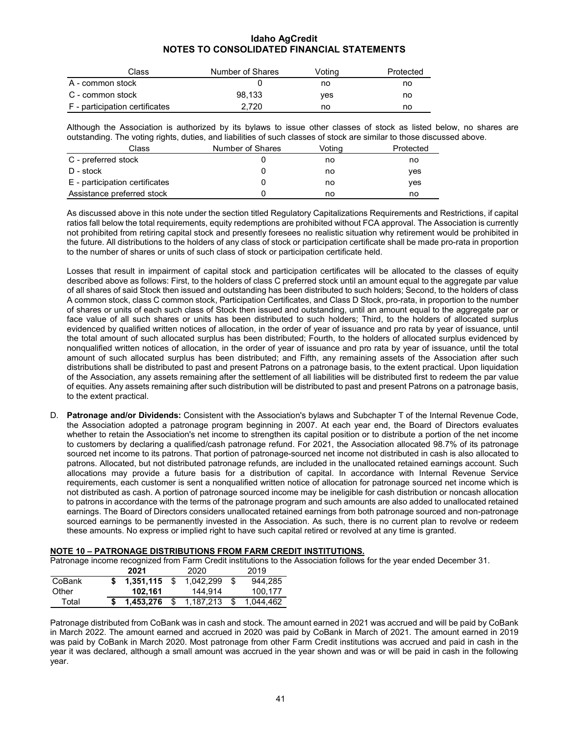| Class | Number of Shares | Voting | Protected |
|---|---|---|---|
| A - common stock | 0 | no | no |
| C - common stock | 98,133 | yes | no |
| F - participation certificates | 2,720 | no | no |

Although the Association is authorized by its bylaws to issue other classes of stock as listed below, no shares are outstanding. The voting rights, duties, and liabilities of such classes of stock are similar to those discussed above.

| Class | Number of Shares | Voting | Protected |
|---|---|---|---|
| C - preferred stock | 0 | no | no |
| D - stock | 0 | no | yes |
| E - participation certificates | 0 | no | yes |
| Assistance preferred stock | 0 | no | no |

As discussed above in this note under the section titled Regulatory Capitalizations Requirements and Restrictions, if capital ratios fall below the total requirements, equity redemptions are prohibited without FCA approval. The Association is currently not prohibited from retiring capital stock and presently foresees no realistic situation why retirement would be prohibited in the future. All distributions to the holders of any class of stock or participation certificate shall be made pro-rata in proportion to the number of shares or units of such class of stock or participation certificate held.

Losses that result in impairment of capital stock and participation certificates will be allocated to the classes of equity described above as follows: First, to the holders of class C preferred stock until an amount equal to the aggregate par value of all shares of said Stock then issued and outstanding has been distributed to such holders; Second, to the holders of class A common stock, class C common stock, Participation Certificates, and Class D Stock, pro-rata, in proportion to the number of shares or units of each such class of Stock then issued and outstanding, until an amount equal to the aggregate par or face value of all such shares or units has been distributed to such holders; Third, to the holders of allocated surplus evidenced by qualified written notices of allocation, in the order of year of issuance and pro rata by year of issuance, until the total amount of such allocated surplus has been distributed; Fourth, to the holders of allocated surplus evidenced by nonqualified written notices of allocation, in the order of year of issuance and pro rata by year of issuance, until the total amount of such allocated surplus has been distributed; and Fifth, any remaining assets of the Association after such distributions shall be distributed to past and present Patrons on a patronage basis, to the extent practical. Upon liquidation of the Association, any assets remaining after the settlement of all liabilities will be distributed first to redeem the par value of equities. Any assets remaining after such distribution will be distributed to past and present Patrons on a patronage basis, to the extent practical.

D. **Patronage and/or Dividends:** Consistent with the Association's bylaws and Subchapter T of the Internal Revenue Code, the Association adopted a patronage program beginning in 2007. At each year end, the Board of Directors evaluates whether to retain the Association's net income to strengthen its capital position or to distribute a portion of the net income to customers by declaring a qualified/cash patronage refund. For 2021, the Association allocated 98.7% of its patronage sourced net income to its patrons. That portion of patronage-sourced net income not distributed in cash is also allocated to patrons. Allocated, but not distributed patronage refunds, are included in the unallocated retained earnings account. Such allocations may provide a future basis for a distribution of capital. In accordance with Internal Revenue Service requirements, each customer is sent a nonqualified written notice of allocation for patronage sourced net income which is not distributed as cash. A portion of patronage sourced income may be ineligible for cash distribution or noncash allocation to patrons in accordance with the terms of the patronage program and such amounts are also added to unallocated retained earnings. The Board of Directors considers unallocated retained earnings from both patronage sourced and non-patronage sourced earnings to be permanently invested in the Association. As such, there is no current plan to revolve or redeem these amounts. No express or implied right to have such capital retired or revolved at any time is granted.

## NOTE 10 – PATRONAGE DISTRIBUTIONS FROM FARM CREDIT INSTITUTIONS.

Patronage income recognized from Farm Credit institutions to the Association follows for the year ended December 31.

| | **2021** | 2020 | 2019 |
|---|---|---|---|
| CoBank | **$ 1,351,115** | $ 1,042,299 | $ 944,285 |
| Other | **102,161** | 144,914 | 100,177 |
| Total | **$ 1,453,276** | $ 1,187,213 | $ 1,044,462 |

Patronage distributed from CoBank was in cash and stock. The amount earned in 2021 was accrued and will be paid by CoBank in March 2022. The amount earned and accrued in 2020 was paid by CoBank in March of 2021. The amount earned in 2019 was paid by CoBank in March 2020. Most patronage from other Farm Credit institutions was accrued and paid in cash in the year it was declared, although a small amount was accrued in the year shown and was or will be paid in cash in the following year.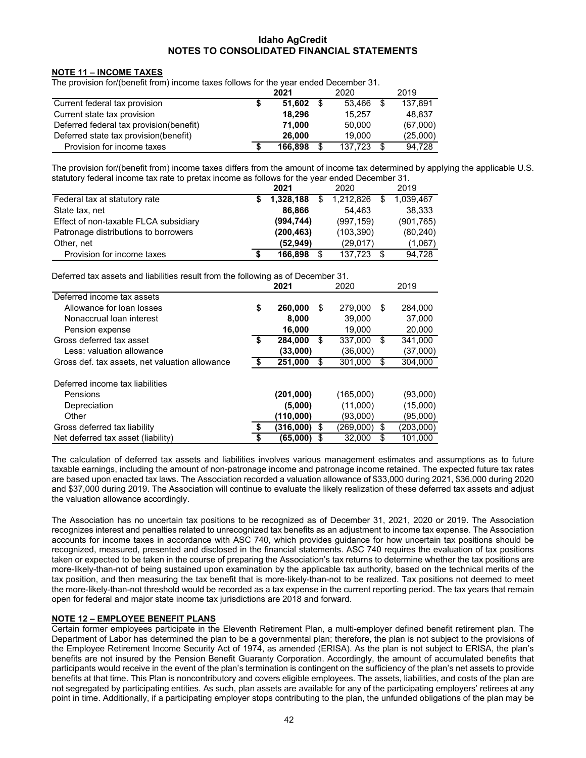## NOTE 11 – INCOME TAXES

The provision for/(benefit from) income taxes follows for the year ended December 31.

| | 2021 | 2020 | 2019 |
|---|---|---|---|
| Current federal tax provision | **$ 51,602** | $ 53,466 | $ 137,891 |
| Current state tax provision | **18,296** | 15,257 | 48,837 |
| Deferred federal tax provision(benefit) | **71,000** | 50,000 | (67,000) |
| Deferred state tax provision(benefit) | **26,000** | 19,000 | (25,000) |
| Provision for income taxes | **$ 166,898** | $ 137,723 | $ 94,728 |

The provision for/(benefit from) income taxes differs from the amount of income tax determined by applying the applicable U.S. statutory federal income tax rate to pretax income as follows for the year ended December 31.

| | 2021 | 2020 | 2019 |
|---|---|---|---|
| Federal tax at statutory rate | **$ 1,328,188** | $ 1,212,826 | $ 1,039,467 |
| State tax, net | **86,866** | 54,463 | 38,333 |
| Effect of non-taxable FLCA subsidiary | **(994,744)** | (997,159) | (901,765) |
| Patronage distributions to borrowers | **(200,463)** | (103,390) | (80,240) |
| Other, net | **(52,949)** | (29,017) | (1,067) |
| Provision for income taxes | **$ 166,898** | $ 137,723 | $ 94,728 |

Deferred tax assets and liabilities result from the following as of December 31.

| | 2021 | 2020 | 2019 |
|---|---|---|---|
| Deferred income tax assets | | | |
| Allowance for loan losses | **$ 260,000** | $ 279,000 | $ 284,000 |
| Nonaccrual loan interest | **8,000** | 39,000 | 37,000 |
| Pension expense | **16,000** | 19,000 | 20,000 |
| Gross deferred tax asset | **$ 284,000** | $ 337,000 | $ 341,000 |
| Less: valuation allowance | **(33,000)** | (36,000) | (37,000) |
| Gross def. tax assets, net valuation allowance | **$ 251,000** | $ 301,000 | $ 304,000 |
| | | | |
| Deferred income tax liabilities | | | |
| Pensions | **(201,000)** | (165,000) | (93,000) |
| Depreciation | **(5,000)** | (11,000) | (15,000) |
| Other | **(110,000)** | (93,000) | (95,000) |
| Gross deferred tax liability | **$ (316,000)** | $ (269,000) | $ (203,000) |
| Net deferred tax asset (liability) | **$ (65,000)** | $ 32,000 | $ 101,000 |

The calculation of deferred tax assets and liabilities involves various management estimates and assumptions as to future taxable earnings, including the amount of non-patronage income and patronage income retained. The expected future tax rates are based upon enacted tax laws. The Association recorded a valuation allowance of $33,000 during 2021, $36,000 during 2020 and $37,000 during 2019. The Association will continue to evaluate the likely realization of these deferred tax assets and adjust the valuation allowance accordingly.

The Association has no uncertain tax positions to be recognized as of December 31, 2021, 2020 or 2019. The Association recognizes interest and penalties related to unrecognized tax benefits as an adjustment to income tax expense. The Association accounts for income taxes in accordance with ASC 740, which provides guidance for how uncertain tax positions should be recognized, measured, presented and disclosed in the financial statements. ASC 740 requires the evaluation of tax positions taken or expected to be taken in the course of preparing the Association's tax returns to determine whether the tax positions are more-likely-than-not of being sustained upon examination by the applicable tax authority, based on the technical merits of the tax position, and then measuring the tax benefit that is more-likely-than-not to be realized. Tax positions not deemed to meet the more-likely-than-not threshold would be recorded as a tax expense in the current reporting period. The tax years that remain open for federal and major state income tax jurisdictions are 2018 and forward.

## NOTE 12 – EMPLOYEE BENEFIT PLANS

Certain former employees participate in the Eleventh Retirement Plan, a multi-employer defined benefit retirement plan. The Department of Labor has determined the plan to be a governmental plan; therefore, the plan is not subject to the provisions of the Employee Retirement Income Security Act of 1974, as amended (ERISA). As the plan is not subject to ERISA, the plan's benefits are not insured by the Pension Benefit Guaranty Corporation. Accordingly, the amount of accumulated benefits that participants would receive in the event of the plan's termination is contingent on the sufficiency of the plan's net assets to provide benefits at that time. This Plan is noncontributory and covers eligible employees. The assets, liabilities, and costs of the plan are not segregated by participating entities. As such, plan assets are available for any of the participating employers' retirees at any point in time. Additionally, if a participating employer stops contributing to the plan, the unfunded obligations of the plan may be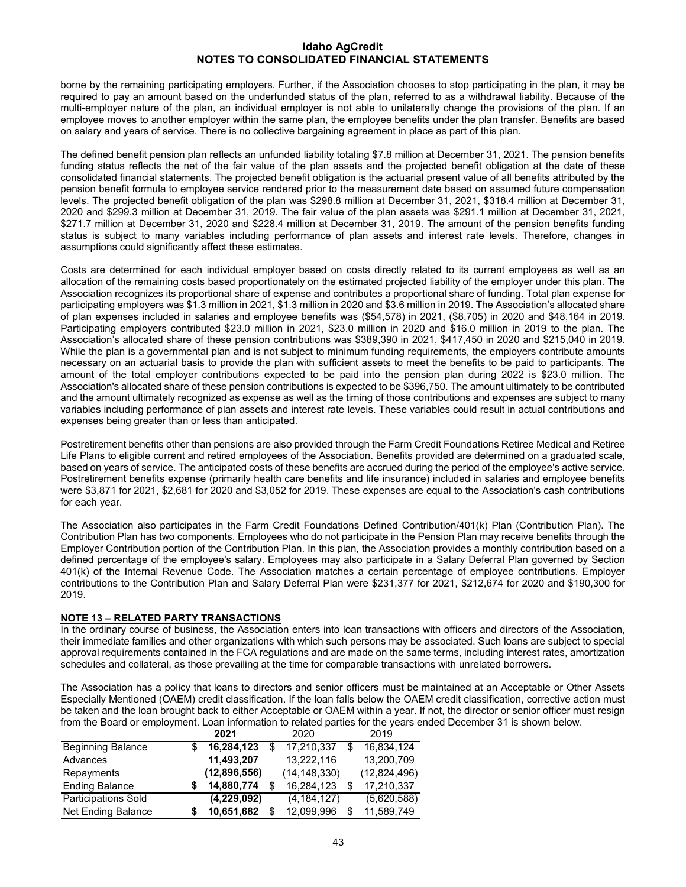borne by the remaining participating employers. Further, if the Association chooses to stop participating in the plan, it may be required to pay an amount based on the underfunded status of the plan, referred to as a withdrawal liability. Because of the multi-employer nature of the plan, an individual employer is not able to unilaterally change the provisions of the plan. If an employee moves to another employer within the same plan, the employee benefits under the plan transfer. Benefits are based on salary and years of service. There is no collective bargaining agreement in place as part of this plan.

The defined benefit pension plan reflects an unfunded liability totaling $7.8 million at December 31, 2021. The pension benefits funding status reflects the net of the fair value of the plan assets and the projected benefit obligation at the date of these consolidated financial statements. The projected benefit obligation is the actuarial present value of all benefits attributed by the pension benefit formula to employee service rendered prior to the measurement date based on assumed future compensation levels. The projected benefit obligation of the plan was $298.8 million at December 31, 2021, $318.4 million at December 31, 2020 and $299.3 million at December 31, 2019. The fair value of the plan assets was $291.1 million at December 31, 2021, $271.7 million at December 31, 2020 and $228.4 million at December 31, 2019. The amount of the pension benefits funding status is subject to many variables including performance of plan assets and interest rate levels. Therefore, changes in assumptions could significantly affect these estimates.

Costs are determined for each individual employer based on costs directly related to its current employees as well as an allocation of the remaining costs based proportionately on the estimated projected liability of the employer under this plan. The Association recognizes its proportional share of expense and contributes a proportional share of funding. Total plan expense for participating employers was $1.3 million in 2021, $1.3 million in 2020 and $3.6 million in 2019. The Association's allocated share of plan expenses included in salaries and employee benefits was ($54,578) in 2021, ($8,705) in 2020 and $48,164 in 2019. Participating employers contributed $23.0 million in 2021, $23.0 million in 2020 and $16.0 million in 2019 to the plan. The Association's allocated share of these pension contributions was $389,390 in 2021, $417,450 in 2020 and $215,040 in 2019. While the plan is a governmental plan and is not subject to minimum funding requirements, the employers contribute amounts necessary on an actuarial basis to provide the plan with sufficient assets to meet the benefits to be paid to participants. The amount of the total employer contributions expected to be paid into the pension plan during 2022 is $23.0 million. The Association's allocated share of these pension contributions is expected to be $396,750. The amount ultimately to be contributed and the amount ultimately recognized as expense as well as the timing of those contributions and expenses are subject to many variables including performance of plan assets and interest rate levels. These variables could result in actual contributions and expenses being greater than or less than anticipated.

Postretirement benefits other than pensions are also provided through the Farm Credit Foundations Retiree Medical and Retiree Life Plans to eligible current and retired employees of the Association. Benefits provided are determined on a graduated scale, based on years of service. The anticipated costs of these benefits are accrued during the period of the employee's active service. Postretirement benefits expense (primarily health care benefits and life insurance) included in salaries and employee benefits were $3,871 for 2021, $2,681 for 2020 and $3,052 for 2019. These expenses are equal to the Association's cash contributions for each year.

The Association also participates in the Farm Credit Foundations Defined Contribution/401(k) Plan (Contribution Plan). The Contribution Plan has two components. Employees who do not participate in the Pension Plan may receive benefits through the Employer Contribution portion of the Contribution Plan. In this plan, the Association provides a monthly contribution based on a defined percentage of the employee's salary. Employees may also participate in a Salary Deferral Plan governed by Section 401(k) of the Internal Revenue Code. The Association matches a certain percentage of employee contributions. Employer contributions to the Contribution Plan and Salary Deferral Plan were $231,377 for 2021, $212,674 for 2020 and $190,300 for 2019.

## NOTE 13 – RELATED PARTY TRANSACTIONS

In the ordinary course of business, the Association enters into loan transactions with officers and directors of the Association, their immediate families and other organizations with which such persons may be associated. Such loans are subject to special approval requirements contained in the FCA regulations and are made on the same terms, including interest rates, amortization schedules and collateral, as those prevailing at the time for comparable transactions with unrelated borrowers.

The Association has a policy that loans to directors and senior officers must be maintained at an Acceptable or Other Assets Especially Mentioned (OAEM) credit classification. If the loan falls below the OAEM credit classification, corrective action must be taken and the loan brought back to either Acceptable or OAEM within a year. If not, the director or senior officer must resign from the Board or employment. Loan information to related parties for the years ended December 31 is shown below.

| | **2021** | 2020 | 2019 |
|---|---|---|---|
| Beginning Balance | **$ 16,284,123** | $ 17,210,337 | $ 16,834,124 |
| Advances | **11,493,207** | 13,222,116 | 13,200,709 |
| Repayments | **(12,896,556)** | (14,148,330) | (12,824,496) |
| Ending Balance | **$ 14,880,774** | $ 16,284,123 | $ 17,210,337 |
| Participations Sold | **(4,229,092)** | (4,184,127) | (5,620,588) |
| Net Ending Balance | **$ 10,651,682** | $ 12,099,996 | $ 11,589,749 |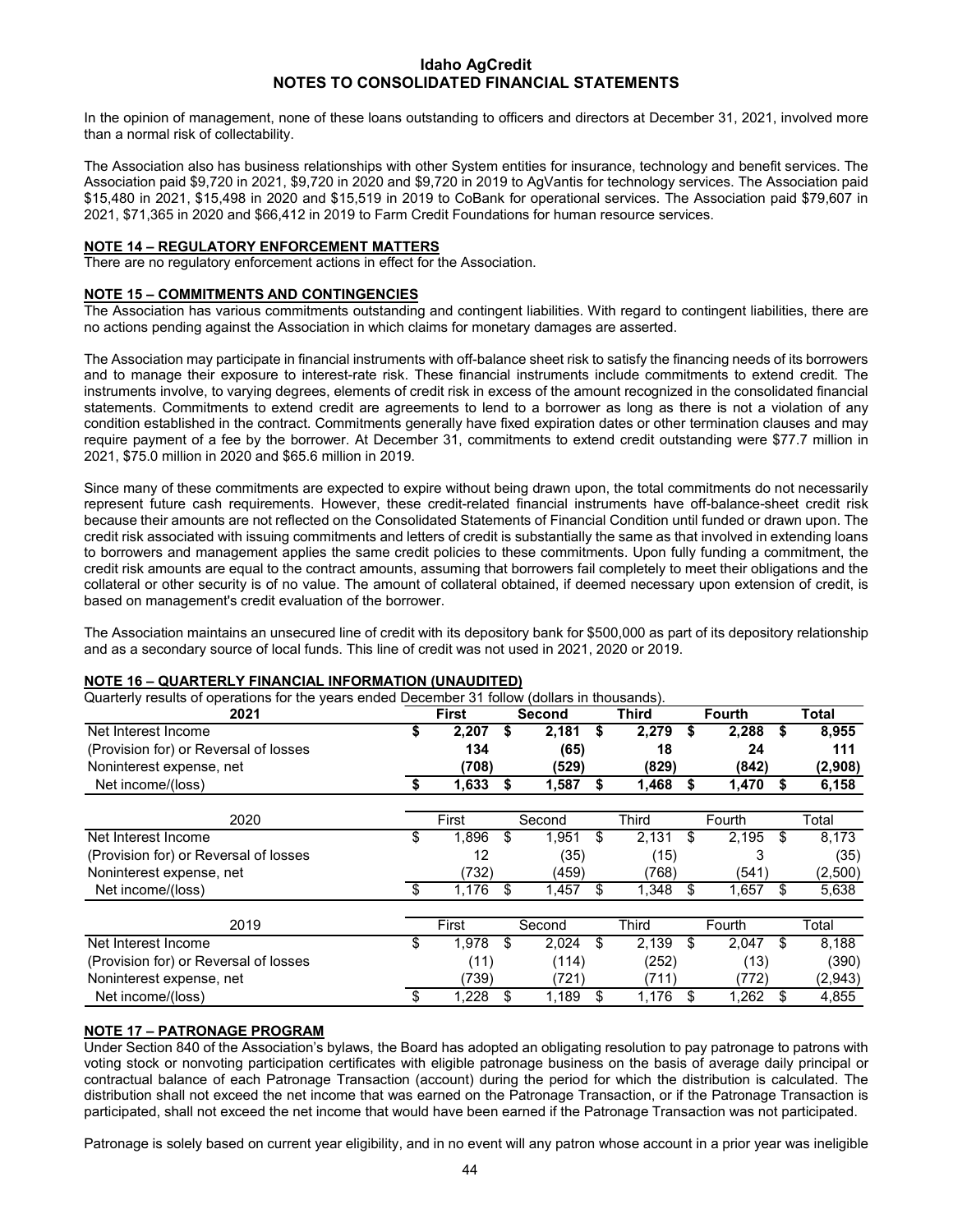In the opinion of management, none of these loans outstanding to officers and directors at December 31, 2021, involved more than a normal risk of collectability.

The Association also has business relationships with other System entities for insurance, technology and benefit services. The Association paid $9,720 in 2021, $9,720 in 2020 and $9,720 in 2019 to AgVantis for technology services. The Association paid $15,480 in 2021, $15,498 in 2020 and $15,519 in 2019 to CoBank for operational services. The Association paid $79,607 in 2021, $71,365 in 2020 and $66,412 in 2019 to Farm Credit Foundations for human resource services.

## NOTE 14 – REGULATORY ENFORCEMENT MATTERS

There are no regulatory enforcement actions in effect for the Association.

## NOTE 15 – COMMITMENTS AND CONTINGENCIES

The Association has various commitments outstanding and contingent liabilities. With regard to contingent liabilities, there are no actions pending against the Association in which claims for monetary damages are asserted.

The Association may participate in financial instruments with off-balance sheet risk to satisfy the financing needs of its borrowers and to manage their exposure to interest-rate risk. These financial instruments include commitments to extend credit. The instruments involve, to varying degrees, elements of credit risk in excess of the amount recognized in the consolidated financial statements. Commitments to extend credit are agreements to lend to a borrower as long as there is not a violation of any condition established in the contract. Commitments generally have fixed expiration dates or other termination clauses and may require payment of a fee by the borrower. At December 31, commitments to extend credit outstanding were $77.7 million in 2021, $75.0 million in 2020 and $65.6 million in 2019.

Since many of these commitments are expected to expire without being drawn upon, the total commitments do not necessarily represent future cash requirements. However, these credit-related financial instruments have off-balance-sheet credit risk because their amounts are not reflected on the Consolidated Statements of Financial Condition until funded or drawn upon. The credit risk associated with issuing commitments and letters of credit is substantially the same as that involved in extending loans to borrowers and management applies the same credit policies to these commitments. Upon fully funding a commitment, the credit risk amounts are equal to the contract amounts, assuming that borrowers fail completely to meet their obligations and the collateral or other security is of no value. The amount of collateral obtained, if deemed necessary upon extension of credit, is based on management's credit evaluation of the borrower.

The Association maintains an unsecured line of credit with its depository bank for $500,000 as part of its depository relationship and as a secondary source of local funds. This line of credit was not used in 2021, 2020 or 2019.

## NOTE 16 – QUARTERLY FINANCIAL INFORMATION (UNAUDITED)

Quarterly results of operations for the years ended December 31 follow (dollars in thousands).

| **2021** | **First** | **Second** | **Third** | **Fourth** | **Total** |
|---|---|---|---|---|---|
| Net Interest Income | **$ 2,207** | **$ 2,181** | **$ 2,279** | **$ 2,288** | **$ 8,955** |
| (Provision for) or Reversal of losses | **134** | **(65)** | **18** | **24** | **111** |
| Noninterest expense, net | **(708)** | **(529)** | **(829)** | **(842)** | **(2,908)** |
| Net income/(loss) | **$ 1,633** | **$ 1,587** | **$ 1,468** | **$ 1,470** | **$ 6,158** |

| 2020 | First | Second | Third | Fourth | Total |
|---|---|---|---|---|---|
| Net Interest Income | $ 1,896 | $ 1,951 | $ 2,131 | $ 2,195 | $ 8,173 |
| (Provision for) or Reversal of losses | 12 | (35) | (15) | 3 | (35) |
| Noninterest expense, net | (732) | (459) | (768) | (541) | (2,500) |
| Net income/(loss) | $ 1,176 | $ 1,457 | $ 1,348 | $ 1,657 | $ 5,638 |

| 2019 | First | Second | Third | Fourth | Total |
|---|---|---|---|---|---|
| Net Interest Income | $ 1,978 | $ 2,024 | $ 2,139 | $ 2,047 | $ 8,188 |
| (Provision for) or Reversal of losses | (11) | (114) | (252) | (13) | (390) |
| Noninterest expense, net | (739) | (721) | (711) | (772) | (2,943) |
| Net income/(loss) | $ 1,228 | $ 1,189 | $ 1,176 | $ 1,262 | $ 4,855 |

## NOTE 17 – PATRONAGE PROGRAM

Under Section 840 of the Association's bylaws, the Board has adopted an obligating resolution to pay patronage to patrons with voting stock or nonvoting participation certificates with eligible patronage business on the basis of average daily principal or contractual balance of each Patronage Transaction (account) during the period for which the distribution is calculated. The distribution shall not exceed the net income that was earned on the Patronage Transaction, or if the Patronage Transaction is participated, shall not exceed the net income that would have been earned if the Patronage Transaction was not participated.

Patronage is solely based on current year eligibility, and in no event will any patron whose account in a prior year was ineligible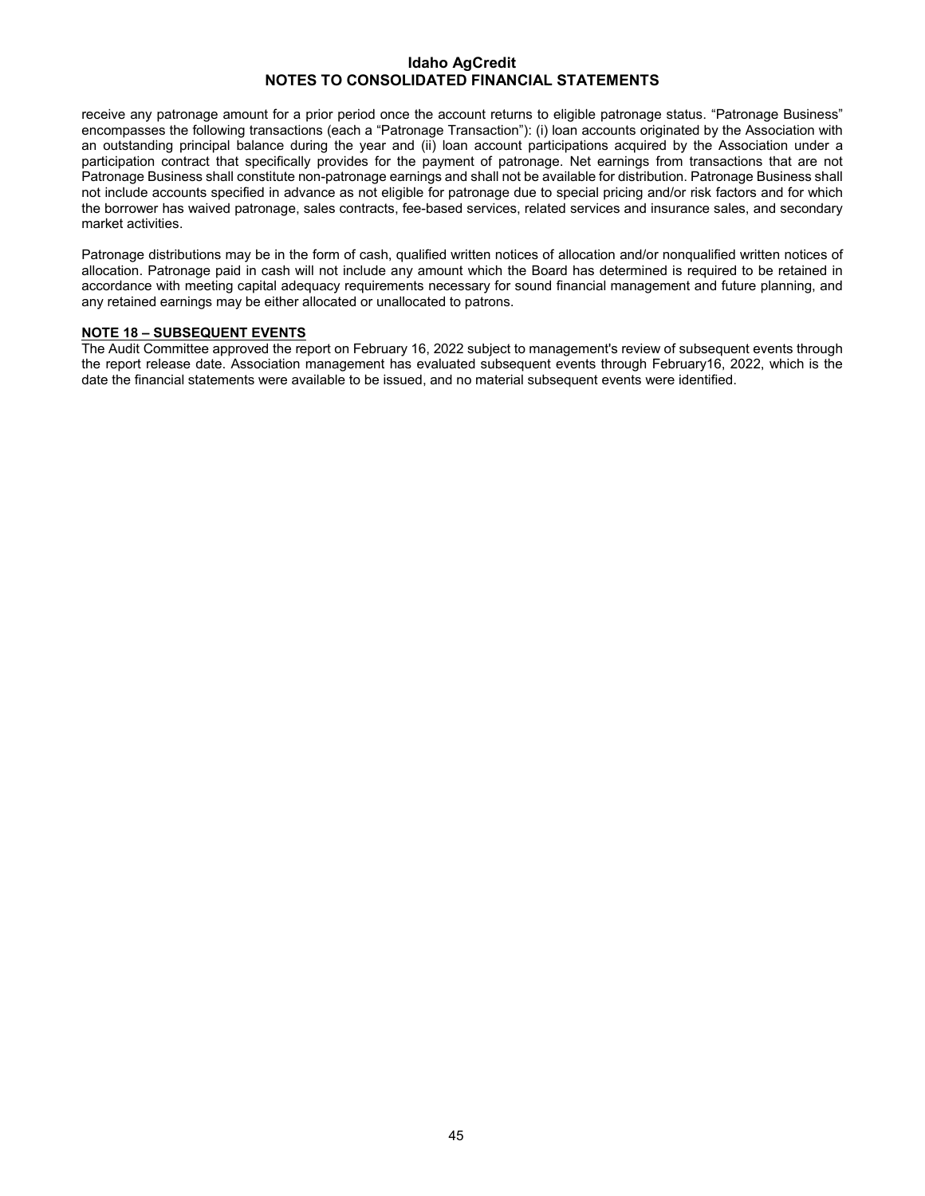receive any patronage amount for a prior period once the account returns to eligible patronage status. "Patronage Business" encompasses the following transactions (each a "Patronage Transaction"): (i) loan accounts originated by the Association with an outstanding principal balance during the year and (ii) loan account participations acquired by the Association under a participation contract that specifically provides for the payment of patronage. Net earnings from transactions that are not Patronage Business shall constitute non-patronage earnings and shall not be available for distribution. Patronage Business shall not include accounts specified in advance as not eligible for patronage due to special pricing and/or risk factors and for which the borrower has waived patronage, sales contracts, fee-based services, related services and insurance sales, and secondary market activities.

Patronage distributions may be in the form of cash, qualified written notices of allocation and/or nonqualified written notices of allocation. Patronage paid in cash will not include any amount which the Board has determined is required to be retained in accordance with meeting capital adequacy requirements necessary for sound financial management and future planning, and any retained earnings may be either allocated or unallocated to patrons.

## NOTE 18 – SUBSEQUENT EVENTS

The Audit Committee approved the report on February 16, 2022 subject to management's review of subsequent events through the report release date. Association management has evaluated subsequent events through February16, 2022, which is the date the financial statements were available to be issued, and no material subsequent events were identified.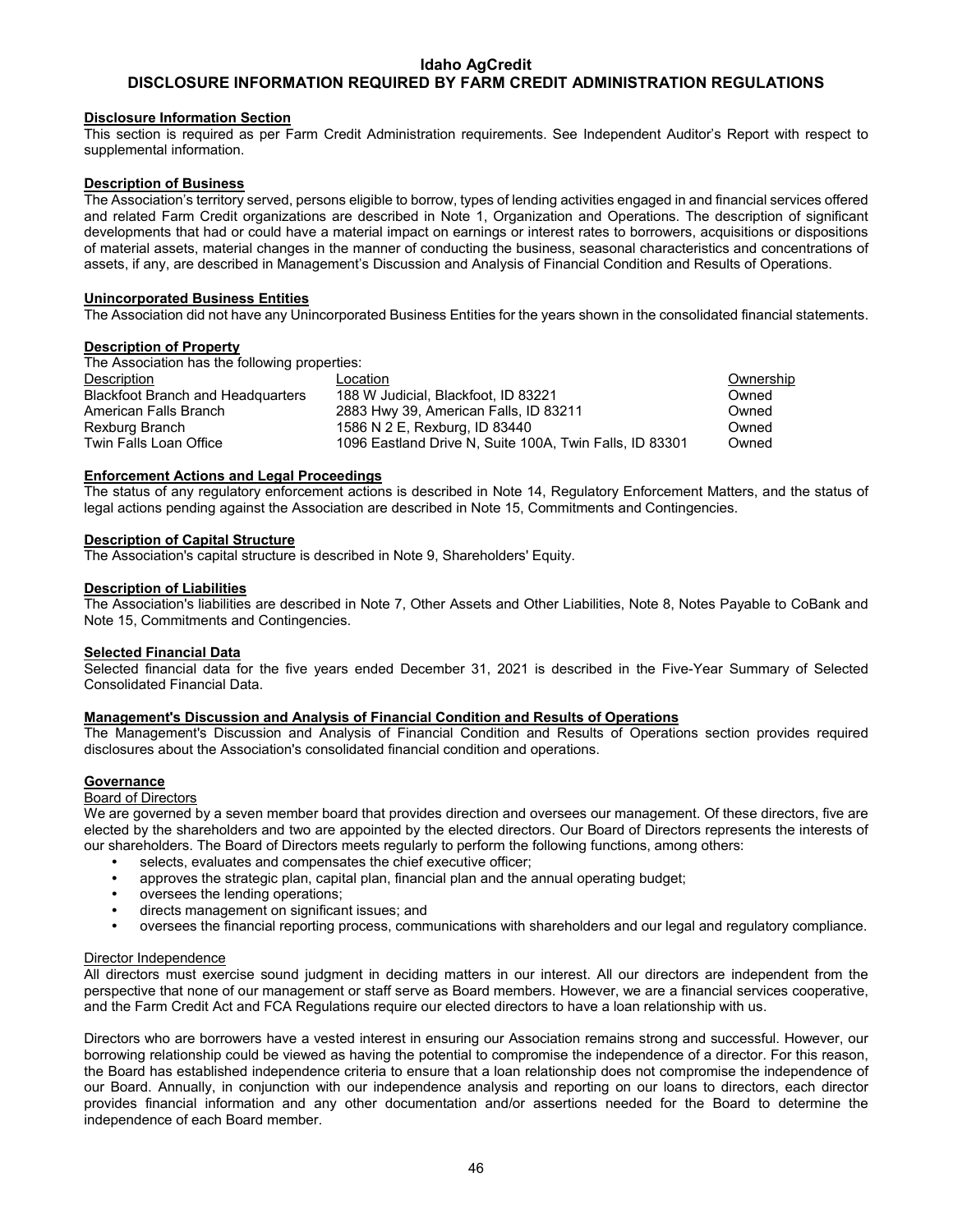# Idaho AgCredit

## DISCLOSURE INFORMATION REQUIRED BY FARM CREDIT ADMINISTRATION REGULATIONS

### Disclosure Information Section

This section is required as per Farm Credit Administration requirements. See Independent Auditor's Report with respect to supplemental information.

### Description of Business

The Association's territory served, persons eligible to borrow, types of lending activities engaged in and financial services offered and related Farm Credit organizations are described in Note 1, Organization and Operations. The description of significant developments that had or could have a material impact on earnings or interest rates to borrowers, acquisitions or dispositions of material assets, material changes in the manner of conducting the business, seasonal characteristics and concentrations of assets, if any, are described in Management's Discussion and Analysis of Financial Condition and Results of Operations.

### Unincorporated Business Entities

The Association did not have any Unincorporated Business Entities for the years shown in the consolidated financial statements.

### Description of Property

The Association has the following properties:

| Description | Location | Ownership |
|---|---|---|
| Blackfoot Branch and Headquarters | 188 W Judicial, Blackfoot, ID 83221 | Owned |
| American Falls Branch | 2883 Hwy 39, American Falls, ID 83211 | Owned |
| Rexburg Branch | 1586 N 2 E, Rexburg, ID 83440 | Owned |
| Twin Falls Loan Office | 1096 Eastland Drive N, Suite 100A, Twin Falls, ID 83301 | Owned |

### Enforcement Actions and Legal Proceedings

The status of any regulatory enforcement actions is described in Note 14, Regulatory Enforcement Matters, and the status of legal actions pending against the Association are described in Note 15, Commitments and Contingencies.

### Description of Capital Structure

The Association's capital structure is described in Note 9, Shareholders' Equity.

### Description of Liabilities

The Association's liabilities are described in Note 7, Other Assets and Other Liabilities, Note 8, Notes Payable to CoBank and Note 15, Commitments and Contingencies.

### Selected Financial Data

Selected financial data for the five years ended December 31, 2021 is described in the Five-Year Summary of Selected Consolidated Financial Data.

### Management's Discussion and Analysis of Financial Condition and Results of Operations

The Management's Discussion and Analysis of Financial Condition and Results of Operations section provides required disclosures about the Association's consolidated financial condition and operations.

### Governance

#### Board of Directors

We are governed by a seven member board that provides direction and oversees our management. Of these directors, five are elected by the shareholders and two are appointed by the elected directors. Our Board of Directors represents the interests of our shareholders. The Board of Directors meets regularly to perform the following functions, among others:

- selects, evaluates and compensates the chief executive officer;
- approves the strategic plan, capital plan, financial plan and the annual operating budget;
- oversees the lending operations;
- directs management on significant issues; and
- oversees the financial reporting process, communications with shareholders and our legal and regulatory compliance.

#### Director Independence

All directors must exercise sound judgment in deciding matters in our interest. All our directors are independent from the perspective that none of our management or staff serve as Board members. However, we are a financial services cooperative, and the Farm Credit Act and FCA Regulations require our elected directors to have a loan relationship with us.

Directors who are borrowers have a vested interest in ensuring our Association remains strong and successful. However, our borrowing relationship could be viewed as having the potential to compromise the independence of a director. For this reason, the Board has established independence criteria to ensure that a loan relationship does not compromise the independence of our Board. Annually, in conjunction with our independence analysis and reporting on our loans to directors, each director provides financial information and any other documentation and/or assertions needed for the Board to determine the independence of each Board member.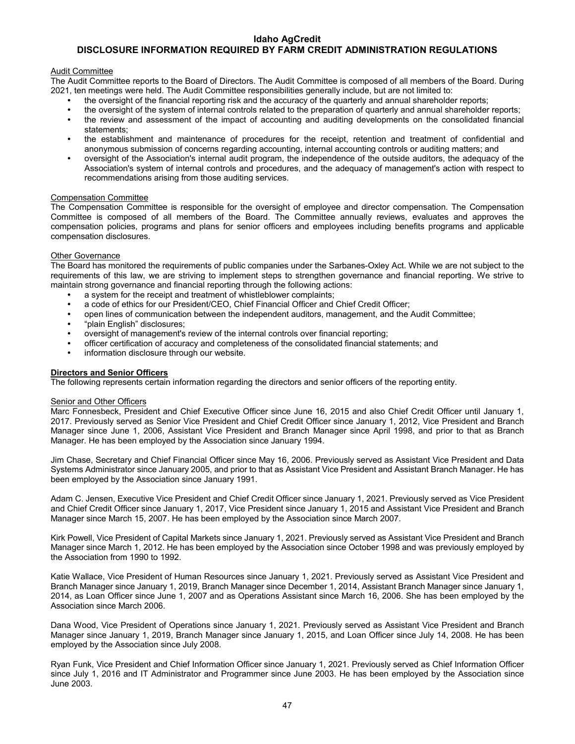# Idaho AgCredit
## DISCLOSURE INFORMATION REQUIRED BY FARM CREDIT ADMINISTRATION REGULATIONS

### Audit Committee

The Audit Committee reports to the Board of Directors. The Audit Committee is composed of all members of the Board. During 2021, ten meetings were held. The Audit Committee responsibilities generally include, but are not limited to:

- the oversight of the financial reporting risk and the accuracy of the quarterly and annual shareholder reports;
- the oversight of the system of internal controls related to the preparation of quarterly and annual shareholder reports;
- the review and assessment of the impact of accounting and auditing developments on the consolidated financial statements;
- the establishment and maintenance of procedures for the receipt, retention and treatment of confidential and anonymous submission of concerns regarding accounting, internal accounting controls or auditing matters; and
- oversight of the Association's internal audit program, the independence of the outside auditors, the adequacy of the Association's system of internal controls and procedures, and the adequacy of management's action with respect to recommendations arising from those auditing services.

### Compensation Committee

The Compensation Committee is responsible for the oversight of employee and director compensation. The Compensation Committee is composed of all members of the Board. The Committee annually reviews, evaluates and approves the compensation policies, programs and plans for senior officers and employees including benefits programs and applicable compensation disclosures.

### Other Governance

The Board has monitored the requirements of public companies under the Sarbanes-Oxley Act. While we are not subject to the requirements of this law, we are striving to implement steps to strengthen governance and financial reporting. We strive to maintain strong governance and financial reporting through the following actions:

- a system for the receipt and treatment of whistleblower complaints;
- a code of ethics for our President/CEO, Chief Financial Officer and Chief Credit Officer;
- open lines of communication between the independent auditors, management, and the Audit Committee;
- "plain English" disclosures;
- oversight of management's review of the internal controls over financial reporting;
- officer certification of accuracy and completeness of the consolidated financial statements; and
- information disclosure through our website.

## Directors and Senior Officers

The following represents certain information regarding the directors and senior officers of the reporting entity.

### Senior and Other Officers

Marc Fonnesbeck, President and Chief Executive Officer since June 16, 2015 and also Chief Credit Officer until January 1, 2017. Previously served as Senior Vice President and Chief Credit Officer since January 1, 2012, Vice President and Branch Manager since June 1, 2006, Assistant Vice President and Branch Manager since April 1998, and prior to that as Branch Manager. He has been employed by the Association since January 1994.

Jim Chase, Secretary and Chief Financial Officer since May 16, 2006. Previously served as Assistant Vice President and Data Systems Administrator since January 2005, and prior to that as Assistant Vice President and Assistant Branch Manager. He has been employed by the Association since January 1991.

Adam C. Jensen, Executive Vice President and Chief Credit Officer since January 1, 2021. Previously served as Vice President and Chief Credit Officer since January 1, 2017, Vice President since January 1, 2015 and Assistant Vice President and Branch Manager since March 15, 2007. He has been employed by the Association since March 2007.

Kirk Powell, Vice President of Capital Markets since January 1, 2021. Previously served as Assistant Vice President and Branch Manager since March 1, 2012. He has been employed by the Association since October 1998 and was previously employed by the Association from 1990 to 1992.

Katie Wallace, Vice President of Human Resources since January 1, 2021. Previously served as Assistant Vice President and Branch Manager since January 1, 2019, Branch Manager since December 1, 2014, Assistant Branch Manager since January 1, 2014, as Loan Officer since June 1, 2007 and as Operations Assistant since March 16, 2006. She has been employed by the Association since March 2006.

Dana Wood, Vice President of Operations since January 1, 2021. Previously served as Assistant Vice President and Branch Manager since January 1, 2019, Branch Manager since January 1, 2015, and Loan Officer since July 14, 2008. He has been employed by the Association since July 2008.

Ryan Funk, Vice President and Chief Information Officer since January 1, 2021. Previously served as Chief Information Officer since July 1, 2016 and IT Administrator and Programmer since June 2003. He has been employed by the Association since June 2003.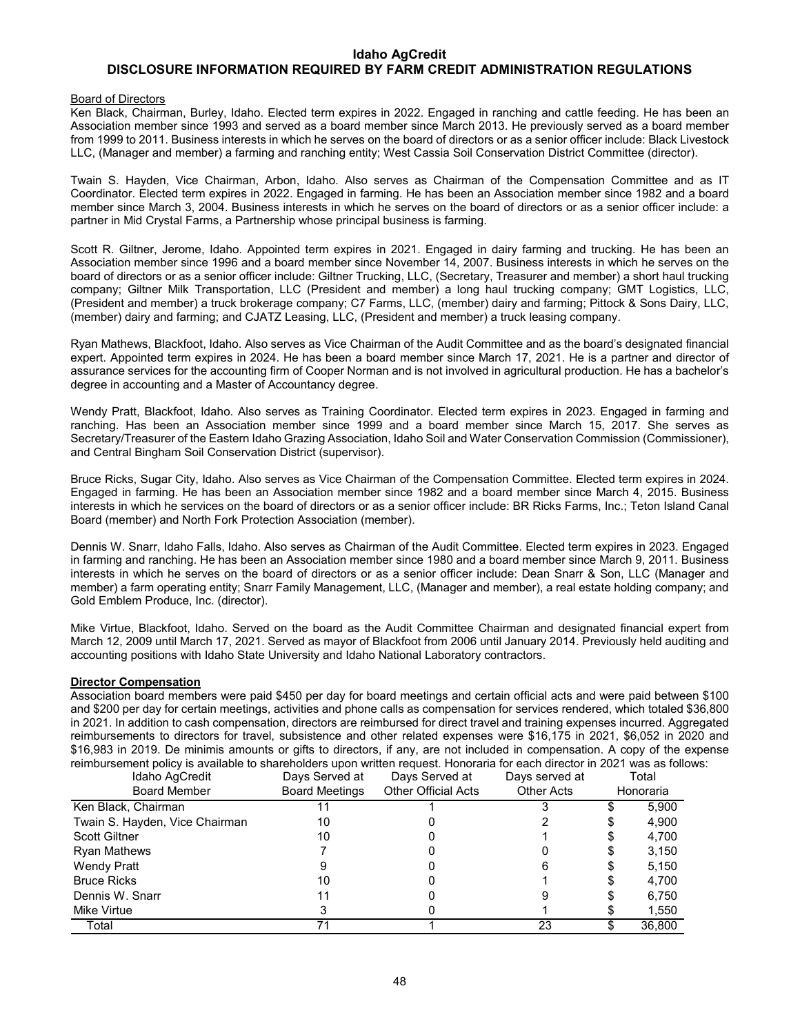## Idaho AgCredit
## DISCLOSURE INFORMATION REQUIRED BY FARM CREDIT ADMINISTRATION REGULATIONS

Board of Directors

Ken Black, Chairman, Burley, Idaho. Elected term expires in 2022. Engaged in ranching and cattle feeding. He has been an Association member since 1993 and served as a board member since March 2013. He previously served as a board member from 1999 to 2011. Business interests in which he serves on the board of directors or as a senior officer include: Black Livestock LLC, (Manager and member) a farming and ranching entity; West Cassia Soil Conservation District Committee (director).

Twain S. Hayden, Vice Chairman, Arbon, Idaho. Also serves as Chairman of the Compensation Committee and as IT Coordinator. Elected term expires in 2022. Engaged in farming. He has been an Association member since 1982 and a board member since March 3, 2004. Business interests in which he serves on the board of directors or as a senior officer include: a partner in Mid Crystal Farms, a Partnership whose principal business is farming.

Scott R. Giltner, Jerome, Idaho. Appointed term expires in 2021. Engaged in dairy farming and trucking. He has been an Association member since 1996 and a board member since November 14, 2007. Business interests in which he serves on the board of directors or as a senior officer include: Giltner Trucking, LLC, (Secretary, Treasurer and member) a short haul trucking company; Giltner Milk Transportation, LLC (President and member) a long haul trucking company; GMT Logistics, LLC, (President and member) a truck brokerage company; C7 Farms, LLC, (member) dairy and farming; Pittock & Sons Dairy, LLC, (member) dairy and farming; and CJATZ Leasing, LLC, (President and member) a truck leasing company.

Ryan Mathews, Blackfoot, Idaho. Also serves as Vice Chairman of the Audit Committee and as the board's designated financial expert. Appointed term expires in 2024. He has been a board member since March 17, 2021. He is a partner and director of assurance services for the accounting firm of Cooper Norman and is not involved in agricultural production. He has a bachelor's degree in accounting and a Master of Accountancy degree.

Wendy Pratt, Blackfoot, Idaho. Also serves as Training Coordinator. Elected term expires in 2023. Engaged in farming and ranching. Has been an Association member since 1999 and a board member since March 15, 2017. She serves as Secretary/Treasurer of the Eastern Idaho Grazing Association, Idaho Soil and Water Conservation Commission (Commissioner), and Central Bingham Soil Conservation District (supervisor).

Bruce Ricks, Sugar City, Idaho. Also serves as Vice Chairman of the Compensation Committee. Elected term expires in 2024. Engaged in farming. He has been an Association member since 1982 and a board member since March 4, 2015. Business interests in which he serves on the board of directors or as a senior officer include: BR Ricks Farms, Inc.; Teton Island Canal Board (member) and North Fork Protection Association (member).

Dennis W. Snarr, Idaho Falls, Idaho. Also serves as Chairman of the Audit Committee. Elected term expires in 2023. Engaged in farming and ranching. He has been an Association member since 1980 and a board member since March 9, 2011. Business interests in which he serves on the board of directors or as a senior officer include: Dean Snarr & Son, LLC (Manager and member) a farm operating entity; Snarr Family Management, LLC, (Manager and member), a real estate holding company; and Gold Emblem Produce, Inc. (director).

Mike Virtue, Blackfoot, Idaho. Served on the board as the Audit Committee Chairman and designated financial expert from March 12, 2009 until March 17, 2021. Served as mayor of Blackfoot from 2006 until January 2014. Previously held auditing and accounting positions with Idaho State University and Idaho National Laboratory contractors.

**Director Compensation**

Association board members were paid $450 per day for board meetings and certain official acts and were paid between $100 and $200 per day for certain meetings, activities and phone calls as compensation for services rendered, which totaled $36,800 in 2021. In addition to cash compensation, directors are reimbursed for direct travel and training expenses incurred. Aggregated reimbursements to directors for travel, subsistence and other related expenses were $16,175 in 2021, $6,052 in 2020 and $16,983 in 2019. De minimis amounts or gifts to directors, if any, are not included in compensation. A copy of the expense reimbursement policy is available to shareholders upon written request. Honoraria for each director in 2021 was as follows:

| Idaho AgCredit Board Member | Days Served at Board Meetings | Days Served at Other Official Acts | Days served at Other Acts | Total Honoraria |
|---|---|---|---|---|
| Ken Black, Chairman | 11 | 1 | 3 | $ 5,900 |
| Twain S. Hayden, Vice Chairman | 10 | 0 | 2 | $ 4,900 |
| Scott Giltner | 10 | 0 | 1 | $ 4,700 |
| Ryan Mathews | 7 | 0 | 0 | $ 3,150 |
| Wendy Pratt | 9 | 0 | 6 | $ 5,150 |
| Bruce Ricks | 10 | 0 | 1 | $ 4,700 |
| Dennis W. Snarr | 11 | 0 | 9 | $ 6,750 |
| Mike Virtue | 3 | 0 | 1 | $ 1,550 |
| Total | 71 | 1 | 23 | $ 36,800 |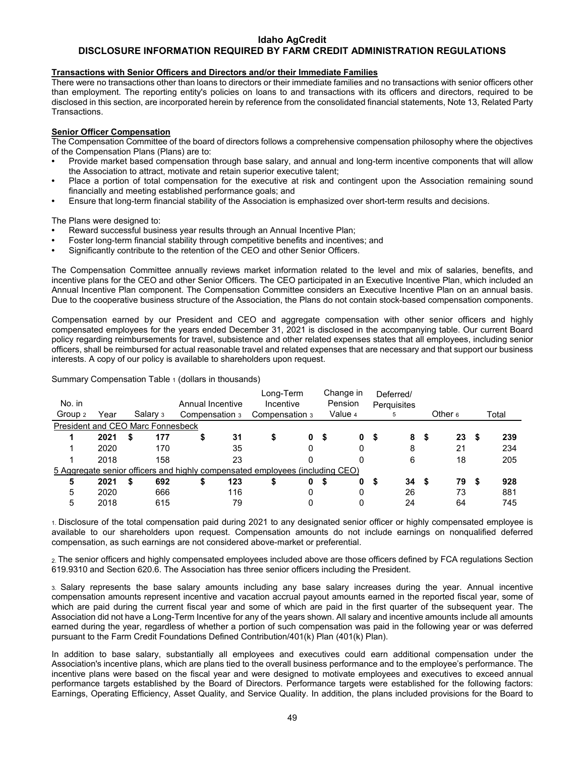## Idaho AgCredit
## DISCLOSURE INFORMATION REQUIRED BY FARM CREDIT ADMINISTRATION REGULATIONS

**Transactions with Senior Officers and Directors and/or their Immediate Families**

There were no transactions other than loans to directors or their immediate families and no transactions with senior officers other than employment. The reporting entity's policies on loans to and transactions with its officers and directors, required to be disclosed in this section, are incorporated herein by reference from the consolidated financial statements, Note 13, Related Party Transactions.

**Senior Officer Compensation**

The Compensation Committee of the board of directors follows a comprehensive compensation philosophy where the objectives of the Compensation Plans (Plans) are to:

- Provide market based compensation through base salary, and annual and long-term incentive components that will allow the Association to attract, motivate and retain superior executive talent;
- Place a portion of total compensation for the executive at risk and contingent upon the Association remaining sound financially and meeting established performance goals; and
- Ensure that long-term financial stability of the Association is emphasized over short-term results and decisions.

The Plans were designed to:

- Reward successful business year results through an Annual Incentive Plan;
- Foster long-term financial stability through competitive benefits and incentives; and
- Significantly contribute to the retention of the CEO and other Senior Officers.

The Compensation Committee annually reviews market information related to the level and mix of salaries, benefits, and incentive plans for the CEO and other Senior Officers. The CEO participated in an Executive Incentive Plan, which included an Annual Incentive Plan component. The Compensation Committee considers an Executive Incentive Plan on an annual basis. Due to the cooperative business structure of the Association, the Plans do not contain stock-based compensation components.

Compensation earned by our President and CEO and aggregate compensation with other senior officers and highly compensated employees for the years ended December 31, 2021 is disclosed in the accompanying table. Our current Board policy regarding reimbursements for travel, subsistence and other related expenses states that all employees, including senior officers, shall be reimbursed for actual reasonable travel and related expenses that are necessary and that support our business interests. A copy of our policy is available to shareholders upon request.

Summary Compensation Table [1] (dollars in thousands)

| No. in Group [2] | Year | Salary [3] | Annual Incentive Compensation [3] | Long-Term Incentive Compensation [3] | Change in Pension Value [4] | Deferred/ Perquisites [5] | Other [6] | Total |
|---|---|---|---|---|---|---|---|---|
| President and CEO Marc Fonnesbeck | | | | | | | | |
| **1** | **2021** | **$ 177** | **$ 31** | **$ 0** | **$ 0** | **$ 8** | **$ 23** | **$ 239** |
| 1 | 2020 | 170 | 35 | 0 | 0 | 8 | 21 | 234 |
| 1 | 2018 | 158 | 23 | 0 | 0 | 6 | 18 | 205 |
| 5 Aggregate senior officers and highly compensated employees (including CEO) | | | | | | | | |
| **5** | **2021** | **$ 692** | **$ 123** | **$ 0** | **$ 0** | **$ 34** | **$ 79** | **$ 928** |
| 5 | 2020 | 666 | 116 | 0 | 0 | 26 | 73 | 881 |
| 5 | 2018 | 615 | 79 | 0 | 0 | 24 | 64 | 745 |

1. Disclosure of the total compensation paid during 2021 to any designated senior officer or highly compensated employee is available to our shareholders upon request. Compensation amounts do not include earnings on nonqualified deferred compensation, as such earnings are not considered above-market or preferential.

2. The senior officers and highly compensated employees included above are those officers defined by FCA regulations Section 619.9310 and Section 620.6. The Association has three senior officers including the President.

3. Salary represents the base salary amounts including any base salary increases during the year. Annual incentive compensation amounts represent incentive and vacation accrual payout amounts earned in the reported fiscal year, some of which are paid during the current fiscal year and some of which are paid in the first quarter of the subsequent year. The Association did not have a Long-Term Incentive for any of the years shown. All salary and incentive amounts include all amounts earned during the year, regardless of whether a portion of such compensation was paid in the following year or was deferred pursuant to the Farm Credit Foundations Defined Contribution/401(k) Plan (401(k) Plan).

In addition to base salary, substantially all employees and executives could earn additional compensation under the Association's incentive plans, which are plans tied to the overall business performance and to the employee's performance. The incentive plans were based on the fiscal year and were designed to motivate employees and executives to exceed annual performance targets established by the Board of Directors. Performance targets were established for the following factors: Earnings, Operating Efficiency, Asset Quality, and Service Quality. In addition, the plans included provisions for the Board to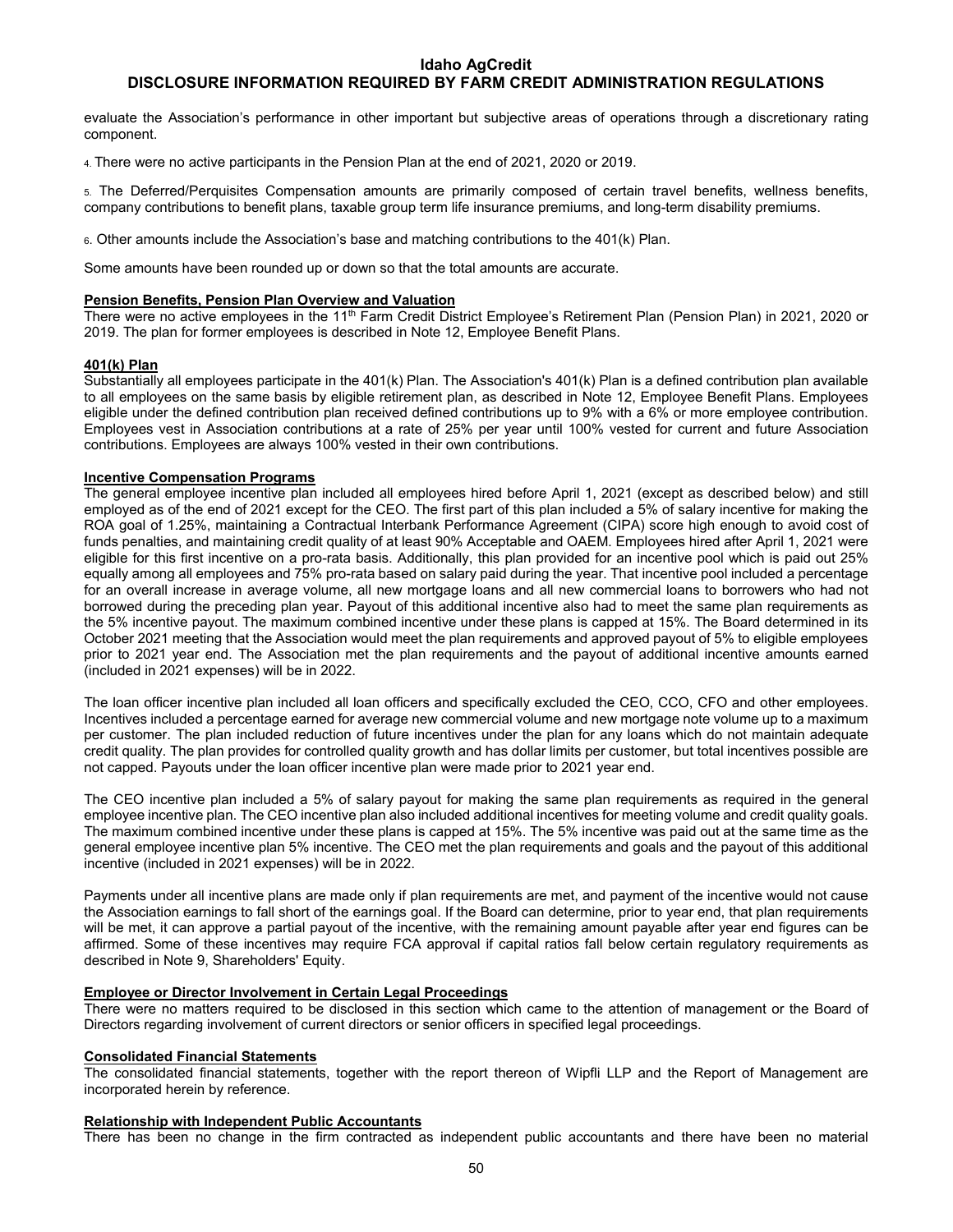evaluate the Association's performance in other important but subjective areas of operations through a discretionary rating component.

4. There were no active participants in the Pension Plan at the end of 2021, 2020 or 2019.

5. The Deferred/Perquisites Compensation amounts are primarily composed of certain travel benefits, wellness benefits, company contributions to benefit plans, taxable group term life insurance premiums, and long-term disability premiums.

6. Other amounts include the Association's base and matching contributions to the 401(k) Plan.

Some amounts have been rounded up or down so that the total amounts are accurate.

**Pension Benefits, Pension Plan Overview and Valuation**

There were no active employees in the 11th Farm Credit District Employee's Retirement Plan (Pension Plan) in 2021, 2020 or 2019. The plan for former employees is described in Note 12, Employee Benefit Plans.

**401(k) Plan**

Substantially all employees participate in the 401(k) Plan. The Association's 401(k) Plan is a defined contribution plan available to all employees on the same basis by eligible retirement plan, as described in Note 12, Employee Benefit Plans. Employees eligible under the defined contribution plan received defined contributions up to 9% with a 6% or more employee contribution. Employees vest in Association contributions at a rate of 25% per year until 100% vested for current and future Association contributions. Employees are always 100% vested in their own contributions.

**Incentive Compensation Programs**

The general employee incentive plan included all employees hired before April 1, 2021 (except as described below) and still employed as of the end of 2021 except for the CEO. The first part of this plan included a 5% of salary incentive for making the ROA goal of 1.25%, maintaining a Contractual Interbank Performance Agreement (CIPA) score high enough to avoid cost of funds penalties, and maintaining credit quality of at least 90% Acceptable and OAEM. Employees hired after April 1, 2021 were eligible for this first incentive on a pro-rata basis. Additionally, this plan provided for an incentive pool which is paid out 25% equally among all employees and 75% pro-rata based on salary paid during the year. That incentive pool included a percentage for an overall increase in average volume, all new mortgage loans and all new commercial loans to borrowers who had not borrowed during the preceding plan year. Payout of this additional incentive also had to meet the same plan requirements as the 5% incentive payout. The maximum combined incentive under these plans is capped at 15%. The Board determined in its October 2021 meeting that the Association would meet the plan requirements and approved payout of 5% to eligible employees prior to 2021 year end. The Association met the plan requirements and the payout of additional incentive amounts earned (included in 2021 expenses) will be in 2022.

The loan officer incentive plan included all loan officers and specifically excluded the CEO, CCO, CFO and other employees. Incentives included a percentage earned for average new commercial volume and new mortgage note volume up to a maximum per customer. The plan included reduction of future incentives under the plan for any loans which do not maintain adequate credit quality. The plan provides for controlled quality growth and has dollar limits per customer, but total incentives possible are not capped. Payouts under the loan officer incentive plan were made prior to 2021 year end.

The CEO incentive plan included a 5% of salary payout for making the same plan requirements as required in the general employee incentive plan. The CEO incentive plan also included additional incentives for meeting volume and credit quality goals. The maximum combined incentive under these plans is capped at 15%. The 5% incentive was paid out at the same time as the general employee incentive plan 5% incentive. The CEO met the plan requirements and goals and the payout of this additional incentive (included in 2021 expenses) will be in 2022.

Payments under all incentive plans are made only if plan requirements are met, and payment of the incentive would not cause the Association earnings to fall short of the earnings goal. If the Board can determine, prior to year end, that plan requirements will be met, it can approve a partial payout of the incentive, with the remaining amount payable after year end figures can be affirmed. Some of these incentives may require FCA approval if capital ratios fall below certain regulatory requirements as described in Note 9, Shareholders' Equity.

**Employee or Director Involvement in Certain Legal Proceedings**

There were no matters required to be disclosed in this section which came to the attention of management or the Board of Directors regarding involvement of current directors or senior officers in specified legal proceedings.

**Consolidated Financial Statements**

The consolidated financial statements, together with the report thereon of Wipfli LLP and the Report of Management are incorporated herein by reference.

**Relationship with Independent Public Accountants**

There has been no change in the firm contracted as independent public accountants and there have been no material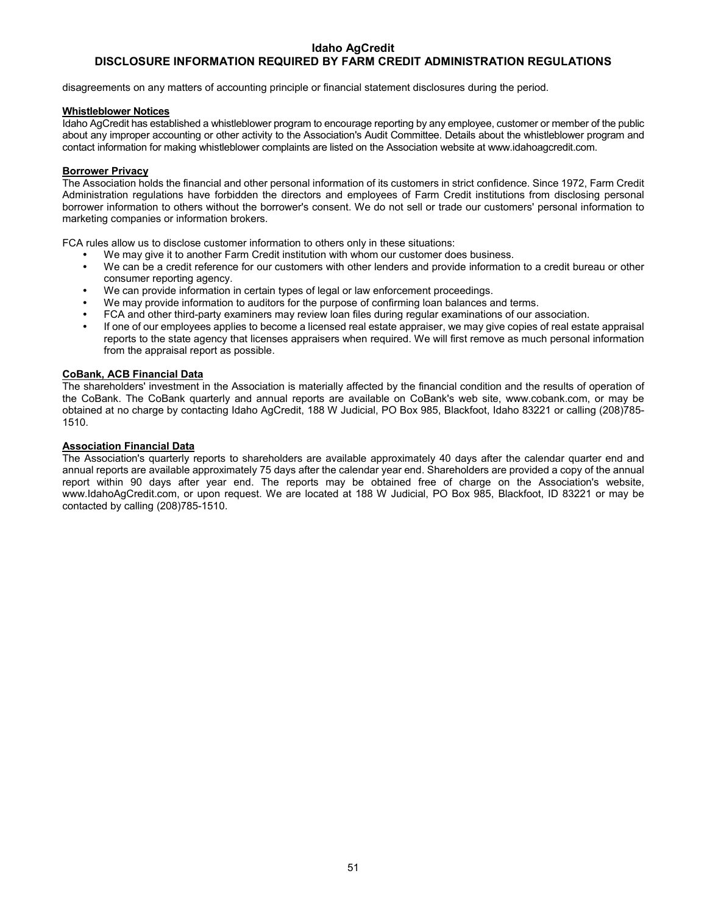disagreements on any matters of accounting principle or financial statement disclosures during the period.

**Whistleblower Notices**

Idaho AgCredit has established a whistleblower program to encourage reporting by any employee, customer or member of the public about any improper accounting or other activity to the Association's Audit Committee. Details about the whistleblower program and contact information for making whistleblower complaints are listed on the Association website at www.idahoagcredit.com.

**Borrower Privacy**

The Association holds the financial and other personal information of its customers in strict confidence. Since 1972, Farm Credit Administration regulations have forbidden the directors and employees of Farm Credit institutions from disclosing personal borrower information to others without the borrower's consent. We do not sell or trade our customers' personal information to marketing companies or information brokers.

FCA rules allow us to disclose customer information to others only in these situations:

- We may give it to another Farm Credit institution with whom our customer does business.
- We can be a credit reference for our customers with other lenders and provide information to a credit bureau or other consumer reporting agency.
- We can provide information in certain types of legal or law enforcement proceedings.
- We may provide information to auditors for the purpose of confirming loan balances and terms.
- FCA and other third-party examiners may review loan files during regular examinations of our association.
- If one of our employees applies to become a licensed real estate appraiser, we may give copies of real estate appraisal reports to the state agency that licenses appraisers when required. We will first remove as much personal information from the appraisal report as possible.

**CoBank, ACB Financial Data**

The shareholders' investment in the Association is materially affected by the financial condition and the results of operation of the CoBank. The CoBank quarterly and annual reports are available on CoBank's web site, www.cobank.com, or may be obtained at no charge by contacting Idaho AgCredit, 188 W Judicial, PO Box 985, Blackfoot, Idaho 83221 or calling (208)785-1510.

**Association Financial Data**

The Association's quarterly reports to shareholders are available approximately 40 days after the calendar quarter end and annual reports are available approximately 75 days after the calendar year end. Shareholders are provided a copy of the annual report within 90 days after year end. The reports may be obtained free of charge on the Association's website, www.IdahoAgCredit.com, or upon request. We are located at 188 W Judicial, PO Box 985, Blackfoot, ID 83221 or may be contacted by calling (208)785-1510.